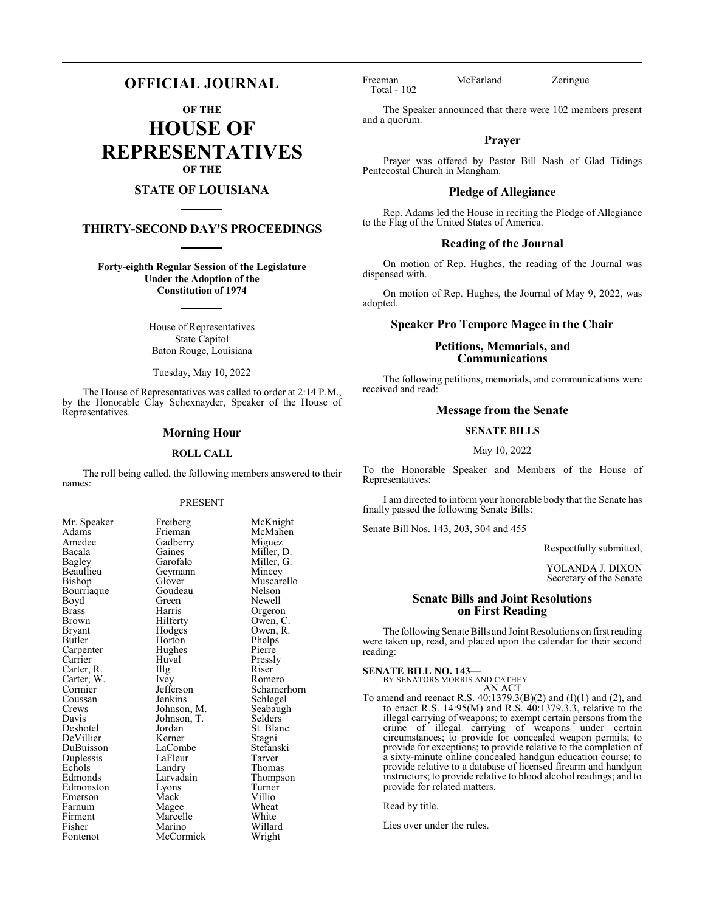# OFFICIAL JOURNAL

**OF THE**

# HOUSE OF REPRESENTATIVES

**OF THE**

## STATE OF LOUISIANA

## THIRTY-SECOND DAY'S PROCEEDINGS

**Forty-eighth Regular Session of the Legislature Under the Adoption of the Constitution of 1974**

House of Representatives
State Capitol
Baton Rouge, Louisiana

Tuesday, May 10, 2022

The House of Representatives was called to order at 2:14 P.M., by the Honorable Clay Schexnayder, Speaker of the House of Representatives.

### Morning Hour

**ROLL CALL**

The roll being called, the following members answered to their names:

PRESENT

| | | |
|---|---|---|
| Mr. Speaker | Freiberg | McKnight |
| Adams | Frieman | McMahen |
| Amedee | Gadberry | Miguez |
| Bacala | Gaines | Miller, D. |
| Bagley | Garofalo | Miller, G. |
| Beaullieu | Geymann | Mincey |
| Bishop | Glover | Muscarello |
| Bourriaque | Goudeau | Nelson |
| Boyd | Green | Newell |
| Brass | Harris | Orgeron |
| Brown | Hilferty | Owen, C. |
| Bryant | Hodges | Owen, R. |
| Butler | Horton | Phelps |
| Carpenter | Hughes | Pierre |
| Carrier | Huval | Pressly |
| Carter, R. | Illg | Riser |
| Carter, W. | Ivey | Romero |
| Cormier | Jefferson | Schamerhorn |
| Coussan | Jenkins | Schlegel |
| Crews | Johnson, M. | Seabaugh |
| Davis | Johnson, T. | Selders |
| Deshotel | Jordan | St. Blanc |
| DeVillier | Kerner | Stagni |
| DuBuisson | LaCombe | Stefanski |
| Duplessis | LaFleur | Tarver |
| Echols | Landry | Thomas |
| Edmonds | Larvadain | Thompson |
| Edmonston | Lyons | Turner |
| Emerson | Mack | Villio |
| Farnum | Magee | Wheat |
| Firment | Marcelle | White |
| Fisher | Marino | Willard |
| Fontenot | McCormick | Wright |
| Freeman | McFarland | Zeringue |

Total - 102

The Speaker announced that there were 102 members present and a quorum.

### Prayer

Prayer was offered by Pastor Bill Nash of Glad Tidings Pentecostal Church in Mangham.

### Pledge of Allegiance

Rep. Adams led the House in reciting the Pledge of Allegiance to the Flag of the United States of America.

### Reading of the Journal

On motion of Rep. Hughes, the reading of the Journal was dispensed with.

On motion of Rep. Hughes, the Journal of May 9, 2022, was adopted.

### Speaker Pro Tempore Magee in the Chair

### Petitions, Memorials, and Communications

The following petitions, memorials, and communications were received and read:

### Message from the Senate

**SENATE BILLS**

May 10, 2022

To the Honorable Speaker and Members of the House of Representatives:

I am directed to inform your honorable body that the Senate has finally passed the following Senate Bills:

Senate Bill Nos. 143, 203, 304 and 455

Respectfully submitted,

YOLANDA J. DIXON
Secretary of the Senate

### Senate Bills and Joint Resolutions on First Reading

The following Senate Bills and Joint Resolutions on first reading were taken up, read, and placed upon the calendar for their second reading:

**SENATE BILL NO. 143—**
BY SENATORS MORRIS AND CATHEY
AN ACT

To amend and reenact R.S. 40:1379.3(B)(2) and (I)(1) and (2), and to enact R.S. 14:95(M) and R.S. 40:1379.3.3, relative to the illegal carrying of weapons; to exempt certain persons from the crime of illegal carrying of weapons under certain circumstances; to provide for concealed weapon permits; to provide for exceptions; to provide relative to the completion of a sixty-minute online concealed handgun education course; to provide relative to a database of licensed firearm and handgun instructors; to provide relative to blood alcohol readings; and to provide for related matters.

Read by title.

Lies over under the rules.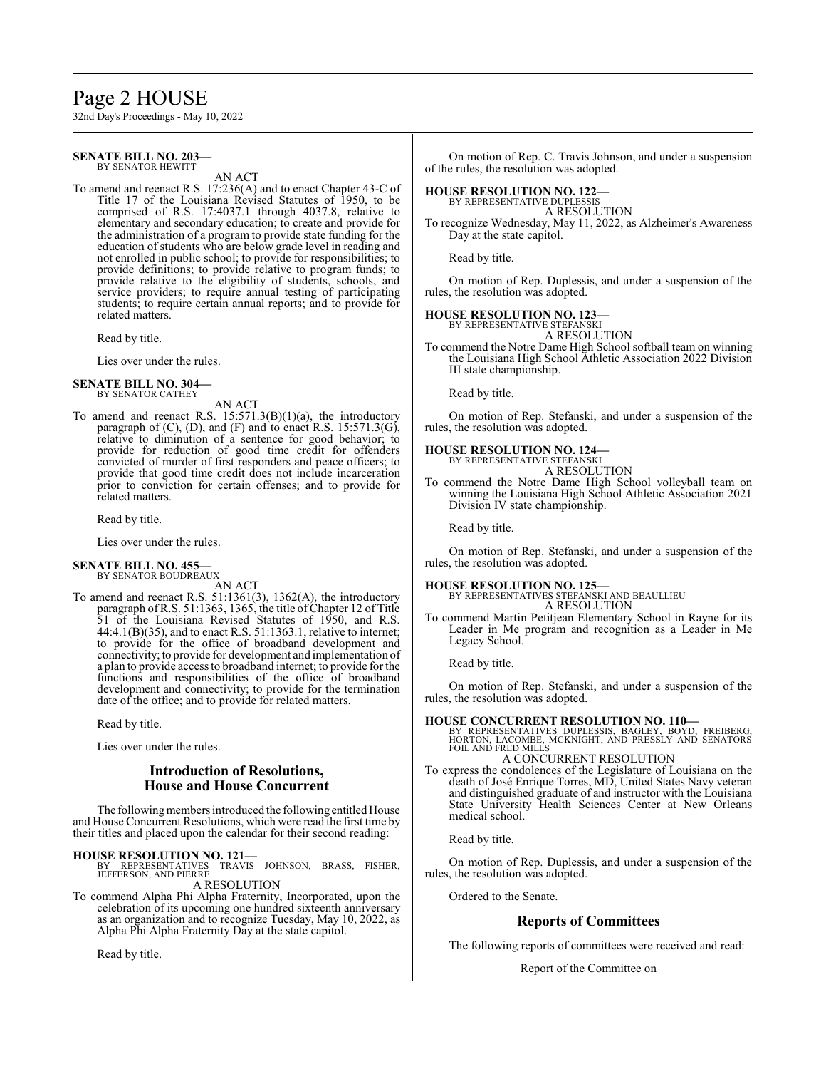**SENATE BILL NO. 203—**
BY SENATOR HEWITT

AN ACT

To amend and reenact R.S. 17:236(A) and to enact Chapter 43-C of Title 17 of the Louisiana Revised Statutes of 1950, to be comprised of R.S. 17:4037.1 through 4037.8, relative to elementary and secondary education; to create and provide for the administration of a program to provide state funding for the education of students who are below grade level in reading and not enrolled in public school; to provide for responsibilities; to provide definitions; to provide relative to program funds; to provide relative to the eligibility of students, schools, and service providers; to require annual testing of participating students; to require certain annual reports; and to provide for related matters.

Read by title.

Lies over under the rules.

**SENATE BILL NO. 304—**
BY SENATOR CATHEY

AN ACT

To amend and reenact R.S. 15:571.3(B)(1)(a), the introductory paragraph of (C), (D), and (F) and to enact R.S. 15:571.3(G), relative to diminution of a sentence for good behavior; to provide for reduction of good time credit for offenders convicted of murder of first responders and peace officers; to provide that good time credit does not include incarceration prior to conviction for certain offenses; and to provide for related matters.

Read by title.

Lies over under the rules.

**SENATE BILL NO. 455—**
BY SENATOR BOUDREAUX

AN ACT

To amend and reenact R.S. 51:1361(3), 1362(A), the introductory paragraph of R.S. 51:1363, 1365, the title of Chapter 12 of Title 51 of the Louisiana Revised Statutes of 1950, and R.S. 44:4.1(B)(35), and to enact R.S. 51:1363.1, relative to internet; to provide for the office of broadband development and connectivity; to provide for development and implementation of a plan to provide access to broadband internet; to provide for the functions and responsibilities of the office of broadband development and connectivity; to provide for the termination date of the office; and to provide for related matters.

Read by title.

Lies over under the rules.

## Introduction of Resolutions, House and House Concurrent

The following members introduced the following entitled House and House Concurrent Resolutions, which were read the first time by their titles and placed upon the calendar for their second reading:

**HOUSE RESOLUTION NO. 121—**
BY REPRESENTATIVES TRAVIS JOHNSON, BRASS, FISHER, JEFFERSON, AND PIERRE

A RESOLUTION

To commend Alpha Phi Alpha Fraternity, Incorporated, upon the celebration of its upcoming one hundred sixteenth anniversary as an organization and to recognize Tuesday, May 10, 2022, as Alpha Phi Alpha Fraternity Day at the state capitol.

Read by title.

On motion of Rep. C. Travis Johnson, and under a suspension of the rules, the resolution was adopted.

**HOUSE RESOLUTION NO. 122—**
BY REPRESENTATIVE DUPLESSIS

A RESOLUTION

To recognize Wednesday, May 11, 2022, as Alzheimer's Awareness Day at the state capitol.

Read by title.

On motion of Rep. Duplessis, and under a suspension of the rules, the resolution was adopted.

**HOUSE RESOLUTION NO. 123—**
BY REPRESENTATIVE STEFANSKI

A RESOLUTION

To commend the Notre Dame High School softball team on winning the Louisiana High School Athletic Association 2022 Division III state championship.

Read by title.

On motion of Rep. Stefanski, and under a suspension of the rules, the resolution was adopted.

**HOUSE RESOLUTION NO. 124—**
BY REPRESENTATIVE STEFANSKI

A RESOLUTION

To commend the Notre Dame High School volleyball team on winning the Louisiana High School Athletic Association 2021 Division IV state championship.

Read by title.

On motion of Rep. Stefanski, and under a suspension of the rules, the resolution was adopted.

**HOUSE RESOLUTION NO. 125—**
BY REPRESENTATIVES STEFANSKI AND BEAULLIEU

A RESOLUTION

To commend Martin Petitjean Elementary School in Rayne for its Leader in Me program and recognition as a Leader in Me Legacy School.

Read by title.

On motion of Rep. Stefanski, and under a suspension of the rules, the resolution was adopted.

**HOUSE CONCURRENT RESOLUTION NO. 110—**
BY REPRESENTATIVES DUPLESSIS, BAGLEY, BOYD, FREIBERG, HORTON, LACOMBE, MCKNIGHT, AND PRESSLY AND SENATORS FOIL AND FRED MILLS

A CONCURRENT RESOLUTION

To express the condolences of the Legislature of Louisiana on the death of José Enrique Torres, MD, United States Navy veteran and distinguished graduate of and instructor with the Louisiana State University Health Sciences Center at New Orleans medical school.

Read by title.

On motion of Rep. Duplessis, and under a suspension of the rules, the resolution was adopted.

Ordered to the Senate.

## Reports of Committees

The following reports of committees were received and read:

Report of the Committee on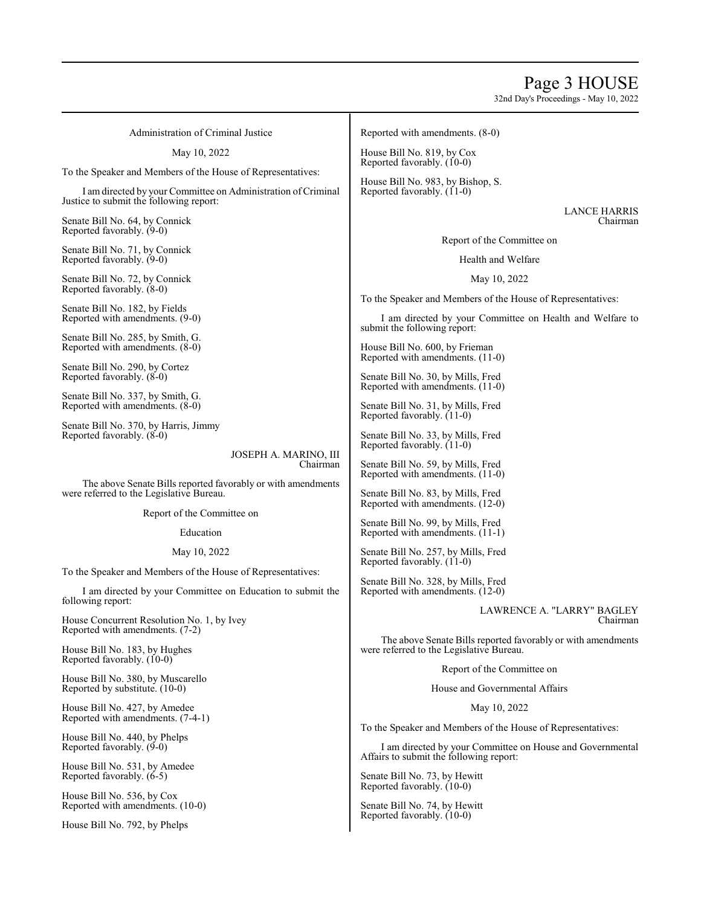Administration of Criminal Justice

May 10, 2022

To the Speaker and Members of the House of Representatives:

I am directed by your Committee on Administration of Criminal Justice to submit the following report:

Senate Bill No. 64, by Connick
Reported favorably. (9-0)

Senate Bill No. 71, by Connick
Reported favorably. (9-0)

Senate Bill No. 72, by Connick
Reported favorably. (8-0)

Senate Bill No. 182, by Fields
Reported with amendments. (9-0)

Senate Bill No. 285, by Smith, G.
Reported with amendments. (8-0)

Senate Bill No. 290, by Cortez
Reported favorably. (8-0)

Senate Bill No. 337, by Smith, G.
Reported with amendments. (8-0)

Senate Bill No. 370, by Harris, Jimmy
Reported favorably. (8-0)

JOSEPH A. MARINO, III
Chairman

The above Senate Bills reported favorably or with amendments were referred to the Legislative Bureau.

Report of the Committee on

Education

May 10, 2022

To the Speaker and Members of the House of Representatives:

I am directed by your Committee on Education to submit the following report:

House Concurrent Resolution No. 1, by Ivey
Reported with amendments. (7-2)

House Bill No. 183, by Hughes
Reported favorably. (10-0)

House Bill No. 380, by Muscarello
Reported by substitute. (10-0)

House Bill No. 427, by Amedee
Reported with amendments. (7-4-1)

House Bill No. 440, by Phelps
Reported favorably. (9-0)

House Bill No. 531, by Amedee
Reported favorably. (6-5)

House Bill No. 536, by Cox
Reported with amendments. (10-0)

House Bill No. 792, by Phelps
Reported with amendments. (8-0)

House Bill No. 819, by Cox
Reported favorably. (10-0)

House Bill No. 983, by Bishop, S.
Reported favorably. (11-0)

LANCE HARRIS
Chairman

Report of the Committee on

Health and Welfare

May 10, 2022

To the Speaker and Members of the House of Representatives:

I am directed by your Committee on Health and Welfare to submit the following report:

House Bill No. 600, by Frieman
Reported with amendments. (11-0)

Senate Bill No. 30, by Mills, Fred
Reported with amendments. (11-0)

Senate Bill No. 31, by Mills, Fred
Reported favorably. (11-0)

Senate Bill No. 33, by Mills, Fred
Reported favorably. (11-0)

Senate Bill No. 59, by Mills, Fred
Reported with amendments. (11-0)

Senate Bill No. 83, by Mills, Fred
Reported with amendments. (12-0)

Senate Bill No. 99, by Mills, Fred
Reported with amendments. (11-1)

Senate Bill No. 257, by Mills, Fred
Reported favorably. (11-0)

Senate Bill No. 328, by Mills, Fred
Reported with amendments. (12-0)

LAWRENCE A. "LARRY" BAGLEY
Chairman

The above Senate Bills reported favorably or with amendments were referred to the Legislative Bureau.

Report of the Committee on

House and Governmental Affairs

May 10, 2022

To the Speaker and Members of the House of Representatives:

I am directed by your Committee on House and Governmental Affairs to submit the following report:

Senate Bill No. 73, by Hewitt
Reported favorably. (10-0)

Senate Bill No. 74, by Hewitt
Reported favorably. (10-0)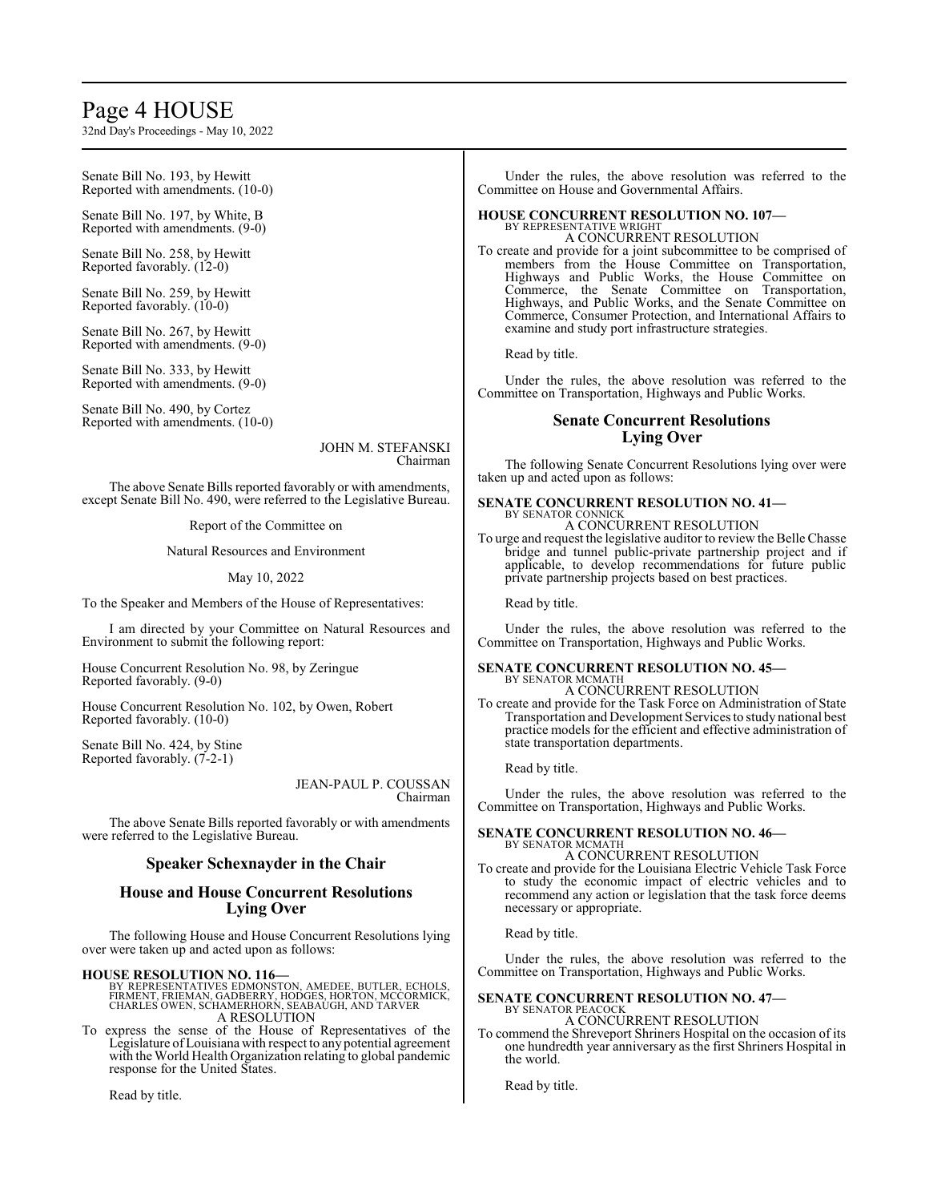Senate Bill No. 193, by Hewitt
Reported with amendments. (10-0)

Senate Bill No. 197, by White, B
Reported with amendments. (9-0)

Senate Bill No. 258, by Hewitt
Reported favorably. (12-0)

Senate Bill No. 259, by Hewitt
Reported favorably. (10-0)

Senate Bill No. 267, by Hewitt
Reported with amendments. (9-0)

Senate Bill No. 333, by Hewitt
Reported with amendments. (9-0)

Senate Bill No. 490, by Cortez
Reported with amendments. (10-0)

JOHN M. STEFANSKI
Chairman

The above Senate Bills reported favorably or with amendments, except Senate Bill No. 490, were referred to the Legislative Bureau.

Report of the Committee on

Natural Resources and Environment

May 10, 2022

To the Speaker and Members of the House of Representatives:

I am directed by your Committee on Natural Resources and Environment to submit the following report:

House Concurrent Resolution No. 98, by Zeringue
Reported favorably. (9-0)

House Concurrent Resolution No. 102, by Owen, Robert
Reported favorably. (10-0)

Senate Bill No. 424, by Stine
Reported favorably. (7-2-1)

JEAN-PAUL P. COUSSAN
Chairman

The above Senate Bills reported favorably or with amendments were referred to the Legislative Bureau.

## Speaker Schexnayder in the Chair

## House and House Concurrent Resolutions Lying Over

The following House and House Concurrent Resolutions lying over were taken up and acted upon as follows:

**HOUSE RESOLUTION NO. 116—**
BY REPRESENTATIVES EDMONSTON, AMEDEE, BUTLER, ECHOLS, FIRMENT, FRIEMAN, GADBERRY, HODGES, HORTON, MCCORMICK, CHARLES OWEN, SCHAMERHORN, SEABAUGH, AND TARVER
A RESOLUTION

To express the sense of the House of Representatives of the Legislature of Louisiana with respect to any potential agreement with the World Health Organization relating to global pandemic response for the United States.

Read by title.

Under the rules, the above resolution was referred to the Committee on House and Governmental Affairs.

**HOUSE CONCURRENT RESOLUTION NO. 107—**
BY REPRESENTATIVE WRIGHT
A CONCURRENT RESOLUTION

To create and provide for a joint subcommittee to be comprised of members from the House Committee on Transportation, Highways and Public Works, the House Committee on Commerce, the Senate Committee on Transportation, Highways, and Public Works, and the Senate Committee on Commerce, Consumer Protection, and International Affairs to examine and study port infrastructure strategies.

Read by title.

Under the rules, the above resolution was referred to the Committee on Transportation, Highways and Public Works.

## Senate Concurrent Resolutions Lying Over

The following Senate Concurrent Resolutions lying over were taken up and acted upon as follows:

**SENATE CONCURRENT RESOLUTION NO. 41—**
BY SENATOR CONNICK
A CONCURRENT RESOLUTION

To urge and request the legislative auditor to review the Belle Chasse bridge and tunnel public-private partnership project and if applicable, to develop recommendations for future public private partnership projects based on best practices.

Read by title.

Under the rules, the above resolution was referred to the Committee on Transportation, Highways and Public Works.

**SENATE CONCURRENT RESOLUTION NO. 45—**
BY SENATOR MCMATH
A CONCURRENT RESOLUTION

To create and provide for the Task Force on Administration of State Transportation and Development Services to study national best practice models for the efficient and effective administration of state transportation departments.

Read by title.

Under the rules, the above resolution was referred to the Committee on Transportation, Highways and Public Works.

**SENATE CONCURRENT RESOLUTION NO. 46—**
BY SENATOR MCMATH
A CONCURRENT RESOLUTION

To create and provide for the Louisiana Electric Vehicle Task Force to study the economic impact of electric vehicles and to recommend any action or legislation that the task force deems necessary or appropriate.

Read by title.

Under the rules, the above resolution was referred to the Committee on Transportation, Highways and Public Works.

**SENATE CONCURRENT RESOLUTION NO. 47—**
BY SENATOR PEACOCK
A CONCURRENT RESOLUTION

To commend the Shreveport Shriners Hospital on the occasion of its one hundredth year anniversary as the first Shriners Hospital in the world.

Read by title.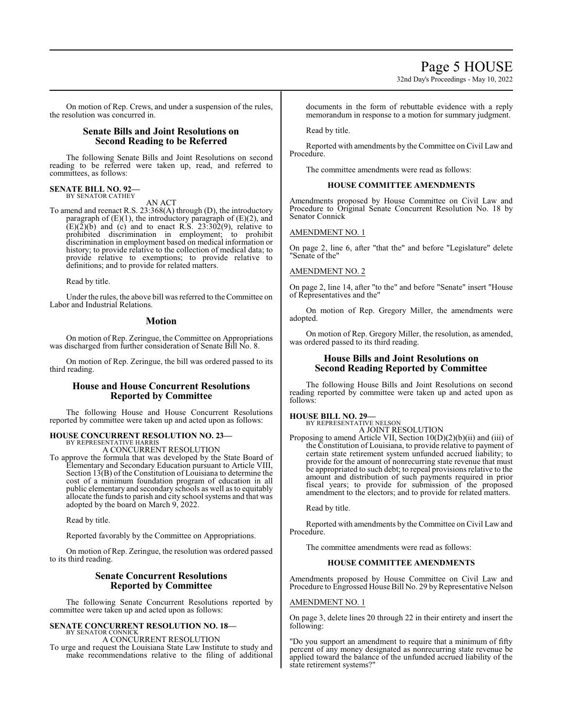On motion of Rep. Crews, and under a suspension of the rules, the resolution was concurred in.

## Senate Bills and Joint Resolutions on Second Reading to be Referred

The following Senate Bills and Joint Resolutions on second reading to be referred were taken up, read, and referred to committees, as follows:

**SENATE BILL NO. 92—**
BY SENATOR CATHEY

AN ACT

To amend and reenact R.S. 23:368(A) through (D), the introductory paragraph of (E)(1), the introductory paragraph of (E)(2), and (E)(2)(b) and (c) and to enact R.S. 23:302(9), relative to prohibited discrimination in employment; to prohibit discrimination in employment based on medical information or history; to provide relative to the collection of medical data; to provide relative to exemptions; to provide relative to definitions; and to provide for related matters.

Read by title.

Under the rules, the above bill was referred to the Committee on Labor and Industrial Relations.

## Motion

On motion of Rep. Zeringue, the Committee on Appropriations was discharged from further consideration of Senate Bill No. 8.

On motion of Rep. Zeringue, the bill was ordered passed to its third reading.

## House and House Concurrent Resolutions Reported by Committee

The following House and House Concurrent Resolutions reported by committee were taken up and acted upon as follows:

**HOUSE CONCURRENT RESOLUTION NO. 23—**
BY REPRESENTATIVE HARRIS

A CONCURRENT RESOLUTION

To approve the formula that was developed by the State Board of Elementary and Secondary Education pursuant to Article VIII, Section 13(B) of the Constitution of Louisiana to determine the cost of a minimum foundation program of education in all public elementary and secondary schools as well as to equitably allocate the funds to parish and city school systems and that was adopted by the board on March 9, 2022.

Read by title.

Reported favorably by the Committee on Appropriations.

On motion of Rep. Zeringue, the resolution was ordered passed to its third reading.

## Senate Concurrent Resolutions Reported by Committee

The following Senate Concurrent Resolutions reported by committee were taken up and acted upon as follows:

**SENATE CONCURRENT RESOLUTION NO. 18—**
BY SENATOR CONNICK

A CONCURRENT RESOLUTION

To urge and request the Louisiana State Law Institute to study and make recommendations relative to the filing of additional documents in the form of rebuttable evidence with a reply memorandum in response to a motion for summary judgment.

Read by title.

Reported with amendments by the Committee on Civil Law and Procedure.

The committee amendments were read as follows:

**HOUSE COMMITTEE AMENDMENTS**

Amendments proposed by House Committee on Civil Law and Procedure to Original Senate Concurrent Resolution No. 18 by Senator Connick

AMENDMENT NO. 1

On page 2, line 6, after "that the" and before "Legislature" delete "Senate of the"

AMENDMENT NO. 2

On page 2, line 14, after "to the" and before "Senate" insert "House of Representatives and the"

On motion of Rep. Gregory Miller, the amendments were adopted.

On motion of Rep. Gregory Miller, the resolution, as amended, was ordered passed to its third reading.

## House Bills and Joint Resolutions on Second Reading Reported by Committee

The following House Bills and Joint Resolutions on second reading reported by committee were taken up and acted upon as follows:

**HOUSE BILL NO. 29—**
BY REPRESENTATIVE NELSON

A JOINT RESOLUTION

Proposing to amend Article VII, Section 10(D)(2)(b)(ii) and (iii) of the Constitution of Louisiana, to provide relative to payment of certain state retirement system unfunded accrued liability; to provide for the amount of nonrecurring state revenue that must be appropriated to such debt; to repeal provisions relative to the amount and distribution of such payments required in prior fiscal years; to provide for submission of the proposed amendment to the electors; and to provide for related matters.

Read by title.

Reported with amendments by the Committee on Civil Law and Procedure.

The committee amendments were read as follows:

**HOUSE COMMITTEE AMENDMENTS**

Amendments proposed by House Committee on Civil Law and Procedure to Engrossed House Bill No. 29 by Representative Nelson

AMENDMENT NO. 1

On page 3, delete lines 20 through 22 in their entirety and insert the following:

"Do you support an amendment to require that a minimum of fifty percent of any money designated as nonrecurring state revenue be applied toward the balance of the unfunded accrued liability of the state retirement systems?"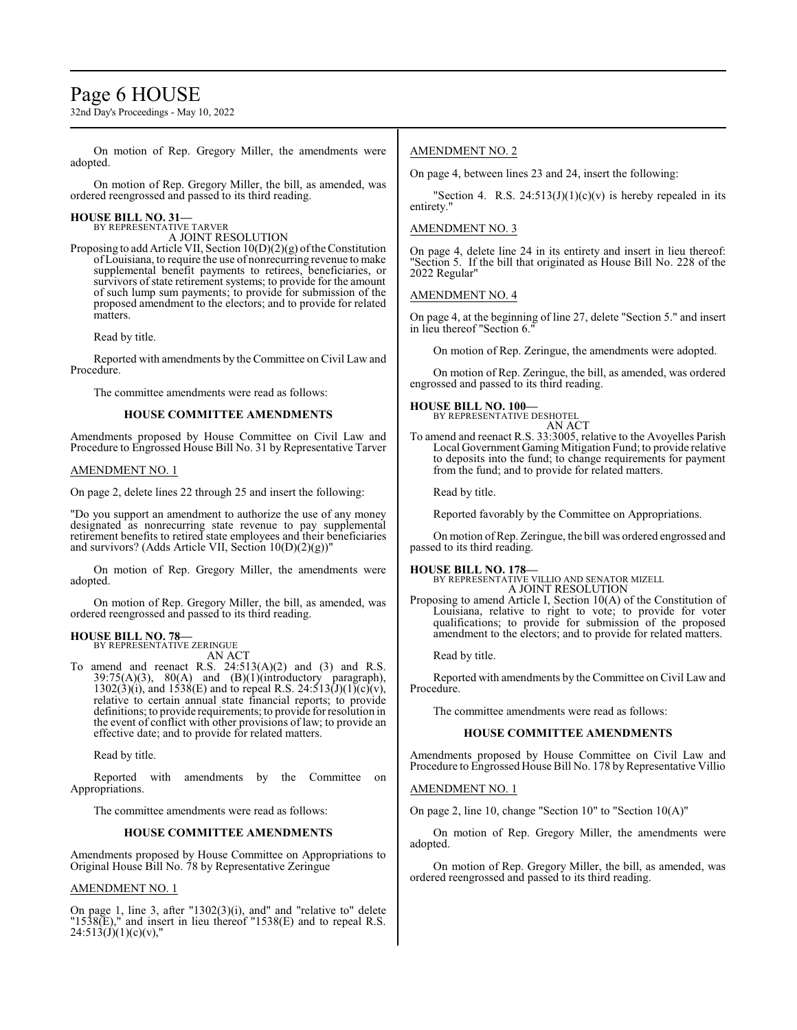On motion of Rep. Gregory Miller, the amendments were adopted.

On motion of Rep. Gregory Miller, the bill, as amended, was ordered reengrossed and passed to its third reading.

**HOUSE BILL NO. 31—**
BY REPRESENTATIVE TARVER
A JOINT RESOLUTION

Proposing to add Article VII, Section 10(D)(2)(g) of the Constitution of Louisiana, to require the use of nonrecurring revenue to make supplemental benefit payments to retirees, beneficiaries, or survivors of state retirement systems; to provide for the amount of such lump sum payments; to provide for submission of the proposed amendment to the electors; and to provide for related matters.

Read by title.

Reported with amendments by the Committee on Civil Law and Procedure.

The committee amendments were read as follows:

**HOUSE COMMITTEE AMENDMENTS**

Amendments proposed by House Committee on Civil Law and Procedure to Engrossed House Bill No. 31 by Representative Tarver

AMENDMENT NO. 1

On page 2, delete lines 22 through 25 and insert the following:

"Do you support an amendment to authorize the use of any money designated as nonrecurring state revenue to pay supplemental retirement benefits to retired state employees and their beneficiaries and survivors? (Adds Article VII, Section 10(D)(2)(g))"

On motion of Rep. Gregory Miller, the amendments were adopted.

On motion of Rep. Gregory Miller, the bill, as amended, was ordered reengrossed and passed to its third reading.

**HOUSE BILL NO. 78—**
BY REPRESENTATIVE ZERINGUE
AN ACT

To amend and reenact R.S. 24:513(A)(2) and (3) and R.S. 39:75(A)(3), 80(A) and (B)(1)(introductory paragraph), 1302(3)(i), and 1538(E) and to repeal R.S. 24:513(J)(1)(c)(v), relative to certain annual state financial reports; to provide definitions; to provide requirements; to provide for resolution in the event of conflict with other provisions of law; to provide an effective date; and to provide for related matters.

Read by title.

Reported with amendments by the Committee on Appropriations.

The committee amendments were read as follows:

**HOUSE COMMITTEE AMENDMENTS**

Amendments proposed by House Committee on Appropriations to Original House Bill No. 78 by Representative Zeringue

AMENDMENT NO. 1

On page 1, line 3, after "1302(3)(i), and" and "relative to" delete "1538(E)," and insert in lieu thereof "1538(E) and to repeal R.S. 24:513(J)(1)(c)(v),"

AMENDMENT NO. 2

On page 4, between lines 23 and 24, insert the following:

"Section 4. R.S. 24:513(J)(1)(c)(v) is hereby repealed in its entirety."

AMENDMENT NO. 3

On page 4, delete line 24 in its entirety and insert in lieu thereof: "Section 5. If the bill that originated as House Bill No. 228 of the 2022 Regular"

AMENDMENT NO. 4

On page 4, at the beginning of line 27, delete "Section 5." and insert in lieu thereof "Section 6."

On motion of Rep. Zeringue, the amendments were adopted.

On motion of Rep. Zeringue, the bill, as amended, was ordered engrossed and passed to its third reading.

**HOUSE BILL NO. 100—**
BY REPRESENTATIVE DESHOTEL
AN ACT

To amend and reenact R.S. 33:3005, relative to the Avoyelles Parish Local Government Gaming Mitigation Fund; to provide relative to deposits into the fund; to change requirements for payment from the fund; and to provide for related matters.

Read by title.

Reported favorably by the Committee on Appropriations.

On motion of Rep. Zeringue, the bill was ordered engrossed and passed to its third reading.

**HOUSE BILL NO. 178—**
BY REPRESENTATIVE VILLIO AND SENATOR MIZELL
A JOINT RESOLUTION

Proposing to amend Article I, Section 10(A) of the Constitution of Louisiana, relative to right to vote; to provide for voter qualifications; to provide for submission of the proposed amendment to the electors; and to provide for related matters.

Read by title.

Reported with amendments by the Committee on Civil Law and Procedure.

The committee amendments were read as follows:

**HOUSE COMMITTEE AMENDMENTS**

Amendments proposed by House Committee on Civil Law and Procedure to Engrossed House Bill No. 178 by Representative Villio

AMENDMENT NO. 1

On page 2, line 10, change "Section 10" to "Section 10(A)"

On motion of Rep. Gregory Miller, the amendments were adopted.

On motion of Rep. Gregory Miller, the bill, as amended, was ordered reengrossed and passed to its third reading.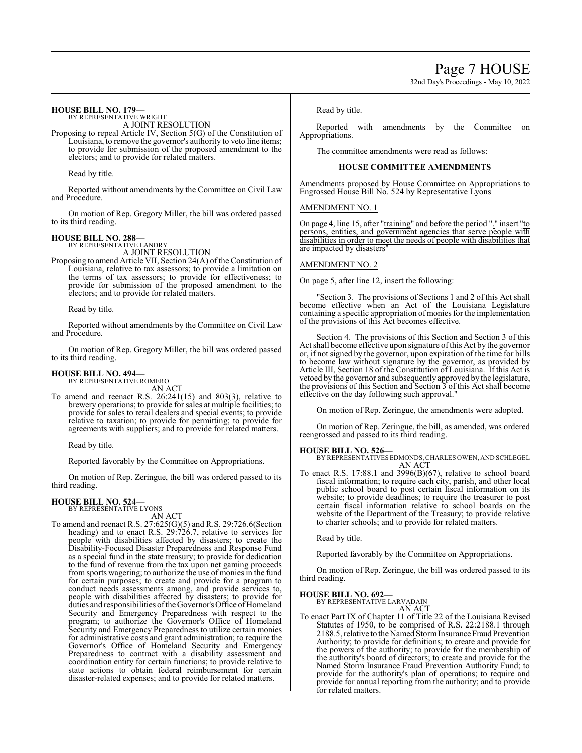**HOUSE BILL NO. 179—**
BY REPRESENTATIVE WRIGHT
A JOINT RESOLUTION

Proposing to repeal Article IV, Section 5(G) of the Constitution of Louisiana, to remove the governor's authority to veto line items; to provide for submission of the proposed amendment to the electors; and to provide for related matters.

Read by title.

Reported without amendments by the Committee on Civil Law and Procedure.

On motion of Rep. Gregory Miller, the bill was ordered passed to its third reading.

**HOUSE BILL NO. 288—**
BY REPRESENTATIVE LANDRY
A JOINT RESOLUTION

Proposing to amend Article VII, Section 24(A) of the Constitution of Louisiana, relative to tax assessors; to provide a limitation on the terms of tax assessors; to provide for effectiveness; to provide for submission of the proposed amendment to the electors; and to provide for related matters.

Read by title.

Reported without amendments by the Committee on Civil Law and Procedure.

On motion of Rep. Gregory Miller, the bill was ordered passed to its third reading.

**HOUSE BILL NO. 494—**
BY REPRESENTATIVE ROMERO
AN ACT

To amend and reenact R.S. 26:241(15) and 803(3), relative to brewery operations; to provide for sales at multiple facilities; to provide for sales to retail dealers and special events; to provide relative to taxation; to provide for permitting; to provide for agreements with suppliers; and to provide for related matters.

Read by title.

Reported favorably by the Committee on Appropriations.

On motion of Rep. Zeringue, the bill was ordered passed to its third reading.

**HOUSE BILL NO. 524—**
BY REPRESENTATIVE LYONS
AN ACT

To amend and reenact R.S. 27:625(G)(5) and R.S. 29:726.6(Section heading) and to enact R.S. 29:726.7, relative to services for people with disabilities affected by disasters; to create the Disability-Focused Disaster Preparedness and Response Fund as a special fund in the state treasury; to provide for dedication to the fund of revenue from the tax upon net gaming proceeds from sports wagering; to authorize the use of monies in the fund for certain purposes; to create and provide for a program to conduct needs assessments among, and provide services to, people with disabilities affected by disasters; to provide for duties and responsibilities of the Governor's Office of Homeland Security and Emergency Preparedness with respect to the program; to authorize the Governor's Office of Homeland Security and Emergency Preparedness to utilize certain monies for administrative costs and grant administration; to require the Governor's Office of Homeland Security and Emergency Preparedness to contract with a disability assessment and coordination entity for certain functions; to provide relative to state actions to obtain federal reimbursement for certain disaster-related expenses; and to provide for related matters.

Read by title.

Reported with amendments by the Committee on Appropriations.

The committee amendments were read as follows:

**HOUSE COMMITTEE AMENDMENTS**

Amendments proposed by House Committee on Appropriations to Engrossed House Bill No. 524 by Representative Lyons

AMENDMENT NO. 1

On page 4, line 15, after "training" and before the period "." insert "to persons, entities, and government agencies that serve people with disabilities in order to meet the needs of people with disabilities that are impacted by disasters"

AMENDMENT NO. 2

On page 5, after line 12, insert the following:

"Section 3. The provisions of Sections 1 and 2 of this Act shall become effective when an Act of the Louisiana Legislature containing a specific appropriation of monies for the implementation of the provisions of this Act becomes effective.

Section 4. The provisions of this Section and Section 3 of this Act shall become effective upon signature of this Act by the governor or, if not signed by the governor, upon expiration of the time for bills to become law without signature by the governor, as provided by Article III, Section 18 of the Constitution of Louisiana. If this Act is vetoed by the governor and subsequently approved by the legislature, the provisions of this Section and Section 3 of this Act shall become effective on the day following such approval."

On motion of Rep. Zeringue, the amendments were adopted.

On motion of Rep. Zeringue, the bill, as amended, was ordered reengrossed and passed to its third reading.

**HOUSE BILL NO. 526—**
BY REPRESENTATIVES EDMONDS, CHARLES OWEN, AND SCHLEGEL
AN ACT

To enact R.S. 17:88.1 and 3996(B)(67), relative to school board fiscal information; to require each city, parish, and other local public school board to post certain fiscal information on its website; to provide deadlines; to require the treasurer to post certain fiscal information relative to school boards on the website of the Department of the Treasury; to provide relative to charter schools; and to provide for related matters.

Read by title.

Reported favorably by the Committee on Appropriations.

On motion of Rep. Zeringue, the bill was ordered passed to its third reading.

**HOUSE BILL NO. 692—**
BY REPRESENTATIVE LARVADAIN
AN ACT

To enact Part IX of Chapter 11 of Title 22 of the Louisiana Revised Statutes of 1950, to be comprised of R.S. 22:2188.1 through 2188.5, relative to the Named Storm Insurance Fraud Prevention Authority; to provide for definitions; to create and provide for the powers of the authority; to provide for the membership of the authority's board of directors; to create and provide for the Named Storm Insurance Fraud Prevention Authority Fund; to provide for the authority's plan of operations; to require and provide for annual reporting from the authority; and to provide for related matters.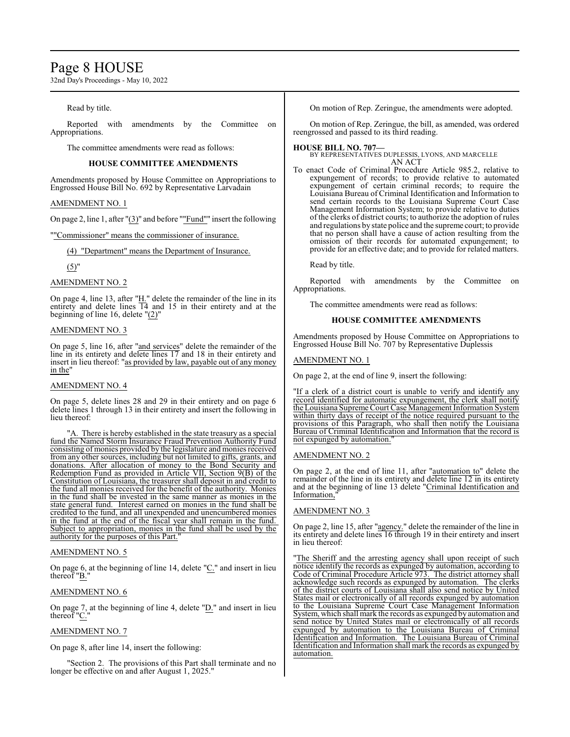Read by title.

Reported with amendments by the Committee on Appropriations.

The committee amendments were read as follows:

### HOUSE COMMITTEE AMENDMENTS

Amendments proposed by House Committee on Appropriations to Engrossed House Bill No. 692 by Representative Larvadain

AMENDMENT NO. 1

On page 2, line 1, after "(3)" and before ""Fund"" insert the following

""Commissioner" means the commissioner of insurance.

(4) "Department" means the Department of Insurance.

(5)"

AMENDMENT NO. 2

On page 4, line 13, after "H." delete the remainder of the line in its entirety and delete lines 14 and 15 in their entirety and at the beginning of line 16, delete "(2)"

AMENDMENT NO. 3

On page 5, line 16, after "and services" delete the remainder of the line in its entirety and delete lines 17 and 18 in their entirety and insert in lieu thereof: "as provided by law, payable out of any money in the"

AMENDMENT NO. 4

On page 5, delete lines 28 and 29 in their entirety and on page 6 delete lines 1 through 13 in their entirety and insert the following in lieu thereof:

"A. There is hereby established in the state treasury as a special fund the Named Storm Insurance Fraud Prevention Authority Fund consisting of monies provided by the legislature and monies received from any other sources, including but not limited to gifts, grants, and donations. After allocation of money to the Bond Security and Redemption Fund as provided in Article VII, Section 9(B) of the Constitution of Louisiana, the treasurer shall deposit in and credit to the fund all monies received for the benefit of the authority. Monies in the fund shall be invested in the same manner as monies in the state general fund. Interest earned on monies in the fund shall be credited to the fund, and all unexpended and unencumbered monies in the fund at the end of the fiscal year shall remain in the fund. Subject to appropriation, monies in the fund shall be used by the authority for the purposes of this Part."

AMENDMENT NO. 5

On page 6, at the beginning of line 14, delete "C." and insert in lieu thereof "B."

AMENDMENT NO. 6

On page 7, at the beginning of line 4, delete "D." and insert in lieu thereof "C."

AMENDMENT NO. 7

On page 8, after line 14, insert the following:

"Section 2. The provisions of this Part shall terminate and no longer be effective on and after August 1, 2025."

On motion of Rep. Zeringue, the amendments were adopted.

On motion of Rep. Zeringue, the bill, as amended, was ordered reengrossed and passed to its third reading.

**HOUSE BILL NO. 707—**
BY REPRESENTATIVES DUPLESSIS, LYONS, AND MARCELLE
AN ACT

To enact Code of Criminal Procedure Article 985.2, relative to expungement of records; to provide relative to automated expungement of certain criminal records; to require the Louisiana Bureau of Criminal Identification and Information to send certain records to the Louisiana Supreme Court Case Management Information System; to provide relative to duties of the clerks of district courts; to authorize the adoption of rules and regulations by state police and the supreme court; to provide that no person shall have a cause of action resulting from the omission of their records for automated expungement; to provide for an effective date; and to provide for related matters.

Read by title.

Reported with amendments by the Committee on Appropriations.

The committee amendments were read as follows:

### HOUSE COMMITTEE AMENDMENTS

Amendments proposed by House Committee on Appropriations to Engrossed House Bill No. 707 by Representative Duplessis

AMENDMENT NO. 1

On page 2, at the end of line 9, insert the following:

"If a clerk of a district court is unable to verify and identify any record identified for automatic expungement, the clerk shall notify the Louisiana Supreme Court Case Management Information System within thirty days of receipt of the notice required pursuant to the provisions of this Paragraph, who shall then notify the Louisiana Bureau of Criminal Identification and Information that the record is not expunged by automation."

AMENDMENT NO. 2

On page 2, at the end of line 11, after "automation to" delete the remainder of the line in its entirety and delete line 12 in its entirety and at the beginning of line 13 delete "Criminal Identification and Information,"

AMENDMENT NO. 3

On page 2, line 15, after "agency." delete the remainder of the line in its entirety and delete lines 16 through 19 in their entirety and insert in lieu thereof:

"The Sheriff and the arresting agency shall upon receipt of such notice identify the records as expunged by automation, according to Code of Criminal Procedure Article 973. The district attorney shall acknowledge such records as expunged by automation. The clerks of the district courts of Louisiana shall also send notice by United States mail or electronically of all records expunged by automation to the Louisiana Supreme Court Case Management Information System, which shall mark the records as expunged by automation and send notice by United States mail or electronically of all records expunged by automation to the Louisiana Bureau of Criminal Identification and Information. The Louisiana Bureau of Criminal Identification and Information shall mark the records as expunged by automation.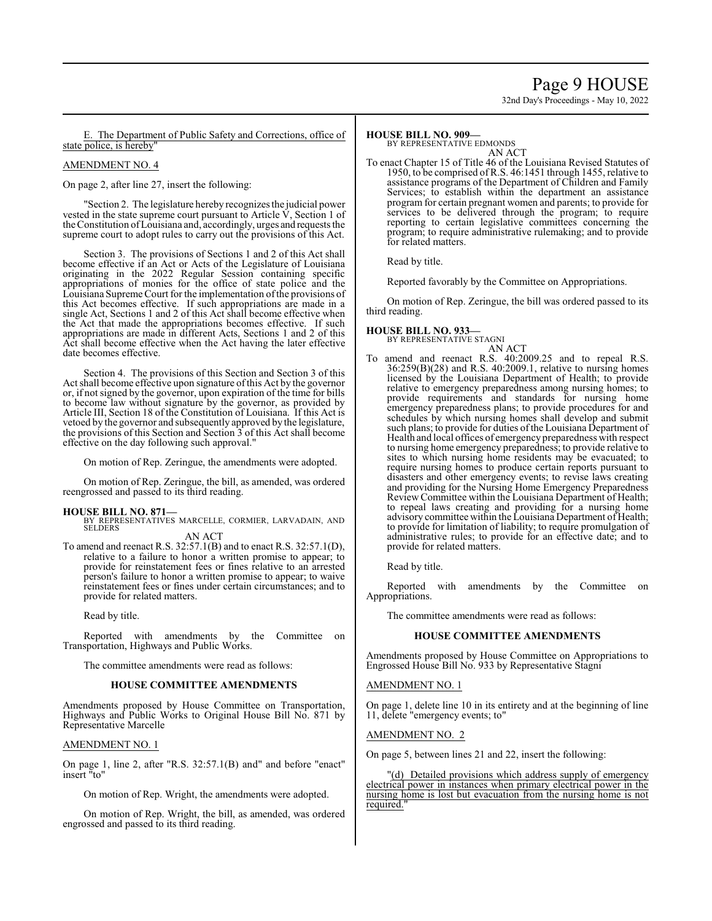E. The Department of Public Safety and Corrections, office of state police, is hereby"

AMENDMENT NO. 4

On page 2, after line 27, insert the following:

"Section 2. The legislature hereby recognizes the judicial power vested in the state supreme court pursuant to Article V, Section 1 of the Constitution of Louisiana and, accordingly, urges and requests the supreme court to adopt rules to carry out the provisions of this Act.

Section 3. The provisions of Sections 1 and 2 of this Act shall become effective if an Act or Acts of the Legislature of Louisiana originating in the 2022 Regular Session containing specific appropriations of monies for the office of state police and the Louisiana Supreme Court for the implementation of the provisions of this Act becomes effective. If such appropriations are made in a single Act, Sections 1 and 2 of this Act shall become effective when the Act that made the appropriations becomes effective. If such appropriations are made in different Acts, Sections 1 and 2 of this Act shall become effective when the Act having the later effective date becomes effective.

Section 4. The provisions of this Section and Section 3 of this Act shall become effective upon signature of this Act by the governor or, if not signed by the governor, upon expiration of the time for bills to become law without signature by the governor, as provided by Article III, Section 18 of the Constitution of Louisiana. If this Act is vetoed by the governor and subsequently approved by the legislature, the provisions of this Section and Section 3 of this Act shall become effective on the day following such approval."

On motion of Rep. Zeringue, the amendments were adopted.

On motion of Rep. Zeringue, the bill, as amended, was ordered reengrossed and passed to its third reading.

**HOUSE BILL NO. 871—**
BY REPRESENTATIVES MARCELLE, CORMIER, LARVADAIN, AND SELDERS
AN ACT

To amend and reenact R.S. 32:57.1(B) and to enact R.S. 32:57.1(D), relative to a failure to honor a written promise to appear; to provide for reinstatement fees or fines relative to an arrested person's failure to honor a written promise to appear; to waive reinstatement fees or fines under certain circumstances; and to provide for related matters.

Read by title.

Reported with amendments by the Committee on Transportation, Highways and Public Works.

The committee amendments were read as follows:

**HOUSE COMMITTEE AMENDMENTS**

Amendments proposed by House Committee on Transportation, Highways and Public Works to Original House Bill No. 871 by Representative Marcelle

AMENDMENT NO. 1

On page 1, line 2, after "R.S. 32:57.1(B) and" and before "enact" insert "to"

On motion of Rep. Wright, the amendments were adopted.

On motion of Rep. Wright, the bill, as amended, was ordered engrossed and passed to its third reading.

**HOUSE BILL NO. 909—**
BY REPRESENTATIVE EDMONDS
AN ACT

To enact Chapter 15 of Title 46 of the Louisiana Revised Statutes of 1950, to be comprised of R.S. 46:1451 through 1455, relative to assistance programs of the Department of Children and Family Services; to establish within the department an assistance program for certain pregnant women and parents; to provide for services to be delivered through the program; to require reporting to certain legislative committees concerning the program; to require administrative rulemaking; and to provide for related matters.

Read by title.

Reported favorably by the Committee on Appropriations.

On motion of Rep. Zeringue, the bill was ordered passed to its third reading.

**HOUSE BILL NO. 933—**
BY REPRESENTATIVE STAGNI
AN ACT

To amend and reenact R.S. 40:2009.25 and to repeal R.S. 36:259(B)(28) and R.S. 40:2009.1, relative to nursing homes licensed by the Louisiana Department of Health; to provide relative to emergency preparedness among nursing homes; to provide requirements and standards for nursing home emergency preparedness plans; to provide procedures for and schedules by which nursing homes shall develop and submit such plans; to provide for duties of the Louisiana Department of Health and local offices of emergency preparedness with respect to nursing home emergency preparedness; to provide relative to sites to which nursing home residents may be evacuated; to require nursing homes to produce certain reports pursuant to disasters and other emergency events; to revise laws creating and providing for the Nursing Home Emergency Preparedness Review Committee within the Louisiana Department of Health; to repeal laws creating and providing for a nursing home advisory committee within the Louisiana Department of Health; to provide for limitation of liability; to require promulgation of administrative rules; to provide for an effective date; and to provide for related matters.

Read by title.

Reported with amendments by the Committee on Appropriations.

The committee amendments were read as follows:

**HOUSE COMMITTEE AMENDMENTS**

Amendments proposed by House Committee on Appropriations to Engrossed House Bill No. 933 by Representative Stagni

AMENDMENT NO. 1

On page 1, delete line 10 in its entirety and at the beginning of line 11, delete "emergency events; to"

AMENDMENT NO. 2

On page 5, between lines 21 and 22, insert the following:

"(d) Detailed provisions which address supply of emergency electrical power in instances when primary electrical power in the nursing home is lost but evacuation from the nursing home is not required."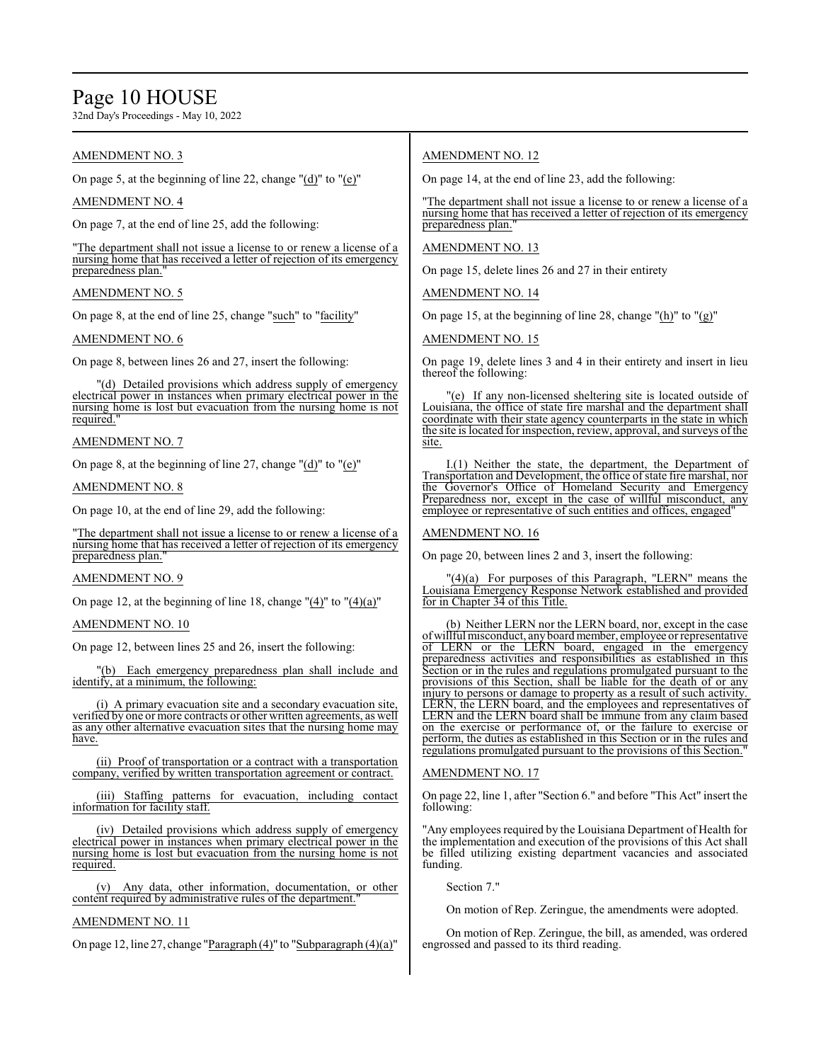AMENDMENT NO. 3

On page 5, at the beginning of line 22, change "(d)" to "(e)"

AMENDMENT NO. 4

On page 7, at the end of line 25, add the following:

"The department shall not issue a license to or renew a license of a nursing home that has received a letter of rejection of its emergency preparedness plan."

AMENDMENT NO. 5

On page 8, at the end of line 25, change "such" to "facility"

AMENDMENT NO. 6

On page 8, between lines 26 and 27, insert the following:

"(d) Detailed provisions which address supply of emergency electrical power in instances when primary electrical power in the nursing home is lost but evacuation from the nursing home is not required."

AMENDMENT NO. 7

On page 8, at the beginning of line 27, change "(d)" to "(e)"

AMENDMENT NO. 8

On page 10, at the end of line 29, add the following:

"The department shall not issue a license to or renew a license of a nursing home that has received a letter of rejection of its emergency preparedness plan."

AMENDMENT NO. 9

On page 12, at the beginning of line 18, change "(4)" to "(4)(a)"

AMENDMENT NO. 10

On page 12, between lines 25 and 26, insert the following:

"(b) Each emergency preparedness plan shall include and identify, at a minimum, the following:

(i) A primary evacuation site and a secondary evacuation site, verified by one or more contracts or other written agreements, as well as any other alternative evacuation sites that the nursing home may have.

(ii) Proof of transportation or a contract with a transportation company, verified by written transportation agreement or contract.

(iii) Staffing patterns for evacuation, including contact information for facility staff.

(iv) Detailed provisions which address supply of emergency electrical power in instances when primary electrical power in the nursing home is lost but evacuation from the nursing home is not required.

(v) Any data, other information, documentation, or other content required by administrative rules of the department."

AMENDMENT NO. 11

On page 12, line 27, change "Paragraph (4)" to "Subparagraph (4)(a)"

AMENDMENT NO. 12

On page 14, at the end of line 23, add the following:

"The department shall not issue a license to or renew a license of a nursing home that has received a letter of rejection of its emergency preparedness plan."

AMENDMENT NO. 13

On page 15, delete lines 26 and 27 in their entirety

AMENDMENT NO. 14

On page 15, at the beginning of line 28, change "(h)" to "(g)"

AMENDMENT NO. 15

On page 19, delete lines 3 and 4 in their entirety and insert in lieu thereof the following:

"(e) If any non-licensed sheltering site is located outside of Louisiana, the office of state fire marshal and the department shall coordinate with their state agency counterparts in the state in which the site is located for inspection, review, approval, and surveys of the site.

I.(1) Neither the state, the department, the Department of Transportation and Development, the office of state fire marshal, nor the Governor's Office of Homeland Security and Emergency Preparedness nor, except in the case of willful misconduct, any employee or representative of such entities and offices, engaged"

AMENDMENT NO. 16

On page 20, between lines 2 and 3, insert the following:

"(4)(a) For purposes of this Paragraph, "LERN" means the Louisiana Emergency Response Network established and provided for in Chapter 34 of this Title.

(b) Neither LERN nor the LERN board, nor, except in the case of willful misconduct, any board member, employee or representative of LERN or the LERN board, engaged in the emergency preparedness activities and responsibilities as established in this Section or in the rules and regulations promulgated pursuant to the provisions of this Section, shall be liable for the death of or any injury to persons or damage to property as a result of such activity. LERN, the LERN board, and the employees and representatives of LERN and the LERN board shall be immune from any claim based on the exercise or performance of, or the failure to exercise or perform, the duties as established in this Section or in the rules and regulations promulgated pursuant to the provisions of this Section."

AMENDMENT NO. 17

On page 22, line 1, after "Section 6." and before "This Act" insert the following:

"Any employees required by the Louisiana Department of Health for the implementation and execution of the provisions of this Act shall be filled utilizing existing department vacancies and associated funding.

Section 7."

On motion of Rep. Zeringue, the amendments were adopted.

On motion of Rep. Zeringue, the bill, as amended, was ordered engrossed and passed to its third reading.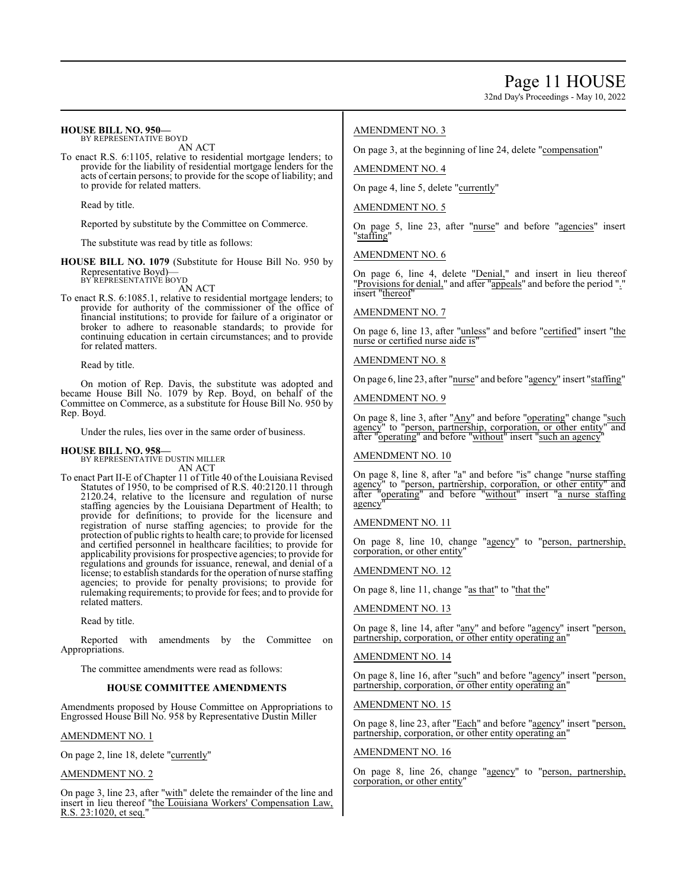**HOUSE BILL NO. 950—**
BY REPRESENTATIVE BOYD
AN ACT

To enact R.S. 6:1105, relative to residential mortgage lenders; to provide for the liability of residential mortgage lenders for the acts of certain persons; to provide for the scope of liability; and to provide for related matters.

Read by title.

Reported by substitute by the Committee on Commerce.

The substitute was read by title as follows:

**HOUSE BILL NO. 1079** (Substitute for House Bill No. 950 by Representative Boyd)—
BY REPRESENTATIVE BOYD
AN ACT

To enact R.S. 6:1085.1, relative to residential mortgage lenders; to provide for authority of the commissioner of the office of financial institutions; to provide for failure of a originator or broker to adhere to reasonable standards; to provide for continuing education in certain circumstances; and to provide for related matters.

Read by title.

On motion of Rep. Davis, the substitute was adopted and became House Bill No. 1079 by Rep. Boyd, on behalf of the Committee on Commerce, as a substitute for House Bill No. 950 by Rep. Boyd.

Under the rules, lies over in the same order of business.

**HOUSE BILL NO. 958—**
BY REPRESENTATIVE DUSTIN MILLER
AN ACT

To enact Part II-E of Chapter 11 of Title 40 of the Louisiana Revised Statutes of 1950, to be comprised of R.S. 40:2120.11 through 2120.24, relative to the licensure and regulation of nurse staffing agencies by the Louisiana Department of Health; to provide for definitions; to provide for the licensure and registration of nurse staffing agencies; to provide for the protection of public rights to health care; to provide for licensed and certified personnel in healthcare facilities; to provide for applicability provisions for prospective agencies; to provide for regulations and grounds for issuance, renewal, and denial of a license; to establish standards for the operation of nurse staffing agencies; to provide for penalty provisions; to provide for rulemaking requirements; to provide for fees; and to provide for related matters.

Read by title.

Reported with amendments by the Committee on Appropriations.

The committee amendments were read as follows:

**HOUSE COMMITTEE AMENDMENTS**

Amendments proposed by House Committee on Appropriations to Engrossed House Bill No. 958 by Representative Dustin Miller

AMENDMENT NO. 1

On page 2, line 18, delete "currently"

AMENDMENT NO. 2

On page 3, line 23, after "with" delete the remainder of the line and insert in lieu thereof "the Louisiana Workers' Compensation Law, R.S. 23:1020, et seq."

AMENDMENT NO. 3

On page 3, at the beginning of line 24, delete "compensation"

AMENDMENT NO. 4

On page 4, line 5, delete "currently"

AMENDMENT NO. 5

On page 5, line 23, after "nurse" and before "agencies" insert "staffing"

AMENDMENT NO. 6

On page 6, line 4, delete "Denial," and insert in lieu thereof "Provisions for denial," and after "appeals" and before the period "." insert "thereof"

AMENDMENT NO. 7

On page 6, line 13, after "unless" and before "certified" insert "the nurse or certified nurse aide is"

AMENDMENT NO. 8

On page 6, line 23, after "nurse" and before "agency" insert "staffing"

AMENDMENT NO. 9

On page 8, line 3, after "Any" and before "operating" change "such agency" to "person, partnership, corporation, or other entity" and after "operating" and before "without" insert "such an agency"

AMENDMENT NO. 10

On page 8, line 8, after "a" and before "is" change "nurse staffing agency" to "person, partnership, corporation, or other entity" and after "operating" and before "without" insert "a nurse staffing agency"

AMENDMENT NO. 11

On page 8, line 10, change "agency" to "person, partnership, corporation, or other entity"

AMENDMENT NO. 12

On page 8, line 11, change "as that" to "that the"

AMENDMENT NO. 13

On page 8, line 14, after "any" and before "agency" insert "person, partnership, corporation, or other entity operating an"

AMENDMENT NO. 14

On page 8, line 16, after "such" and before "agency" insert "person, partnership, corporation, or other entity operating an"

AMENDMENT NO. 15

On page 8, line 23, after "Each" and before "agency" insert "person, partnership, corporation, or other entity operating an"

AMENDMENT NO. 16

On page 8, line 26, change "agency" to "person, partnership, corporation, or other entity"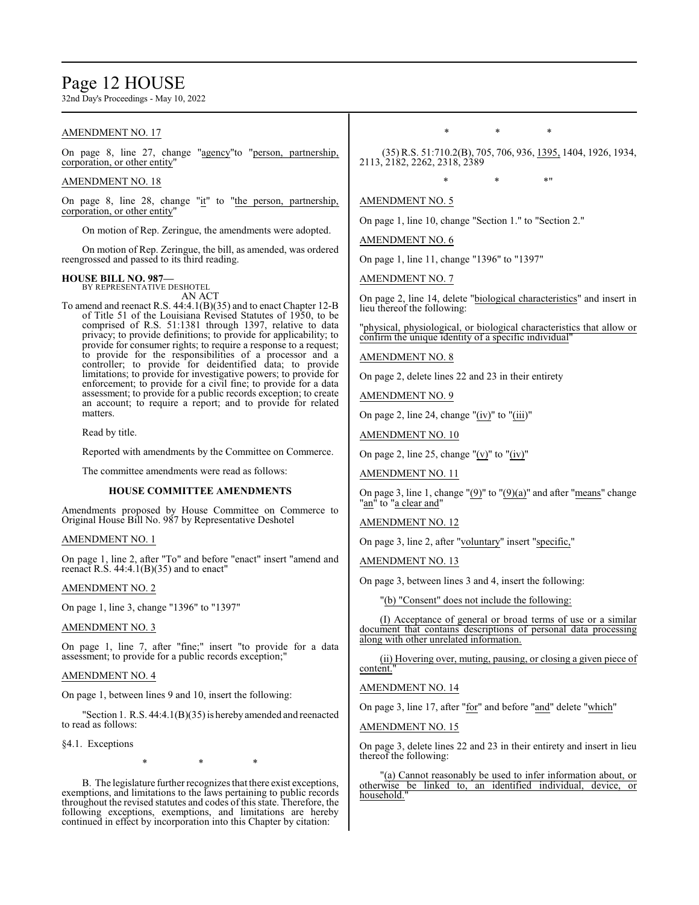AMENDMENT NO. 17

On page 8, line 27, change "agency"to "person, partnership, corporation, or other entity"

AMENDMENT NO. 18

On page 8, line 28, change "it" to "the person, partnership, corporation, or other entity"

On motion of Rep. Zeringue, the amendments were adopted.

On motion of Rep. Zeringue, the bill, as amended, was ordered reengrossed and passed to its third reading.

**HOUSE BILL NO. 987—**
BY REPRESENTATIVE DESHOTEL

AN ACT

To amend and reenact R.S. 44:4.1(B)(35) and to enact Chapter 12-B of Title 51 of the Louisiana Revised Statutes of 1950, to be comprised of R.S. 51:1381 through 1397, relative to data privacy; to provide definitions; to provide for applicability; to provide for consumer rights; to require a response to a request; to provide for the responsibilities of a processor and a controller; to provide for deidentified data; to provide limitations; to provide for investigative powers; to provide for enforcement; to provide for a civil fine; to provide for a data assessment; to provide for a public records exception; to create an account; to require a report; and to provide for related matters.

Read by title.

Reported with amendments by the Committee on Commerce.

The committee amendments were read as follows:

### HOUSE COMMITTEE AMENDMENTS

Amendments proposed by House Committee on Commerce to Original House Bill No. 987 by Representative Deshotel

AMENDMENT NO. 1

On page 1, line 2, after "To" and before "enact" insert "amend and reenact R.S. 44:4.1(B)(35) and to enact"

AMENDMENT NO. 2

On page 1, line 3, change "1396" to "1397"

AMENDMENT NO. 3

On page 1, line 7, after "fine;" insert "to provide for a data assessment; to provide for a public records exception;"

AMENDMENT NO. 4

On page 1, between lines 9 and 10, insert the following:

"Section 1. R.S. 44:4.1(B)(35) is hereby amended and reenacted to read as follows:

§4.1. Exceptions

\* \* \*

B. The legislature further recognizes that there exist exceptions, exemptions, and limitations to the laws pertaining to public records throughout the revised statutes and codes of this state. Therefore, the following exceptions, exemptions, and limitations are hereby continued in effect by incorporation into this Chapter by citation:

\* \* \*

(35) R.S. 51:710.2(B), 705, 706, 936, 1395, 1404, 1926, 1934, 2113, 2182, 2262, 2318, 2389

\* \* \*"

AMENDMENT NO. 5

On page 1, line 10, change "Section 1." to "Section 2."

AMENDMENT NO. 6

On page 1, line 11, change "1396" to "1397"

AMENDMENT NO. 7

On page 2, line 14, delete "biological characteristics" and insert in lieu thereof the following:

"physical, physiological, or biological characteristics that allow or confirm the unique identity of a specific individual"

AMENDMENT NO. 8

On page 2, delete lines 22 and 23 in their entirety

AMENDMENT NO. 9

On page 2, line 24, change "(iv)" to "(iii)"

AMENDMENT NO. 10

On page 2, line 25, change "(v)" to "(iv)"

AMENDMENT NO. 11

On page 3, line 1, change "(9)" to "(9)(a)" and after "means" change "an" to "a clear and"

AMENDMENT NO. 12

On page 3, line 2, after "voluntary" insert "specific,"

AMENDMENT NO. 13

On page 3, between lines 3 and 4, insert the following:

"(b) "Consent" does not include the following:

(I) Acceptance of general or broad terms of use or a similar document that contains descriptions of personal data processing along with other unrelated information.

(ii) Hovering over, muting, pausing, or closing a given piece of content."

AMENDMENT NO. 14

On page 3, line 17, after "for" and before "and" delete "which"

AMENDMENT NO. 15

On page 3, delete lines 22 and 23 in their entirety and insert in lieu thereof the following:

"(a) Cannot reasonably be used to infer information about, or otherwise be linked to, an identified individual, device, or household."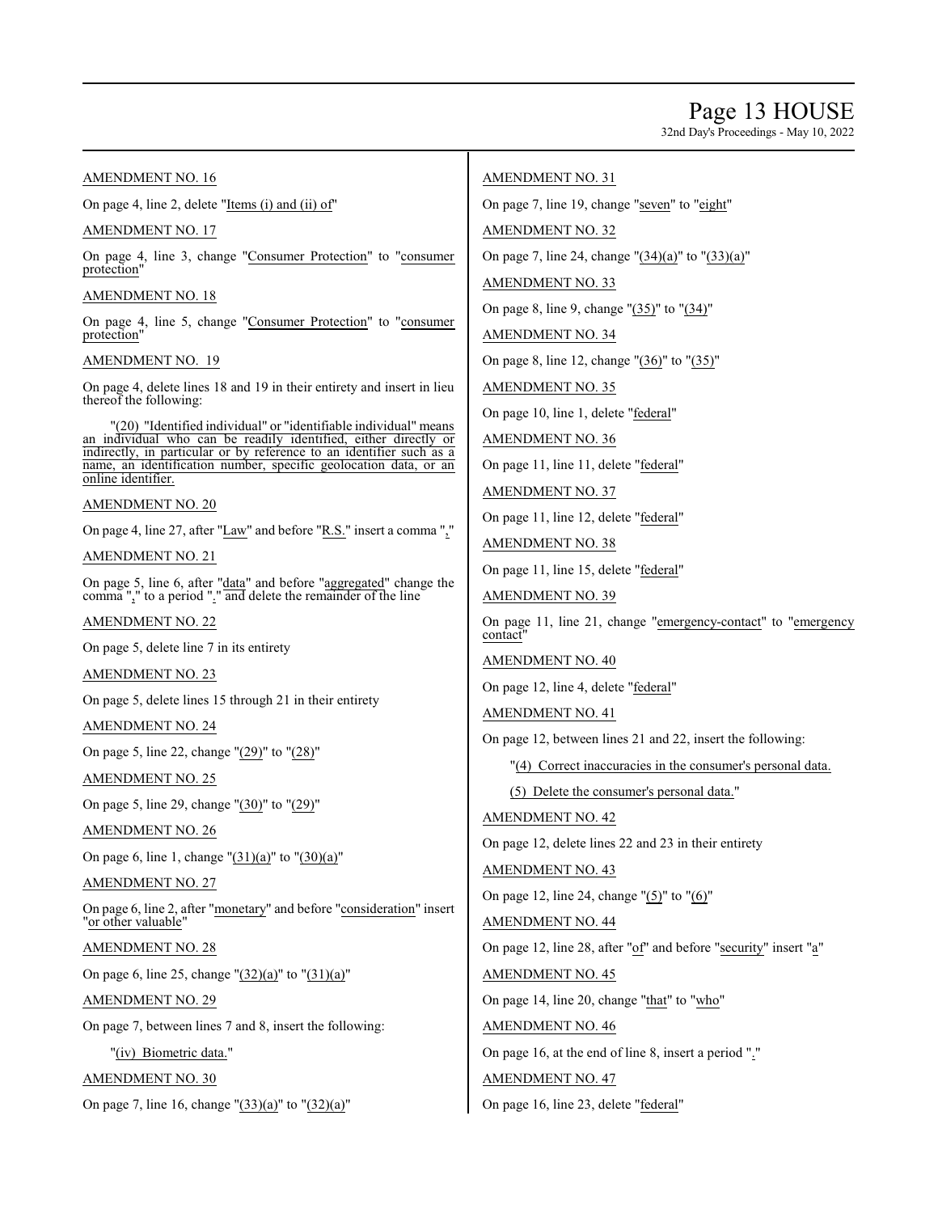AMENDMENT NO. 16

On page 4, line 2, delete "Items (i) and (ii) of"

AMENDMENT NO. 17

On page 4, line 3, change "Consumer Protection" to "consumer protection"

AMENDMENT NO. 18

On page 4, line 5, change "Consumer Protection" to "consumer protection"

AMENDMENT NO. 19

On page 4, delete lines 18 and 19 in their entirety and insert in lieu thereof the following:

"(20) "Identified individual" or "identifiable individual" means an individual who can be readily identified, either directly or indirectly, in particular or by reference to an identifier such as a name, an identification number, specific geolocation data, or an online identifier.

AMENDMENT NO. 20

On page 4, line 27, after "Law" and before "R.S." insert a comma ","

AMENDMENT NO. 21

On page 5, line 6, after "data" and before "aggregated" change the comma "," to a period "." and delete the remainder of the line

AMENDMENT NO. 22

On page 5, delete line 7 in its entirety

AMENDMENT NO. 23

On page 5, delete lines 15 through 21 in their entirety

AMENDMENT NO. 24

On page 5, line 22, change "(29)" to "(28)"

AMENDMENT NO. 25

On page 5, line 29, change "(30)" to "(29)"

AMENDMENT NO. 26

On page 6, line 1, change "(31)(a)" to "(30)(a)"

AMENDMENT NO. 27

On page 6, line 2, after "monetary" and before "consideration" insert "or other valuable"

AMENDMENT NO. 28

On page 6, line 25, change "(32)(a)" to "(31)(a)"

AMENDMENT NO. 29

On page 7, between lines 7 and 8, insert the following:

"(iv) Biometric data."

AMENDMENT NO. 30

On page 7, line 16, change "(33)(a)" to "(32)(a)"

AMENDMENT NO. 31

On page 7, line 19, change "seven" to "eight"

AMENDMENT NO. 32

On page 7, line 24, change "(34)(a)" to "(33)(a)"

AMENDMENT NO. 33

On page 8, line 9, change "(35)" to "(34)"

AMENDMENT NO. 34

On page 8, line 12, change "(36)" to "(35)"

AMENDMENT NO. 35

On page 10, line 1, delete "federal"

AMENDMENT NO. 36

On page 11, line 11, delete "federal"

AMENDMENT NO. 37

On page 11, line 12, delete "federal"

AMENDMENT NO. 38

On page 11, line 15, delete "federal"

AMENDMENT NO. 39

On page 11, line 21, change "emergency-contact" to "emergency contact"

AMENDMENT NO. 40

On page 12, line 4, delete "federal"

AMENDMENT NO. 41

On page 12, between lines 21 and 22, insert the following:

"(4) Correct inaccuracies in the consumer's personal data.

(5) Delete the consumer's personal data."

AMENDMENT NO. 42

On page 12, delete lines 22 and 23 in their entirety

AMENDMENT NO. 43

On page 12, line 24, change "(5)" to "(6)"

AMENDMENT NO. 44

On page 12, line 28, after "of" and before "security" insert "a"

AMENDMENT NO. 45

On page 14, line 20, change "that" to "who"

AMENDMENT NO. 46

On page 16, at the end of line 8, insert a period "."

AMENDMENT NO. 47

On page 16, line 23, delete "federal"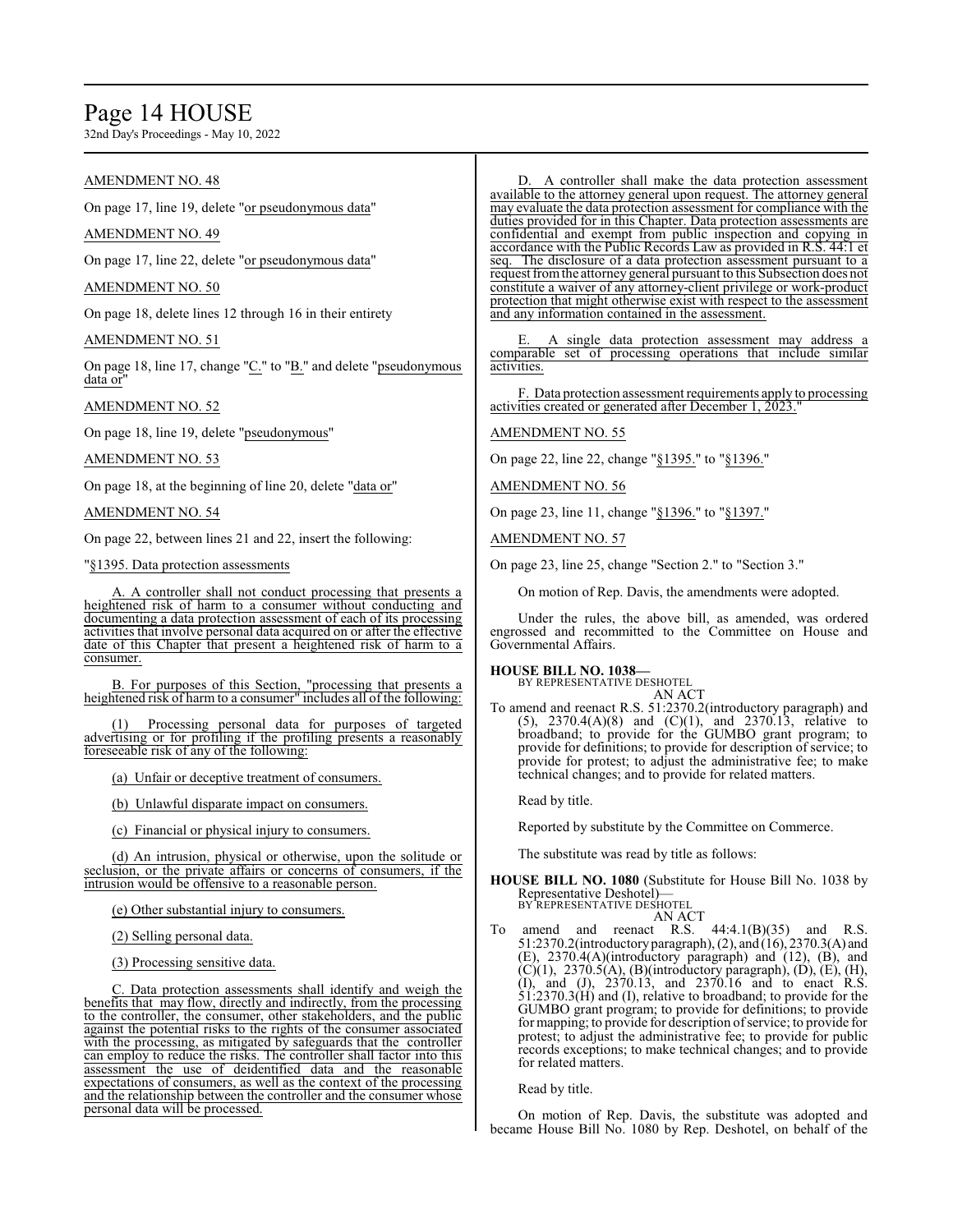AMENDMENT NO. 48

On page 17, line 19, delete "or pseudonymous data"

AMENDMENT NO. 49

On page 17, line 22, delete "or pseudonymous data"

AMENDMENT NO. 50

On page 18, delete lines 12 through 16 in their entirety

AMENDMENT NO. 51

On page 18, line 17, change "C." to "B." and delete "pseudonymous data or"

AMENDMENT NO. 52

On page 18, line 19, delete "pseudonymous"

AMENDMENT NO. 53

On page 18, at the beginning of line 20, delete "data or"

AMENDMENT NO. 54

On page 22, between lines 21 and 22, insert the following:

"§1395. Data protection assessments

A. A controller shall not conduct processing that presents a heightened risk of harm to a consumer without conducting and documenting a data protection assessment of each of its processing activities that involve personal data acquired on or after the effective date of this Chapter that present a heightened risk of harm to a consumer.

B. For purposes of this Section, "processing that presents a heightened risk of harm to a consumer" includes all of the following:

(1) Processing personal data for purposes of targeted advertising or for profiling if the profiling presents a reasonably foreseeable risk of any of the following:

(a) Unfair or deceptive treatment of consumers.

(b) Unlawful disparate impact on consumers.

(c) Financial or physical injury to consumers.

(d) An intrusion, physical or otherwise, upon the solitude or seclusion, or the private affairs or concerns of consumers, if the intrusion would be offensive to a reasonable person.

(e) Other substantial injury to consumers.

(2) Selling personal data.

(3) Processing sensitive data.

C. Data protection assessments shall identify and weigh the benefits that may flow, directly and indirectly, from the processing to the controller, the consumer, other stakeholders, and the public against the potential risks to the rights of the consumer associated with the processing, as mitigated by safeguards that the controller can employ to reduce the risks. The controller shall factor into this assessment the use of deidentified data and the reasonable expectations of consumers, as well as the context of the processing and the relationship between the controller and the consumer whose personal data will be processed.

D. A controller shall make the data protection assessment available to the attorney general upon request. The attorney general may evaluate the data protection assessment for compliance with the duties provided for in this Chapter. Data protection assessments are confidential and exempt from public inspection and copying in accordance with the Public Records Law as provided in R.S. 44:1 et seq. The disclosure of a data protection assessment pursuant to a request from the attorney general pursuant to this Subsection does not constitute a waiver of any attorney-client privilege or work-product protection that might otherwise exist with respect to the assessment and any information contained in the assessment.

E. A single data protection assessment may address a comparable set of processing operations that include similar activities.

F. Data protection assessment requirements apply to processing activities created or generated after December 1, 2023."

AMENDMENT NO. 55

On page 22, line 22, change "§1395." to "§1396."

AMENDMENT NO. 56

On page 23, line 11, change "§1396." to "§1397."

AMENDMENT NO. 57

On page 23, line 25, change "Section 2." to "Section 3."

On motion of Rep. Davis, the amendments were adopted.

Under the rules, the above bill, as amended, was ordered engrossed and recommitted to the Committee on House and Governmental Affairs.

**HOUSE BILL NO. 1038—**
BY REPRESENTATIVE DESHOTEL
AN ACT

To amend and reenact R.S. 51:2370.2(introductory paragraph) and (5), 2370.4(A)(8) and (C)(1), and 2370.13, relative to broadband; to provide for the GUMBO grant program; to provide for definitions; to provide for description of service; to provide for protest; to adjust the administrative fee; to make technical changes; and to provide for related matters.

Read by title.

Reported by substitute by the Committee on Commerce.

The substitute was read by title as follows:

**HOUSE BILL NO. 1080** (Substitute for House Bill No. 1038 by Representative Deshotel)—
BY REPRESENTATIVE DESHOTEL
AN ACT

To amend and reenact R.S. 44:4.1(B)(35) and R.S. 51:2370.2(introductory paragraph), (2), and (16), 2370.3(A) and (E), 2370.4(A)(introductory paragraph) and (12), (B), and (C)(1), 2370.5(A), (B)(introductory paragraph), (D), (E), (H), (I), and (J), 2370.13, and 2370.16 and to enact R.S. 51:2370.3(H) and (I), relative to broadband; to provide for the GUMBO grant program; to provide for definitions; to provide for mapping; to provide for description of service; to provide for protest; to adjust the administrative fee; to provide for public records exceptions; to make technical changes; and to provide for related matters.

Read by title.

On motion of Rep. Davis, the substitute was adopted and became House Bill No. 1080 by Rep. Deshotel, on behalf of the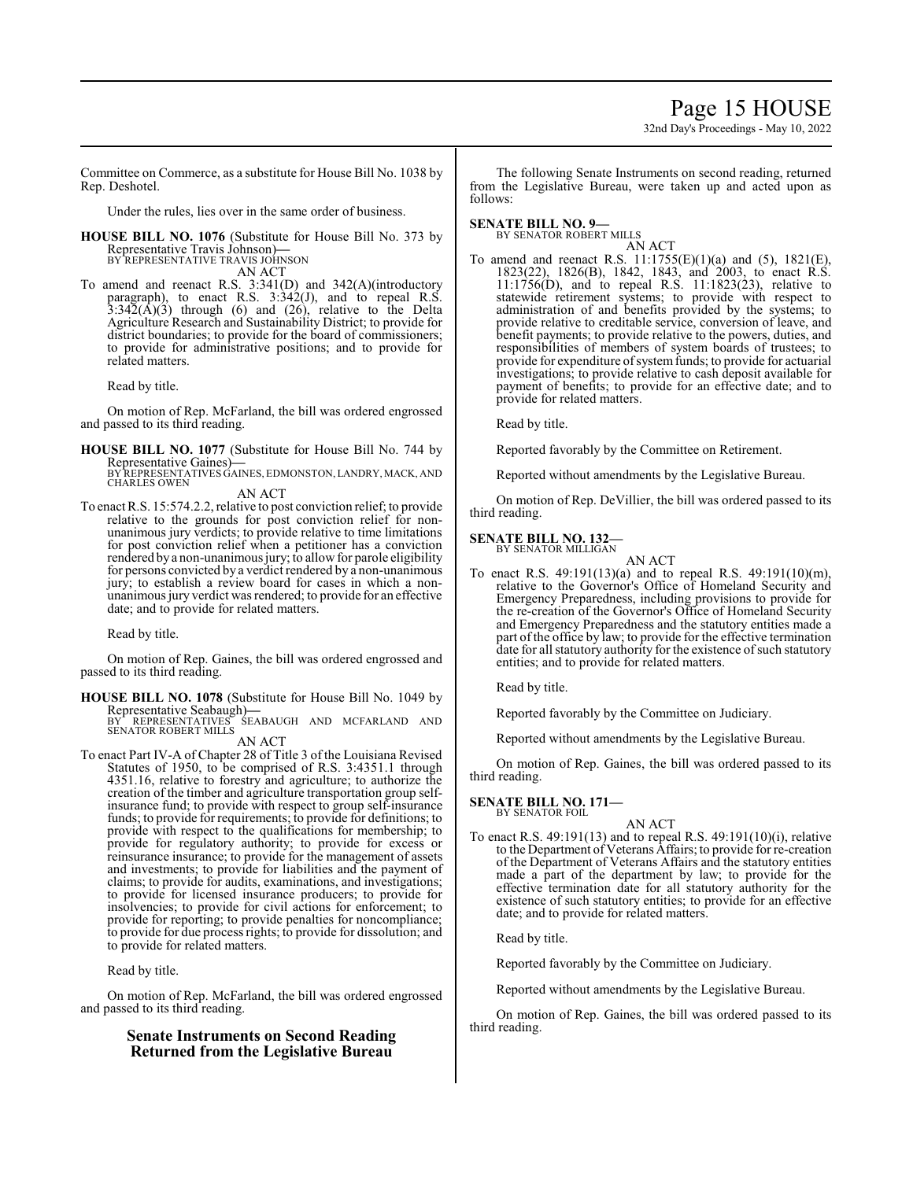Committee on Commerce, as a substitute for House Bill No. 1038 by Rep. Deshotel.

Under the rules, lies over in the same order of business.

**HOUSE BILL NO. 1076** (Substitute for House Bill No. 373 by Representative Travis Johnson)**—**
BY REPRESENTATIVE TRAVIS JOHNSON
AN ACT

To amend and reenact R.S. 3:341(D) and 342(A)(introductory paragraph), to enact R.S. 3:342(J), and to repeal R.S. 3:342(A)(3) through (6) and (26), relative to the Delta Agriculture Research and Sustainability District; to provide for district boundaries; to provide for the board of commissioners; to provide for administrative positions; and to provide for related matters.

Read by title.

On motion of Rep. McFarland, the bill was ordered engrossed and passed to its third reading.

**HOUSE BILL NO. 1077** (Substitute for House Bill No. 744 by Representative Gaines)**—**
BY REPRESENTATIVES GAINES, EDMONSTON, LANDRY, MACK, AND CHARLES OWEN
AN ACT

To enact R.S. 15:574.2.2, relative to post conviction relief; to provide relative to the grounds for post conviction relief for non-unanimous jury verdicts; to provide relative to time limitations for post conviction relief when a petitioner has a conviction rendered by a non-unanimous jury; to allow for parole eligibility for persons convicted by a verdict rendered by a non-unanimous jury; to establish a review board for cases in which a non-unanimous jury verdict was rendered; to provide for an effective date; and to provide for related matters.

Read by title.

On motion of Rep. Gaines, the bill was ordered engrossed and passed to its third reading.

**HOUSE BILL NO. 1078** (Substitute for House Bill No. 1049 by Representative Seabaugh)**—**
BY REPRESENTATIVES SEABAUGH AND MCFARLAND AND SENATOR ROBERT MILLS
AN ACT

To enact Part IV-A of Chapter 28 of Title 3 of the Louisiana Revised Statutes of 1950, to be comprised of R.S. 3:4351.1 through 4351.16, relative to forestry and agriculture; to authorize the creation of the timber and agriculture transportation group self-insurance fund; to provide with respect to group self-insurance funds; to provide for requirements; to provide for definitions; to provide with respect to the qualifications for membership; to provide for regulatory authority; to provide for excess or reinsurance insurance; to provide for the management of assets and investments; to provide for liabilities and the payment of claims; to provide for audits, examinations, and investigations; to provide for licensed insurance producers; to provide for insolvencies; to provide for civil actions for enforcement; to provide for reporting; to provide penalties for noncompliance; to provide for due process rights; to provide for dissolution; and to provide for related matters.

Read by title.

On motion of Rep. McFarland, the bill was ordered engrossed and passed to its third reading.

## Senate Instruments on Second Reading Returned from the Legislative Bureau

The following Senate Instruments on second reading, returned from the Legislative Bureau, were taken up and acted upon as follows:

**SENATE BILL NO. 9—**
BY SENATOR ROBERT MILLS
AN ACT

To amend and reenact R.S. 11:1755(E)(1)(a) and (5), 1821(E), 1823(22), 1826(B), 1842, 1843, and 2003, to enact R.S. 11:1756(D), and to repeal R.S. 11:1823(23), relative to statewide retirement systems; to provide with respect to administration of and benefits provided by the systems; to provide relative to creditable service, conversion of leave, and benefit payments; to provide relative to the powers, duties, and responsibilities of members of system boards of trustees; to provide for expenditure of system funds; to provide for actuarial investigations; to provide relative to cash deposit available for payment of benefits; to provide for an effective date; and to provide for related matters.

Read by title.

Reported favorably by the Committee on Retirement.

Reported without amendments by the Legislative Bureau.

On motion of Rep. DeVillier, the bill was ordered passed to its third reading.

**SENATE BILL NO. 132—**
BY SENATOR MILLIGAN
AN ACT

To enact R.S. 49:191(13)(a) and to repeal R.S. 49:191(10)(m), relative to the Governor's Office of Homeland Security and Emergency Preparedness, including provisions to provide for the re-creation of the Governor's Office of Homeland Security and Emergency Preparedness and the statutory entities made a part of the office by law; to provide for the effective termination date for all statutory authority for the existence of such statutory entities; and to provide for related matters.

Read by title.

Reported favorably by the Committee on Judiciary.

Reported without amendments by the Legislative Bureau.

On motion of Rep. Gaines, the bill was ordered passed to its third reading.

**SENATE BILL NO. 171—**
BY SENATOR FOIL
AN ACT

To enact R.S. 49:191(13) and to repeal R.S. 49:191(10)(i), relative to the Department of Veterans Affairs; to provide for re-creation of the Department of Veterans Affairs and the statutory entities made a part of the department by law; to provide for the effective termination date for all statutory authority for the existence of such statutory entities; to provide for an effective date; and to provide for related matters.

Read by title.

Reported favorably by the Committee on Judiciary.

Reported without amendments by the Legislative Bureau.

On motion of Rep. Gaines, the bill was ordered passed to its third reading.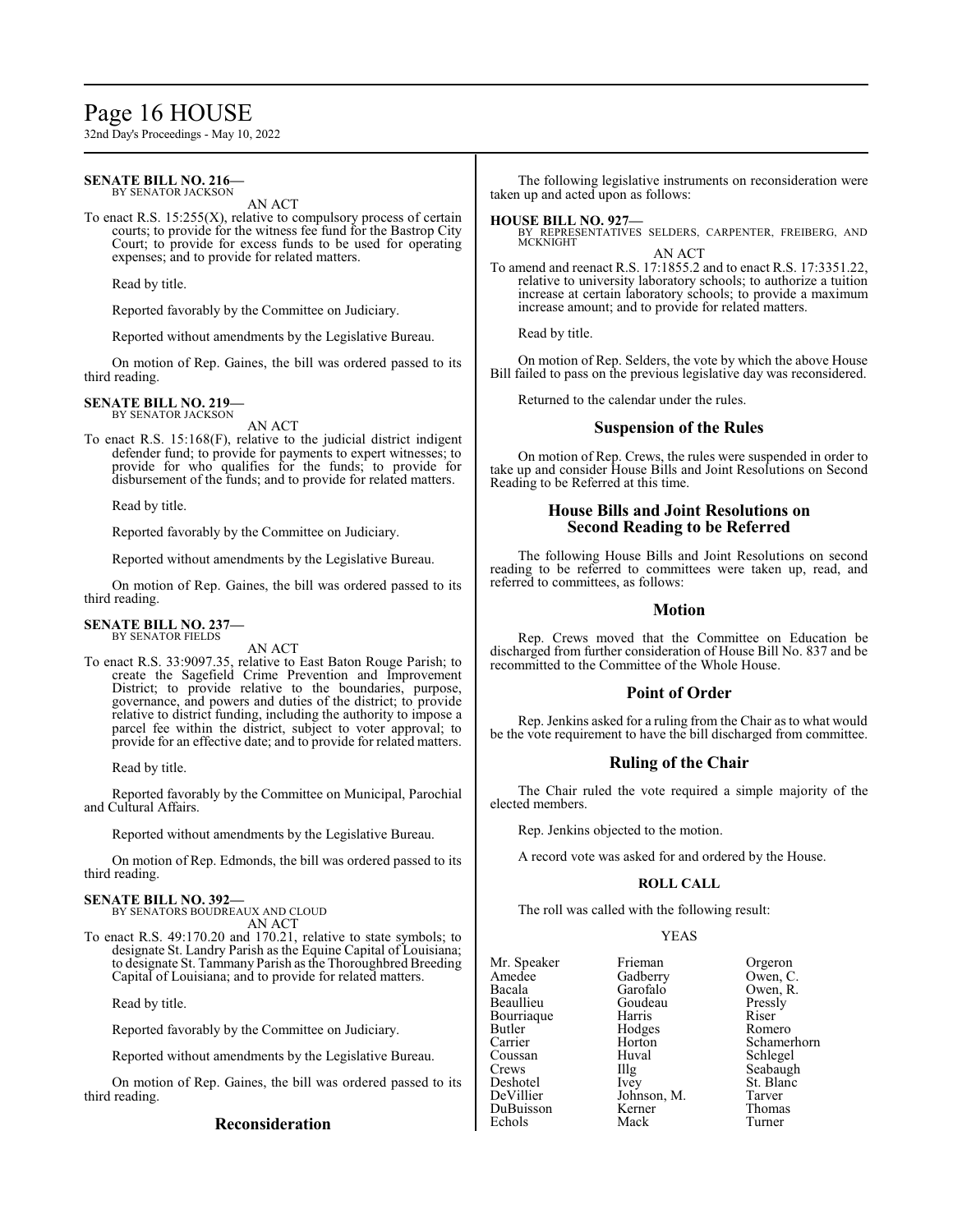**SENATE BILL NO. 216—**
BY SENATOR JACKSON

AN ACT

To enact R.S. 15:255(X), relative to compulsory process of certain courts; to provide for the witness fee fund for the Bastrop City Court; to provide for excess funds to be used for operating expenses; and to provide for related matters.

Read by title.

Reported favorably by the Committee on Judiciary.

Reported without amendments by the Legislative Bureau.

On motion of Rep. Gaines, the bill was ordered passed to its third reading.

**SENATE BILL NO. 219—**
BY SENATOR JACKSON

AN ACT

To enact R.S. 15:168(F), relative to the judicial district indigent defender fund; to provide for payments to expert witnesses; to provide for who qualifies for the funds; to provide for disbursement of the funds; and to provide for related matters.

Read by title.

Reported favorably by the Committee on Judiciary.

Reported without amendments by the Legislative Bureau.

On motion of Rep. Gaines, the bill was ordered passed to its third reading.

**SENATE BILL NO. 237—**
BY SENATOR FIELDS

AN ACT

To enact R.S. 33:9097.35, relative to East Baton Rouge Parish; to create the Sagefield Crime Prevention and Improvement District; to provide relative to the boundaries, purpose, governance, and powers and duties of the district; to provide relative to district funding, including the authority to impose a parcel fee within the district, subject to voter approval; to provide for an effective date; and to provide for related matters.

Read by title.

Reported favorably by the Committee on Municipal, Parochial and Cultural Affairs.

Reported without amendments by the Legislative Bureau.

On motion of Rep. Edmonds, the bill was ordered passed to its third reading.

**SENATE BILL NO. 392—**
BY SENATORS BOUDREAUX AND CLOUD

AN ACT

To enact R.S. 49:170.20 and 170.21, relative to state symbols; to designate St. Landry Parish as the Equine Capital of Louisiana; to designate St. Tammany Parish as the Thoroughbred Breeding Capital of Louisiana; and to provide for related matters.

Read by title.

Reported favorably by the Committee on Judiciary.

Reported without amendments by the Legislative Bureau.

On motion of Rep. Gaines, the bill was ordered passed to its third reading.

## Reconsideration

The following legislative instruments on reconsideration were taken up and acted upon as follows:

**HOUSE BILL NO. 927—**
BY REPRESENTATIVES SELDERS, CARPENTER, FREIBERG, AND MCKNIGHT

AN ACT

To amend and reenact R.S. 17:1855.2 and to enact R.S. 17:3351.22, relative to university laboratory schools; to authorize a tuition increase at certain laboratory schools; to provide a maximum increase amount; and to provide for related matters.

Read by title.

On motion of Rep. Selders, the vote by which the above House Bill failed to pass on the previous legislative day was reconsidered.

Returned to the calendar under the rules.

## Suspension of the Rules

On motion of Rep. Crews, the rules were suspended in order to take up and consider House Bills and Joint Resolutions on Second Reading to be Referred at this time.

## House Bills and Joint Resolutions on Second Reading to be Referred

The following House Bills and Joint Resolutions on second reading to be referred to committees were taken up, read, and referred to committees, as follows:

## Motion

Rep. Crews moved that the Committee on Education be discharged from further consideration of House Bill No. 837 and be recommitted to the Committee of the Whole House.

## Point of Order

Rep. Jenkins asked for a ruling from the Chair as to what would be the vote requirement to have the bill discharged from committee.

## Ruling of the Chair

The Chair ruled the vote required a simple majority of the elected members.

Rep. Jenkins objected to the motion.

A record vote was asked for and ordered by the House.

**ROLL CALL**

The roll was called with the following result:

YEAS

| | | |
|---|---|---|
| Mr. Speaker | Frieman | Orgeron |
| Amedee | Gadberry | Owen, C. |
| Bacala | Garofalo | Owen, R. |
| Beaullieu | Goudeau | Pressly |
| Bourriaque | Harris | Riser |
| Butler | Hodges | Romero |
| Carrier | Horton | Schamerhorn |
| Coussan | Huval | Schlegel |
| Crews | Illg | Seabaugh |
| Deshotel | Ivey | St. Blanc |
| DeVillier | Johnson, M. | Tarver |
| DuBuisson | Kerner | Thomas |
| Echols | Mack | Turner |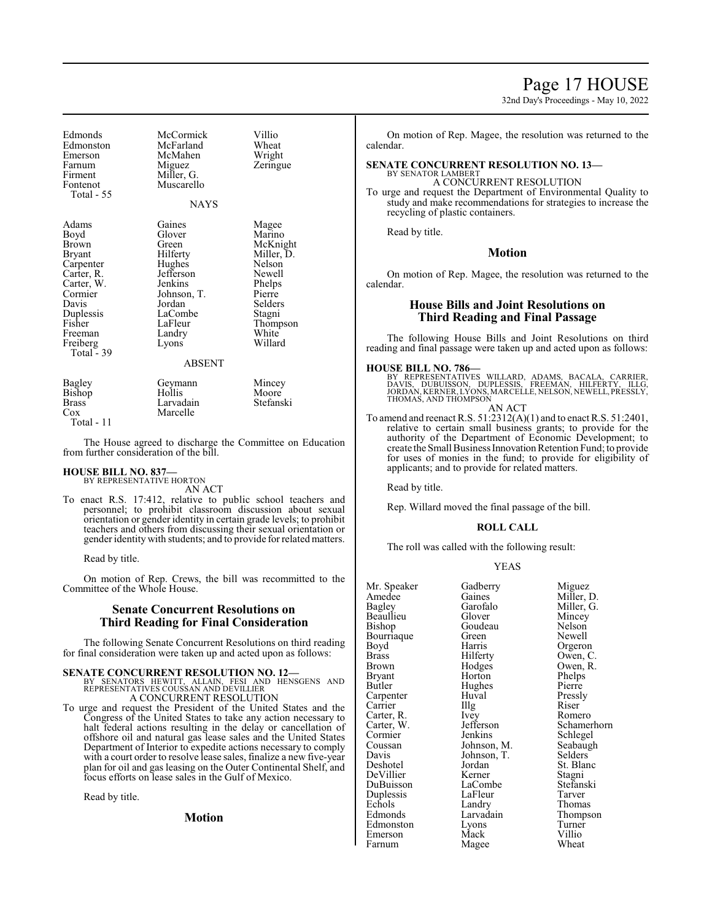| | | |
|---|---|---|
| Edmonds | McCormick | Villio |
| Edmonston | McFarland | Wheat |
| Emerson | McMahen | Wright |
| Farnum | Miguez | Zeringue |
| Firment | Miller, G. | |
| Fontenot | Muscarello | |
| Total - 55 | | |

NAYS

| | | |
|---|---|---|
| Adams | Gaines | Magee |
| Boyd | Glover | Marino |
| Brown | Green | McKnight |
| Bryant | Hilferty | Miller, D. |
| Carpenter | Hughes | Nelson |
| Carter, R. | Jefferson | Newell |
| Carter, W. | Jenkins | Phelps |
| Cormier | Johnson, T. | Pierre |
| Davis | Jordan | Selders |
| Duplessis | LaCombe | Stagni |
| Fisher | LaFleur | Thompson |
| Freeman | Landry | White |
| Freiberg | Lyons | Willard |
| Total - 39 | | |

ABSENT

| | | |
|---|---|---|
| Bagley | Geymann | Mincey |
| Bishop | Hollis | Moore |
| Brass | Larvadain | Stefanski |
| Cox | Marcelle | |
| Total - 11 | | |

The House agreed to discharge the Committee on Education from further consideration of the bill.

**HOUSE BILL NO. 837—**
BY REPRESENTATIVE HORTON
AN ACT

To enact R.S. 17:412, relative to public school teachers and personnel; to prohibit classroom discussion about sexual orientation or gender identity in certain grade levels; to prohibit teachers and others from discussing their sexual orientation or gender identity with students; and to provide for related matters.

Read by title.

On motion of Rep. Crews, the bill was recommitted to the Committee of the Whole House.

## Senate Concurrent Resolutions on Third Reading for Final Consideration

The following Senate Concurrent Resolutions on third reading for final consideration were taken up and acted upon as follows:

**SENATE CONCURRENT RESOLUTION NO. 12—**
BY SENATORS HEWITT, ALLAIN, FESI AND HENSGENS AND REPRESENTATIVES COUSSAN AND DEVILLIER
A CONCURRENT RESOLUTION

To urge and request the President of the United States and the Congress of the United States to take any action necessary to halt federal actions resulting in the delay or cancellation of offshore oil and natural gas lease sales and the United States Department of Interior to expedite actions necessary to comply with a court order to resolve lease sales, finalize a new five-year plan for oil and gas leasing on the Outer Continental Shelf, and focus efforts on lease sales in the Gulf of Mexico.

Read by title.

## Motion

On motion of Rep. Magee, the resolution was returned to the calendar.

**SENATE CONCURRENT RESOLUTION NO. 13—**
BY SENATOR LAMBERT
A CONCURRENT RESOLUTION

To urge and request the Department of Environmental Quality to study and make recommendations for strategies to increase the recycling of plastic containers.

Read by title.

## Motion

On motion of Rep. Magee, the resolution was returned to the calendar.

## House Bills and Joint Resolutions on Third Reading and Final Passage

The following House Bills and Joint Resolutions on third reading and final passage were taken up and acted upon as follows:

**HOUSE BILL NO. 786—**
BY REPRESENTATIVES WILLARD, ADAMS, BACALA, CARRIER, DAVIS, DUBUISSON, DUPLESSIS, FREEMAN, HILFERTY, ILLG, JORDAN, KERNER, LYONS, MARCELLE, NELSON, NEWELL, PRESSLY, THOMAS, AND THOMPSON
AN ACT

To amend and reenact R.S. 51:2312(A)(1) and to enact R.S. 51:2401, relative to certain small business grants; to provide for the authority of the Department of Economic Development; to create the Small Business Innovation Retention Fund; to provide for uses of monies in the fund; to provide for eligibility of applicants; and to provide for related matters.

Read by title.

Rep. Willard moved the final passage of the bill.

**ROLL CALL**

The roll was called with the following result:

YEAS

| | | |
|---|---|---|
| Mr. Speaker | Gadberry | Miguez |
| Amedee | Gaines | Miller, D. |
| Bagley | Garofalo | Miller, G. |
| Beaullieu | Glover | Mincey |
| Bishop | Goudeau | Nelson |
| Bourriaque | Green | Newell |
| Boyd | Harris | Orgeron |
| Brass | Hilferty | Owen, C. |
| Brown | Hodges | Owen, R. |
| Bryant | Horton | Phelps |
| Butler | Hughes | Pierre |
| Carpenter | Huval | Pressly |
| Carrier | Illg | Riser |
| Carter, R. | Ivey | Romero |
| Carter, W. | Jefferson | Schamerhorn |
| Cormier | Jenkins | Schlegel |
| Coussan | Johnson, M. | Seabaugh |
| Davis | Johnson, T. | Selders |
| Deshotel | Jordan | St. Blanc |
| DeVillier | Kerner | Stagni |
| DuBuisson | LaCombe | Stefanski |
| Duplessis | LaFleur | Tarver |
| Echols | Landry | Thomas |
| Edmonds | Larvadain | Thompson |
| Edmonston | Lyons | Turner |
| Emerson | Mack | Villio |
| Farnum | Magee | Wheat |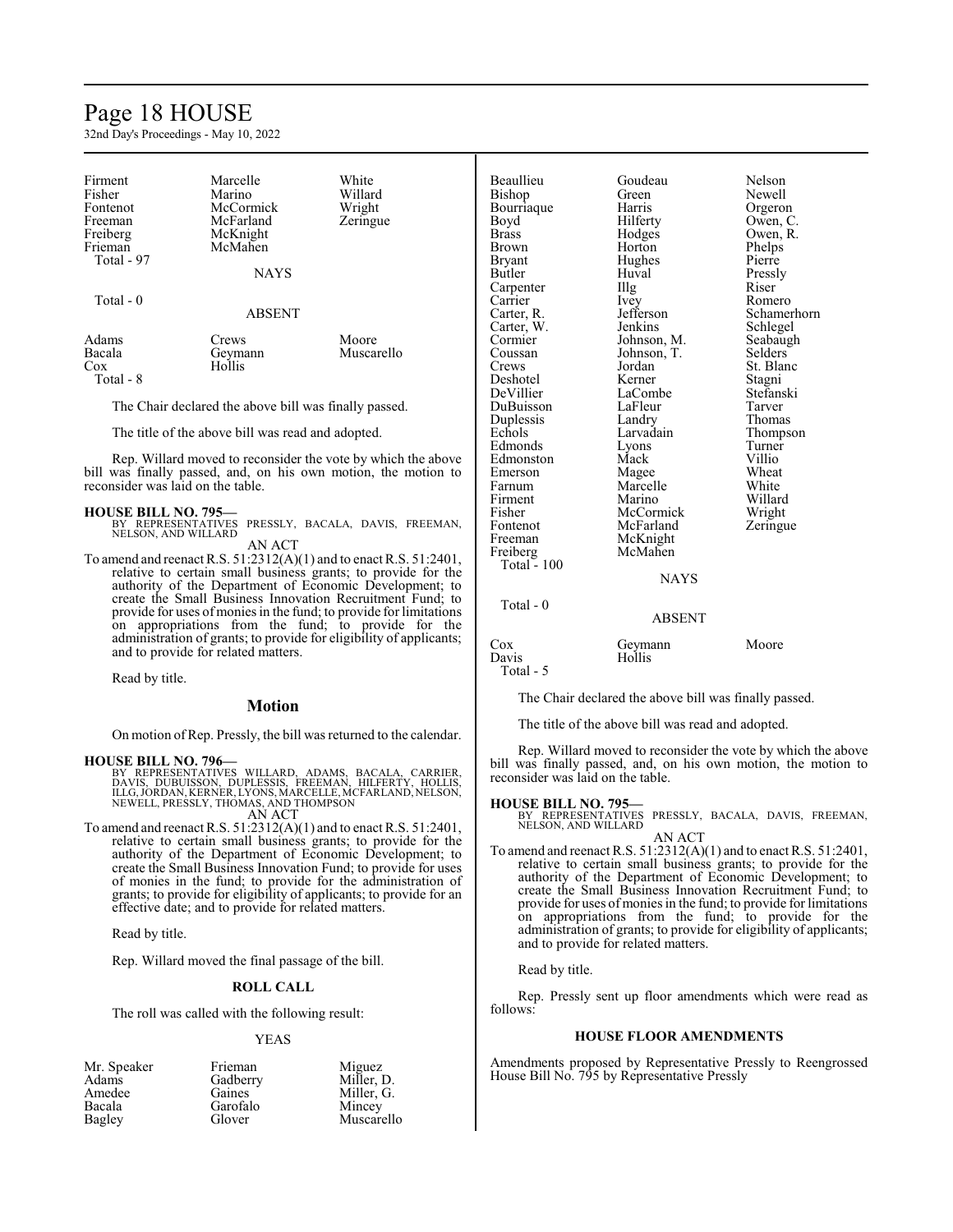| | | |
|---|---|---|
| Firment | Marcelle | White |
| Fisher | Marino | Willard |
| Fontenot | McCormick | Wright |
| Freeman | McFarland | Zeringue |
| Freiberg | McKnight | |
| Frieman | McMahen | |
| Total - 97 | | |

NAYS

Total - 0

ABSENT

| | | |
|---|---|---|
| Adams | Crews | Moore |
| Bacala | Geymann | Muscarello |
| Cox | Hollis | |
| Total - 8 | | |

The Chair declared the above bill was finally passed.

The title of the above bill was read and adopted.

Rep. Willard moved to reconsider the vote by which the above bill was finally passed, and, on his own motion, the motion to reconsider was laid on the table.

**HOUSE BILL NO. 795—**
BY REPRESENTATIVES PRESSLY, BACALA, DAVIS, FREEMAN, NELSON, AND WILLARD

AN ACT

To amend and reenact R.S. 51:2312(A)(1) and to enact R.S. 51:2401, relative to certain small business grants; to provide for the authority of the Department of Economic Development; to create the Small Business Innovation Recruitment Fund; to provide for uses of monies in the fund; to provide for limitations on appropriations from the fund; to provide for the administration of grants; to provide for eligibility of applicants; and to provide for related matters.

Read by title.

## Motion

On motion of Rep. Pressly, the bill was returned to the calendar.

**HOUSE BILL NO. 796—**
BY REPRESENTATIVES WILLARD, ADAMS, BACALA, CARRIER, DAVIS, DUBUISSON, DUPLESSIS, FREEMAN, HILFERTY, HOLLIS, ILLG, JORDAN, KERNER, LYONS, MARCELLE, MCFARLAND, NELSON, NEWELL, PRESSLY, THOMAS, AND THOMPSON

AN ACT

To amend and reenact R.S. 51:2312(A)(1) and to enact R.S. 51:2401, relative to certain small business grants; to provide for the authority of the Department of Economic Development; to create the Small Business Innovation Fund; to provide for uses of monies in the fund; to provide for the administration of grants; to provide for eligibility of applicants; to provide for an effective date; and to provide for related matters.

Read by title.

Rep. Willard moved the final passage of the bill.

### ROLL CALL

The roll was called with the following result:

YEAS

| | | |
|---|---|---|
| Mr. Speaker | Frieman | Miguez |
| Adams | Gadberry | Miller, D. |
| Amedee | Gaines | Miller, G. |
| Bacala | Garofalo | Mincey |
| Bagley | Glover | Muscarello |
| Beaullieu | Goudeau | Nelson |
| Bishop | Green | Newell |
| Bourriaque | Harris | Orgeron |
| Boyd | Hilferty | Owen, C. |
| Brass | Hodges | Owen, R. |
| Brown | Horton | Phelps |
| Bryant | Hughes | Pierre |
| Butler | Huval | Pressly |
| Carpenter | Illg | Riser |
| Carrier | Ivey | Romero |
| Carter, R. | Jefferson | Schamerhorn |
| Carter, W. | Jenkins | Schlegel |
| Cormier | Johnson, M. | Seabaugh |
| Coussan | Johnson, T. | Selders |
| Crews | Jordan | St. Blanc |
| Deshotel | Kerner | Stagni |
| DeVillier | LaCombe | Stefanski |
| DuBuisson | LaFleur | Tarver |
| Duplessis | Landry | Thomas |
| Echols | Larvadain | Thompson |
| Edmonds | Lyons | Turner |
| Edmonston | Mack | Villio |
| Emerson | Magee | Wheat |
| Farnum | Marcelle | White |
| Firment | Marino | Willard |
| Fisher | McCormick | Wright |
| Fontenot | McFarland | Zeringue |
| Freeman | McKnight | |
| Freiberg | McMahen | |
| Total - 100 | | |

NAYS

Total - 0

ABSENT

| | | |
|---|---|---|
| Cox | Geymann | Moore |
| Davis | Hollis | |
| Total - 5 | | |

The Chair declared the above bill was finally passed.

The title of the above bill was read and adopted.

Rep. Willard moved to reconsider the vote by which the above bill was finally passed, and, on his own motion, the motion to reconsider was laid on the table.

**HOUSE BILL NO. 795—**
BY REPRESENTATIVES PRESSLY, BACALA, DAVIS, FREEMAN, NELSON, AND WILLARD

AN ACT

To amend and reenact R.S. 51:2312(A)(1) and to enact R.S. 51:2401, relative to certain small business grants; to provide for the authority of the Department of Economic Development; to create the Small Business Innovation Recruitment Fund; to provide for uses of monies in the fund; to provide for limitations on appropriations from the fund; to provide for the administration of grants; to provide for eligibility of applicants; and to provide for related matters.

Read by title.

Rep. Pressly sent up floor amendments which were read as follows:

### HOUSE FLOOR AMENDMENTS

Amendments proposed by Representative Pressly to Reengrossed House Bill No. 795 by Representative Pressly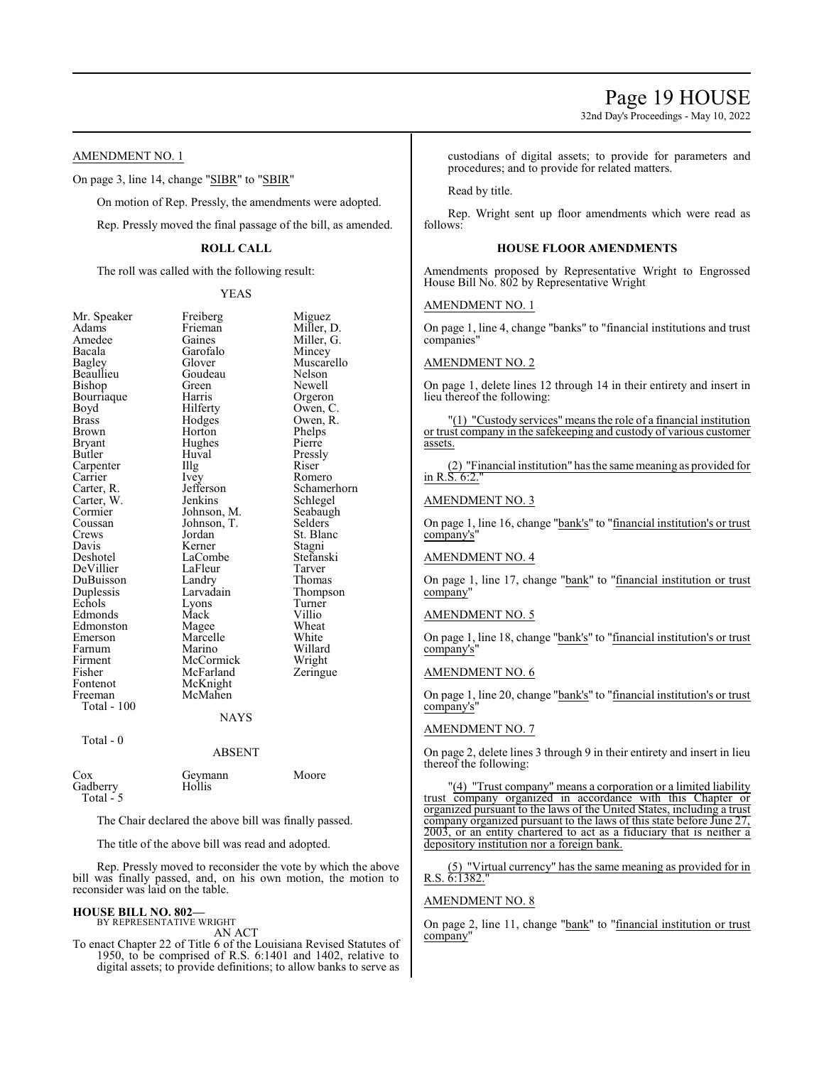AMENDMENT NO. 1

On page 3, line 14, change "SIBR" to "SBIR"

On motion of Rep. Pressly, the amendments were adopted.

Rep. Pressly moved the final passage of the bill, as amended.

**ROLL CALL**

The roll was called with the following result:

YEAS

| | | |
|---|---|---|
| Mr. Speaker | Freiberg | Miguez |
| Adams | Frieman | Miller, D. |
| Amedee | Gaines | Miller, G. |
| Bacala | Garofalo | Mincey |
| Bagley | Glover | Muscarello |
| Beaullieu | Goudeau | Nelson |
| Bishop | Green | Newell |
| Bourriaque | Harris | Orgeron |
| Boyd | Hilferty | Owen, C. |
| Brass | Hodges | Owen, R. |
| Brown | Horton | Phelps |
| Bryant | Hughes | Pierre |
| Butler | Huval | Pressly |
| Carpenter | Illg | Riser |
| Carrier | Ivey | Romero |
| Carter, R. | Jefferson | Schamerhorn |
| Carter, W. | Jenkins | Schlegel |
| Cormier | Johnson, M. | Seabaugh |
| Coussan | Johnson, T. | Selders |
| Crews | Jordan | St. Blanc |
| Davis | Kerner | Stagni |
| Deshotel | LaCombe | Stefanski |
| DeVillier | LaFleur | Tarver |
| DuBuisson | Landry | Thomas |
| Duplessis | Larvadain | Thompson |
| Echols | Lyons | Turner |
| Edmonds | Mack | Villio |
| Edmonston | Magee | Wheat |
| Emerson | Marcelle | White |
| Farnum | Marino | Willard |
| Firment | McCormick | Wright |
| Fisher | McFarland | Zeringue |
| Fontenot | McKnight | |
| Freeman | McMahen | |

Total - 100

NAYS

Total - 0

ABSENT

| | | |
|---|---|---|
| Cox | Geymann | Moore |
| Gadberry | Hollis | |

Total - 5

The Chair declared the above bill was finally passed.

The title of the above bill was read and adopted.

Rep. Pressly moved to reconsider the vote by which the above bill was finally passed, and, on his own motion, the motion to reconsider was laid on the table.

**HOUSE BILL NO. 802—**
BY REPRESENTATIVE WRIGHT
AN ACT

To enact Chapter 22 of Title 6 of the Louisiana Revised Statutes of 1950, to be comprised of R.S. 6:1401 and 1402, relative to digital assets; to provide definitions; to allow banks to serve as custodians of digital assets; to provide for parameters and procedures; and to provide for related matters.

Read by title.

Rep. Wright sent up floor amendments which were read as follows:

**HOUSE FLOOR AMENDMENTS**

Amendments proposed by Representative Wright to Engrossed House Bill No. 802 by Representative Wright

AMENDMENT NO. 1

On page 1, line 4, change "banks" to "financial institutions and trust companies"

AMENDMENT NO. 2

On page 1, delete lines 12 through 14 in their entirety and insert in lieu thereof the following:

"(1) "Custody services" means the role of a financial institution or trust company in the safekeeping and custody of various customer assets.

(2) "Financial institution" has the same meaning as provided for in R.S. 6:2."

AMENDMENT NO. 3

On page 1, line 16, change "bank's" to "financial institution's or trust company's"

AMENDMENT NO. 4

On page 1, line 17, change "bank" to "financial institution or trust company"

AMENDMENT NO. 5

On page 1, line 18, change "bank's" to "financial institution's or trust company's"

AMENDMENT NO. 6

On page 1, line 20, change "bank's" to "financial institution's or trust company's"

AMENDMENT NO. 7

On page 2, delete lines 3 through 9 in their entirety and insert in lieu thereof the following:

"(4) "Trust company" means a corporation or a limited liability trust company organized in accordance with this Chapter or organized pursuant to the laws of the United States, including a trust company organized pursuant to the laws of this state before June 27, 2003, or an entity chartered to act as a fiduciary that is neither a depository institution nor a foreign bank.

(5) "Virtual currency" has the same meaning as provided for in R.S. 6:1382."

AMENDMENT NO. 8

On page 2, line 11, change "bank" to "financial institution or trust company"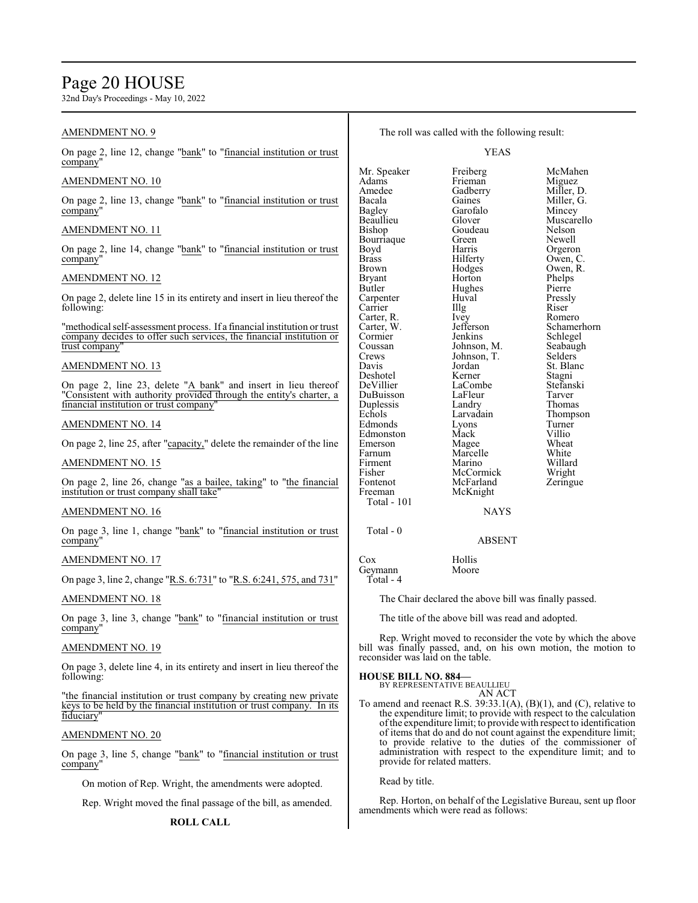AMENDMENT NO. 9

On page 2, line 12, change "bank" to "financial institution or trust company"

AMENDMENT NO. 10

On page 2, line 13, change "bank" to "financial institution or trust company"

AMENDMENT NO. 11

On page 2, line 14, change "bank" to "financial institution or trust company"

AMENDMENT NO. 12

On page 2, delete line 15 in its entirety and insert in lieu thereof the following:

"methodical self-assessment process. If a financial institution or trust company decides to offer such services, the financial institution or trust company"

AMENDMENT NO. 13

On page 2, line 23, delete "A bank" and insert in lieu thereof "Consistent with authority provided through the entity's charter, a financial institution or trust company"

AMENDMENT NO. 14

On page 2, line 25, after "capacity," delete the remainder of the line

AMENDMENT NO. 15

On page 2, line 26, change "as a bailee, taking" to "the financial institution or trust company shall take"

AMENDMENT NO. 16

On page 3, line 1, change "bank" to "financial institution or trust company"

AMENDMENT NO. 17

On page 3, line 2, change "R.S. 6:731" to "R.S. 6:241, 575, and 731"

AMENDMENT NO. 18

On page 3, line 3, change "bank" to "financial institution or trust company"

AMENDMENT NO. 19

On page 3, delete line 4, in its entirety and insert in lieu thereof the following:

"the financial institution or trust company by creating new private keys to be held by the financial institution or trust company. In its fiduciary"

AMENDMENT NO. 20

On page 3, line 5, change "bank" to "financial institution or trust company"

On motion of Rep. Wright, the amendments were adopted.

Rep. Wright moved the final passage of the bill, as amended.

**ROLL CALL**

The roll was called with the following result:

YEAS

| | | |
|---|---|---|
| Mr. Speaker | Freiberg | McMahen |
| Adams | Frieman | Miguez |
| Amedee | Gadberry | Miller, D. |
| Bacala | Gaines | Miller, G. |
| Bagley | Garofalo | Mincey |
| Beaullieu | Glover | Muscarello |
| Bishop | Goudeau | Nelson |
| Bourriaque | Green | Newell |
| Boyd | Harris | Orgeron |
| Brass | Hilferty | Owen, C. |
| Brown | Hodges | Owen, R. |
| Bryant | Horton | Phelps |
| Butler | Hughes | Pierre |
| Carpenter | Huval | Pressly |
| Carrier | Illg | Riser |
| Carter, R. | Ivey | Romero |
| Carter, W. | Jefferson | Schamerhorn |
| Cormier | Jenkins | Schlegel |
| Coussan | Johnson, M. | Seabaugh |
| Crews | Johnson, T. | Selders |
| Davis | Jordan | St. Blanc |
| Deshotel | Kerner | Stagni |
| DeVillier | LaCombe | Stefanski |
| DuBuisson | LaFleur | Tarver |
| Duplessis | Landry | Thomas |
| Echols | Larvadain | Thompson |
| Edmonds | Lyons | Turner |
| Edmonston | Mack | Villio |
| Emerson | Magee | Wheat |
| Farnum | Marcelle | White |
| Firment | Marino | Willard |
| Fisher | McCormick | Wright |
| Fontenot | McFarland | Zeringue |
| Freeman | McKnight | |

Total - 101

NAYS

Total - 0

ABSENT

| | |
|---|---|
| Cox | Hollis |
| Geymann | Moore |

Total - 4

The Chair declared the above bill was finally passed.

The title of the above bill was read and adopted.

Rep. Wright moved to reconsider the vote by which the above bill was finally passed, and, on his own motion, the motion to reconsider was laid on the table.

**HOUSE BILL NO. 884—**
BY REPRESENTATIVE BEAULLIEU
AN ACT

To amend and reenact R.S. 39:33.1(A), (B)(1), and (C), relative to the expenditure limit; to provide with respect to the calculation of the expenditure limit; to provide with respect to identification of items that do and do not count against the expenditure limit; to provide relative to the duties of the commissioner of administration with respect to the expenditure limit; and to provide for related matters.

Read by title.

Rep. Horton, on behalf of the Legislative Bureau, sent up floor amendments which were read as follows: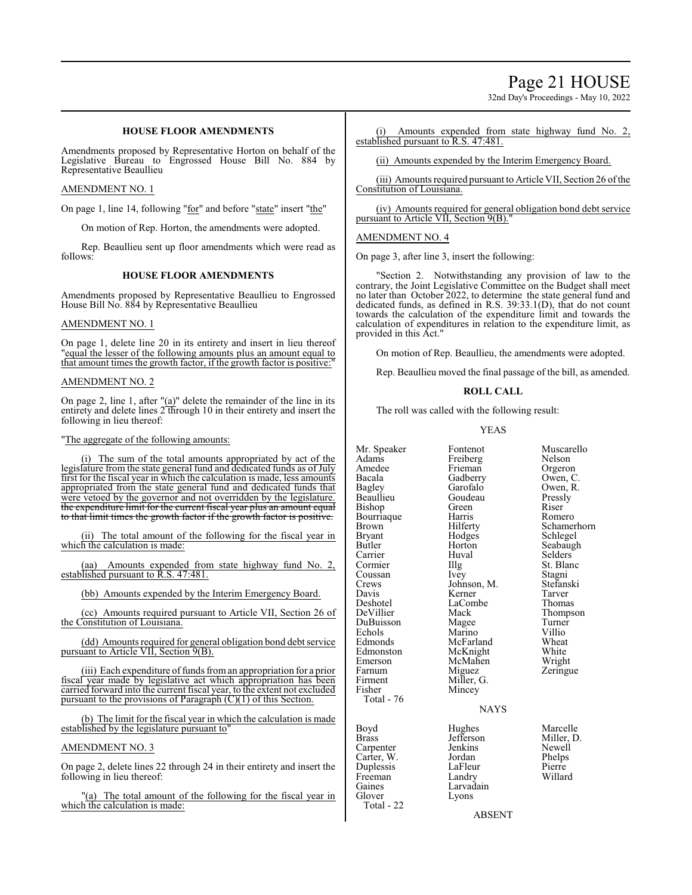### HOUSE FLOOR AMENDMENTS

Amendments proposed by Representative Horton on behalf of the Legislative Bureau to Engrossed House Bill No. 884 by Representative Beaullieu

AMENDMENT NO. 1

On page 1, line 14, following "for" and before "state" insert "the"

On motion of Rep. Horton, the amendments were adopted.

Rep. Beaullieu sent up floor amendments which were read as follows:

### HOUSE FLOOR AMENDMENTS

Amendments proposed by Representative Beaullieu to Engrossed House Bill No. 884 by Representative Beaullieu

AMENDMENT NO. 1

On page 1, delete line 20 in its entirety and insert in lieu thereof "equal the lesser of the following amounts plus an amount equal to that amount times the growth factor, if the growth factor is positive:"

AMENDMENT NO. 2

On page 2, line 1, after "(a)" delete the remainder of the line in its entirety and delete lines 2 through 10 in their entirety and insert the following in lieu thereof:

"The aggregate of the following amounts:

(i) The sum of the total amounts appropriated by act of the legislature from the state general fund and dedicated funds as of July first for the fiscal year in which the calculation is made, less amounts appropriated from the state general fund and dedicated funds that were vetoed by the governor and not overridden by the legislature. ~~the expenditure limit for the current fiscal year plus an amount equal to that limit times the growth factor if the growth factor is positive.~~

(ii) The total amount of the following for the fiscal year in which the calculation is made:

(aa) Amounts expended from state highway fund No. 2, established pursuant to R.S. 47:481.

(bb) Amounts expended by the Interim Emergency Board.

(cc) Amounts required pursuant to Article VII, Section 26 of the Constitution of Louisiana.

(dd) Amounts required for general obligation bond debt service pursuant to Article VII, Section 9(B).

(iii) Each expenditure of funds from an appropriation for a prior fiscal year made by legislative act which appropriation has been carried forward into the current fiscal year, to the extent not excluded pursuant to the provisions of Paragraph (C)(1) of this Section.

(b) The limit for the fiscal year in which the calculation is made established by the legislature pursuant to"

AMENDMENT NO. 3

On page 2, delete lines 22 through 24 in their entirety and insert the following in lieu thereof:

"(a) The total amount of the following for the fiscal year in which the calculation is made:

(i) Amounts expended from state highway fund No. 2, established pursuant to R.S. 47:481.

(ii) Amounts expended by the Interim Emergency Board.

(iii) Amounts required pursuant to Article VII, Section 26 of the Constitution of Louisiana.

(iv) Amounts required for general obligation bond debt service pursuant to Article VII, Section 9(B)."

AMENDMENT NO. 4

On page 3, after line 3, insert the following:

"Section 2. Notwithstanding any provision of law to the contrary, the Joint Legislative Committee on the Budget shall meet no later than October 2022, to determine the state general fund and dedicated funds, as defined in R.S. 39:33.1(D), that do not count towards the calculation of the expenditure limit and towards the calculation of expenditures in relation to the expenditure limit, as provided in this Act."

On motion of Rep. Beaullieu, the amendments were adopted.

Rep. Beaullieu moved the final passage of the bill, as amended.

### ROLL CALL

The roll was called with the following result:

YEAS

| | | |
|---|---|---|
| Mr. Speaker | Fontenot | Muscarello |
| Adams | Freiberg | Nelson |
| Amedee | Frieman | Orgeron |
| Bacala | Gadberry | Owen, C. |
| Bagley | Garofalo | Owen, R. |
| Beaullieu | Goudeau | Pressly |
| Bishop | Green | Riser |
| Bourriaque | Harris | Romero |
| Brown | Hilferty | Schamerhorn |
| Bryant | Hodges | Schlegel |
| Butler | Horton | Seabaugh |
| Carrier | Huval | Selders |
| Cormier | Illg | St. Blanc |
| Coussan | Ivey | Stagni |
| Crews | Johnson, M. | Stefanski |
| Davis | Kerner | Tarver |
| Deshotel | LaCombe | Thomas |
| DeVillier | Mack | Thompson |
| DuBuisson | Magee | Turner |
| Echols | Marino | Villio |
| Edmonds | McFarland | Wheat |
| Edmonston | McKnight | White |
| Emerson | McMahen | Wright |
| Farnum | Miguez | Zeringue |
| Firment | Miller, G. | |
| Fisher | Mincey | |
| Total - 76 | | |

NAYS

| | | |
|---|---|---|
| Boyd | Hughes | Marcelle |
| Brass | Jefferson | Miller, D. |
| Carpenter | Jenkins | Newell |
| Carter, W. | Jordan | Phelps |
| Duplessis | LaFleur | Pierre |
| Freeman | Landry | Willard |
| Gaines | Larvadain | |
| Glover | Lyons | |
| Total - 22 | | |

ABSENT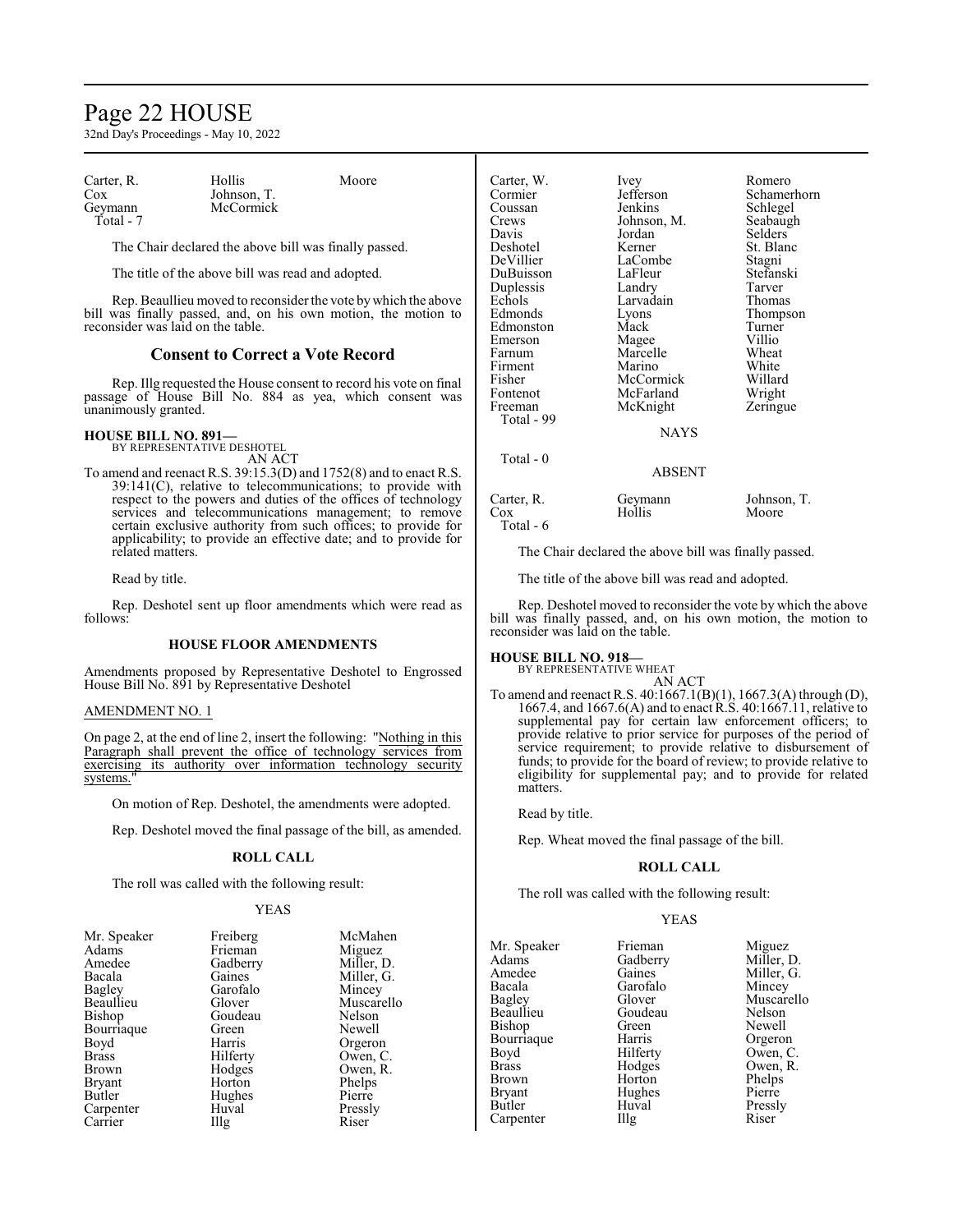| | | |
|---|---|---|
| Carter, R. | Hollis | Moore |
| Cox | Johnson, T. | |
| Geymann | McCormick | |
| Total - 7 | | |

The Chair declared the above bill was finally passed.

The title of the above bill was read and adopted.

Rep. Beaullieu moved to reconsider the vote by which the above bill was finally passed, and, on his own motion, the motion to reconsider was laid on the table.

## Consent to Correct a Vote Record

Rep. Illg requested the House consent to record his vote on final passage of House Bill No. 884 as yea, which consent was unanimously granted.

**HOUSE BILL NO. 891—**
BY REPRESENTATIVE DESHOTEL
AN ACT

To amend and reenact R.S. 39:15.3(D) and 1752(8) and to enact R.S. 39:141(C), relative to telecommunications; to provide with respect to the powers and duties of the offices of technology services and telecommunications management; to remove certain exclusive authority from such offices; to provide for applicability; to provide an effective date; and to provide for related matters.

Read by title.

Rep. Deshotel sent up floor amendments which were read as follows:

**HOUSE FLOOR AMENDMENTS**

Amendments proposed by Representative Deshotel to Engrossed House Bill No. 891 by Representative Deshotel

AMENDMENT NO. 1

On page 2, at the end of line 2, insert the following: "Nothing in this Paragraph shall prevent the office of technology services from exercising its authority over information technology security systems."

On motion of Rep. Deshotel, the amendments were adopted.

Rep. Deshotel moved the final passage of the bill, as amended.

**ROLL CALL**

The roll was called with the following result:

YEAS

| | | |
|---|---|---|
| Mr. Speaker | Freiberg | McMahen |
| Adams | Frieman | Miguez |
| Amedee | Gadberry | Miller, D. |
| Bacala | Gaines | Miller, G. |
| Bagley | Garofalo | Mincey |
| Beaullieu | Glover | Muscarello |
| Bishop | Goudeau | Nelson |
| Bourriaque | Green | Newell |
| Boyd | Harris | Orgeron |
| Brass | Hilferty | Owen, C. |
| Brown | Hodges | Owen, R. |
| Bryant | Horton | Phelps |
| Butler | Hughes | Pierre |
| Carpenter | Huval | Pressly |
| Carrier | Illg | Riser |
| Carter, W. | Ivey | Romero |
| Cormier | Jefferson | Schamerhorn |
| Coussan | Jenkins | Schlegel |
| Crews | Johnson, M. | Seabaugh |
| Davis | Jordan | Selders |
| Deshotel | Kerner | St. Blanc |
| DeVillier | LaCombe | Stagni |
| DuBuisson | LaFleur | Stefanski |
| Duplessis | Landry | Tarver |
| Echols | Larvadain | Thomas |
| Edmonds | Lyons | Thompson |
| Edmonston | Mack | Turner |
| Emerson | Magee | Villio |
| Farnum | Marcelle | Wheat |
| Firment | Marino | White |
| Fisher | McCormick | Willard |
| Fontenot | McFarland | Wright |
| Freeman | McKnight | Zeringue |
| Total - 99 | | |

NAYS

Total - 0

ABSENT

| | | |
|---|---|---|
| Carter, R. | Geymann | Johnson, T. |
| Cox | Hollis | Moore |
| Total - 6 | | |

The Chair declared the above bill was finally passed.

The title of the above bill was read and adopted.

Rep. Deshotel moved to reconsider the vote by which the above bill was finally passed, and, on his own motion, the motion to reconsider was laid on the table.

**HOUSE BILL NO. 918—**
BY REPRESENTATIVE WHEAT
AN ACT

To amend and reenact R.S. 40:1667.1(B)(1), 1667.3(A) through (D), 1667.4, and 1667.6(A) and to enact R.S. 40:1667.11, relative to supplemental pay for certain law enforcement officers; to provide relative to prior service for purposes of the period of service requirement; to provide relative to disbursement of funds; to provide for the board of review; to provide relative to eligibility for supplemental pay; and to provide for related matters.

Read by title.

Rep. Wheat moved the final passage of the bill.

**ROLL CALL**

The roll was called with the following result:

YEAS

| | | |
|---|---|---|
| Mr. Speaker | Frieman | Miguez |
| Adams | Gadberry | Miller, D. |
| Amedee | Gaines | Miller, G. |
| Bacala | Garofalo | Mincey |
| Bagley | Glover | Muscarello |
| Beaullieu | Goudeau | Nelson |
| Bishop | Green | Newell |
| Bourriaque | Harris | Orgeron |
| Boyd | Hilferty | Owen, C. |
| Brass | Hodges | Owen, R. |
| Brown | Horton | Phelps |
| Bryant | Hughes | Pierre |
| Butler | Huval | Pressly |
| Carpenter | Illg | Riser |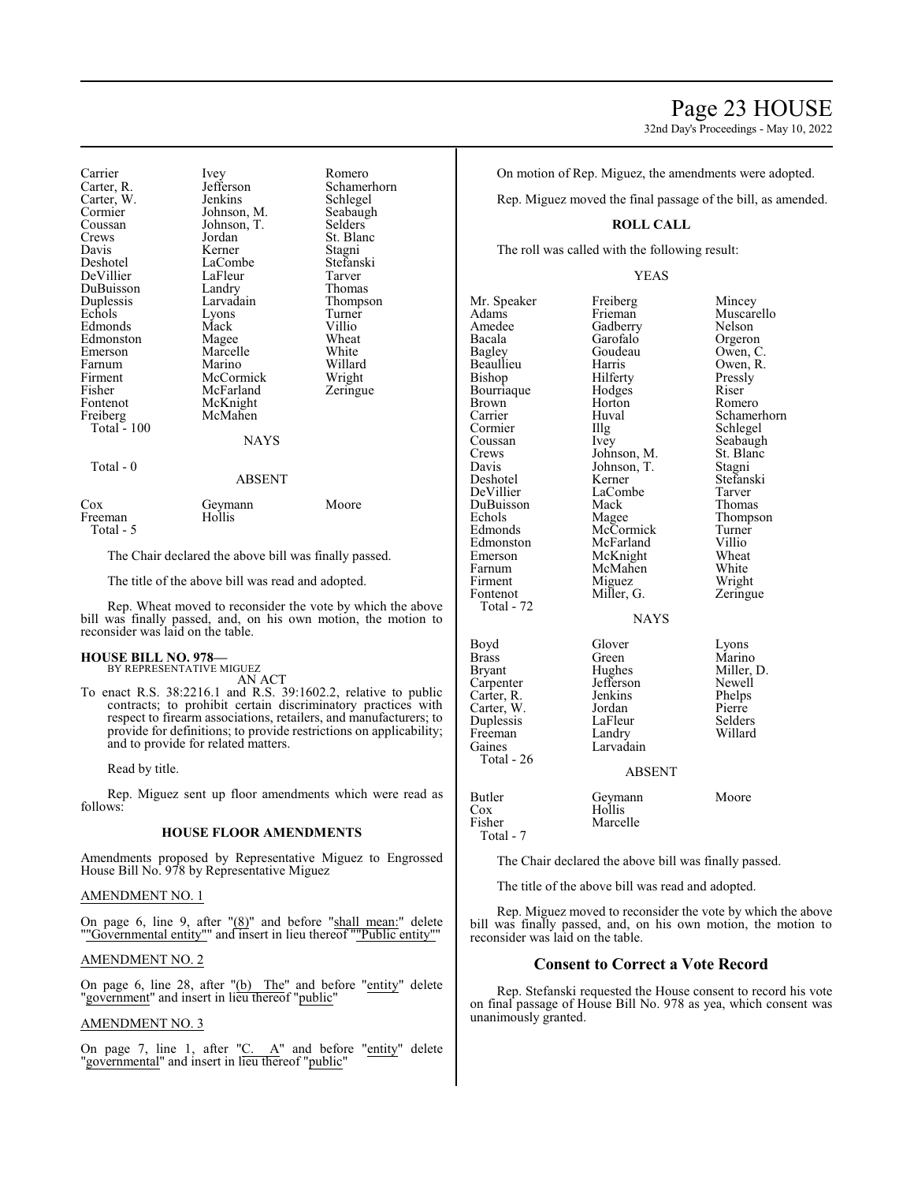| | | |
|---|---|---|
| Carrier | Ivey | Romero |
| Carter, R. | Jefferson | Schamerhorn |
| Carter, W. | Jenkins | Schlegel |
| Cormier | Johnson, M. | Seabaugh |
| Coussan | Johnson, T. | Selders |
| Crews | Jordan | St. Blanc |
| Davis | Kerner | Stagni |
| Deshotel | LaCombe | Stefanski |
| DeVillier | LaFleur | Tarver |
| DuBuisson | Landry | Thomas |
| Duplessis | Larvadain | Thompson |
| Echols | Lyons | Turner |
| Edmonds | Mack | Villio |
| Edmonston | Magee | Wheat |
| Emerson | Marcelle | White |
| Farnum | Marino | Willard |
| Firment | McCormick | Wright |
| Fisher | McFarland | Zeringue |
| Fontenot | McKnight | |
| Freiberg | McMahen | |
| Total - 100 | | |

NAYS

Total - 0

ABSENT

| | | |
|---|---|---|
| Cox | Geymann | Moore |
| Freeman | Hollis | |
| Total - 5 | | |

The Chair declared the above bill was finally passed.

The title of the above bill was read and adopted.

Rep. Wheat moved to reconsider the vote by which the above bill was finally passed, and, on his own motion, the motion to reconsider was laid on the table.

**HOUSE BILL NO. 978—**
BY REPRESENTATIVE MIGUEZ
AN ACT

To enact R.S. 38:2216.1 and R.S. 39:1602.2, relative to public contracts; to prohibit certain discriminatory practices with respect to firearm associations, retailers, and manufacturers; to provide for definitions; to provide restrictions on applicability; and to provide for related matters.

Read by title.

Rep. Miguez sent up floor amendments which were read as follows:

### HOUSE FLOOR AMENDMENTS

Amendments proposed by Representative Miguez to Engrossed House Bill No. 978 by Representative Miguez

AMENDMENT NO. 1

On page 6, line 9, after "(8)" and before "shall mean:" delete ""Governmental entity"" and insert in lieu thereof ""Public entity""

AMENDMENT NO. 2

On page 6, line 28, after "(b) The" and before "entity" delete "government" and insert in lieu thereof "public"

AMENDMENT NO. 3

On page 7, line 1, after "C. A" and before "entity" delete "governmental" and insert in lieu thereof "public"

On motion of Rep. Miguez, the amendments were adopted.

Rep. Miguez moved the final passage of the bill, as amended.

### ROLL CALL

The roll was called with the following result:

YEAS

| | | |
|---|---|---|
| Mr. Speaker | Freiberg | Mincey |
| Adams | Frieman | Muscarello |
| Amedee | Gadberry | Nelson |
| Bacala | Garofalo | Orgeron |
| Bagley | Goudeau | Owen, C. |
| Beaullieu | Harris | Owen, R. |
| Bishop | Hilferty | Pressly |
| Bourriaque | Hodges | Riser |
| Brown | Horton | Romero |
| Carrier | Huval | Schamerhorn |
| Cormier | Illg | Schlegel |
| Coussan | Ivey | Seabaugh |
| Crews | Johnson, M. | St. Blanc |
| Davis | Johnson, T. | Stagni |
| Deshotel | Kerner | Stefanski |
| DeVillier | LaCombe | Tarver |
| DuBuisson | Mack | Thomas |
| Echols | Magee | Thompson |
| Edmonds | McCormick | Turner |
| Edmonston | McFarland | Villio |
| Emerson | McKnight | Wheat |
| Farnum | McMahen | White |
| Firment | Miguez | Wright |
| Fontenot | Miller, G. | Zeringue |
| Total - 72 | | |

NAYS

| | | |
|---|---|---|
| Boyd | Glover | Lyons |
| Brass | Green | Marino |
| Bryant | Hughes | Miller, D. |
| Carpenter | Jefferson | Newell |
| Carter, R. | Jenkins | Phelps |
| Carter, W. | Jordan | Pierre |
| Duplessis | LaFleur | Selders |
| Freeman | Landry | Willard |
| Gaines | Larvadain | |
| Total - 26 | | |

ABSENT

| | | |
|---|---|---|
| Butler | Geymann | Moore |
| Cox | Hollis | |
| Fisher | Marcelle | |
| Total - 7 | | |

The Chair declared the above bill was finally passed.

The title of the above bill was read and adopted.

Rep. Miguez moved to reconsider the vote by which the above bill was finally passed, and, on his own motion, the motion to reconsider was laid on the table.

## Consent to Correct a Vote Record

Rep. Stefanski requested the House consent to record his vote on final passage of House Bill No. 978 as yea, which consent was unanimously granted.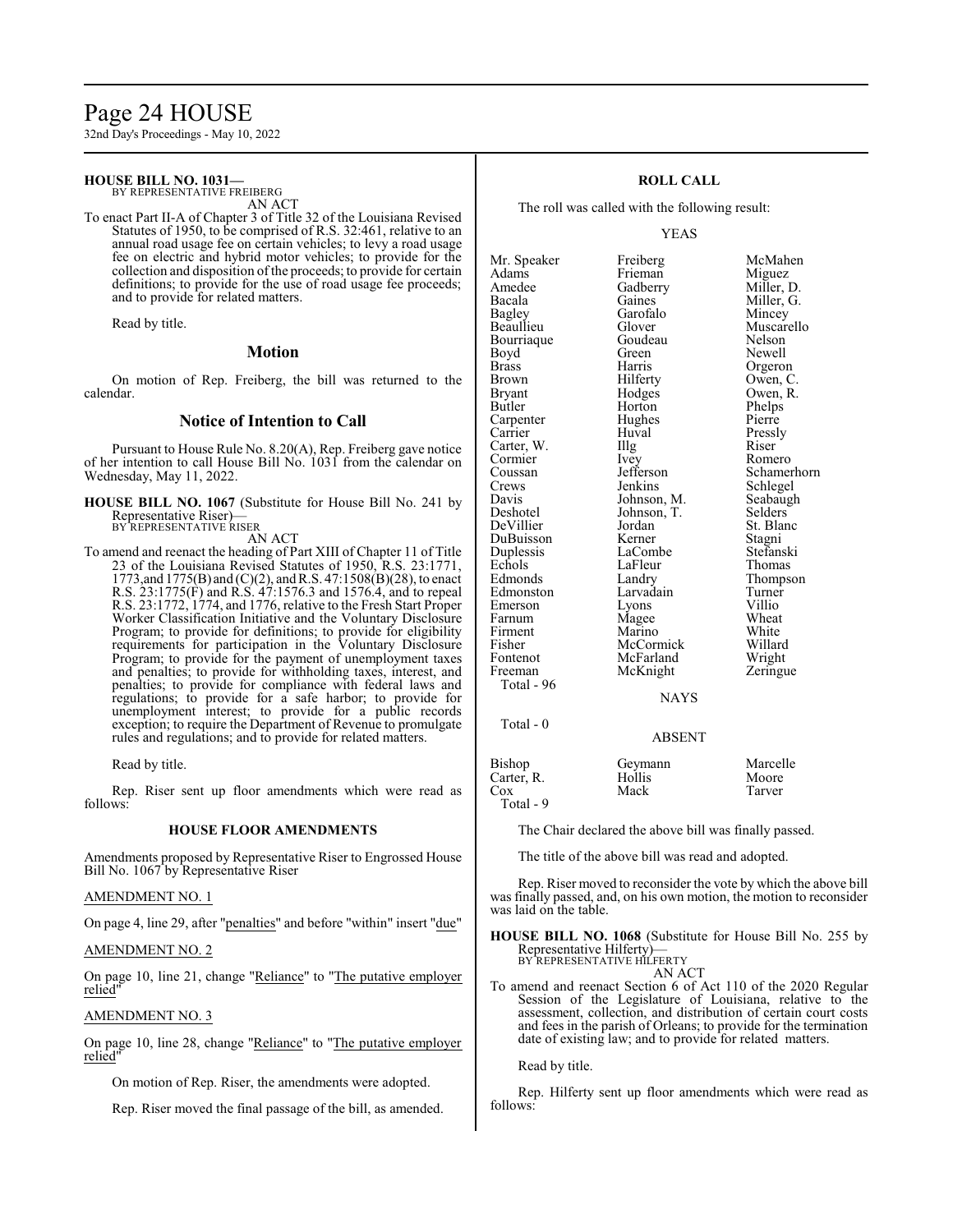**HOUSE BILL NO. 1031—**
BY REPRESENTATIVE FREIBERG
AN ACT

To enact Part II-A of Chapter 3 of Title 32 of the Louisiana Revised Statutes of 1950, to be comprised of R.S. 32:461, relative to an annual road usage fee on certain vehicles; to levy a road usage fee on electric and hybrid motor vehicles; to provide for the collection and disposition of the proceeds; to provide for certain definitions; to provide for the use of road usage fee proceeds; and to provide for related matters.

Read by title.

## Motion

On motion of Rep. Freiberg, the bill was returned to the calendar.

## Notice of Intention to Call

Pursuant to House Rule No. 8.20(A), Rep. Freiberg gave notice of her intention to call House Bill No. 1031 from the calendar on Wednesday, May 11, 2022.

**HOUSE BILL NO. 1067** (Substitute for House Bill No. 241 by Representative Riser)—
BY REPRESENTATIVE RISER
AN ACT

To amend and reenact the heading of Part XIII of Chapter 11 of Title 23 of the Louisiana Revised Statutes of 1950, R.S. 23:1771, 1773,and 1775(B) and (C)(2), and R.S. 47:1508(B)(28), to enact R.S. 23:1775(F) and R.S. 47:1576.3 and 1576.4, and to repeal R.S. 23:1772, 1774, and 1776, relative to the Fresh Start Proper Worker Classification Initiative and the Voluntary Disclosure Program; to provide for definitions; to provide for eligibility requirements for participation in the Voluntary Disclosure Program; to provide for the payment of unemployment taxes and penalties; to provide for withholding taxes, interest, and penalties; to provide for compliance with federal laws and regulations; to provide for a safe harbor; to provide for unemployment interest; to provide for a public records exception; to require the Department of Revenue to promulgate rules and regulations; and to provide for related matters.

Read by title.

Rep. Riser sent up floor amendments which were read as follows:

### HOUSE FLOOR AMENDMENTS

Amendments proposed by Representative Riser to Engrossed House Bill No. 1067 by Representative Riser

AMENDMENT NO. 1

On page 4, line 29, after "penalties" and before "within" insert "due"

AMENDMENT NO. 2

On page 10, line 21, change "Reliance" to "The putative employer relied"

AMENDMENT NO. 3

On page 10, line 28, change "Reliance" to "The putative employer relied"

On motion of Rep. Riser, the amendments were adopted.

Rep. Riser moved the final passage of the bill, as amended.

### ROLL CALL

The roll was called with the following result:

YEAS

| | | |
|---|---|---|
| Mr. Speaker | Freiberg | McMahen |
| Adams | Frieman | Miguez |
| Amedee | Gadberry | Miller, D. |
| Bacala | Gaines | Miller, G. |
| Bagley | Garofalo | Mincey |
| Beaullieu | Glover | Muscarello |
| Bourriaque | Goudeau | Nelson |
| Boyd | Green | Newell |
| Brass | Harris | Orgeron |
| Brown | Hilferty | Owen, C. |
| Bryant | Hodges | Owen, R. |
| Butler | Horton | Phelps |
| Carpenter | Hughes | Pierre |
| Carrier | Huval | Pressly |
| Carter, W. | Illg | Riser |
| Cormier | Ivey | Romero |
| Coussan | Jefferson | Schamerhorn |
| Crews | Jenkins | Schlegel |
| Davis | Johnson, M. | Seabaugh |
| Deshotel | Johnson, T. | Selders |
| DeVillier | Jordan | St. Blanc |
| DuBuisson | Kerner | Stagni |
| Duplessis | LaCombe | Stefanski |
| Echols | LaFleur | Thomas |
| Edmonds | Landry | Thompson |
| Edmonston | Larvadain | Turner |
| Emerson | Lyons | Villio |
| Farnum | Magee | Wheat |
| Firment | Marino | White |
| Fisher | McCormick | Willard |
| Fontenot | McFarland | Wright |
| Freeman | McKnight | Zeringue |

Total - 96

NAYS

Total - 0

ABSENT

| | | |
|---|---|---|
| Bishop | Geymann | Marcelle |
| Carter, R. | Hollis | Moore |
| Cox | Mack | Tarver |

Total - 9

The Chair declared the above bill was finally passed.

The title of the above bill was read and adopted.

Rep. Riser moved to reconsider the vote by which the above bill was finally passed, and, on his own motion, the motion to reconsider was laid on the table.

**HOUSE BILL NO. 1068** (Substitute for House Bill No. 255 by Representative Hilferty)—
BY REPRESENTATIVE HILFERTY
AN ACT

To amend and reenact Section 6 of Act 110 of the 2020 Regular Session of the Legislature of Louisiana, relative to the assessment, collection, and distribution of certain court costs and fees in the parish of Orleans; to provide for the termination date of existing law; and to provide for related matters.

Read by title.

Rep. Hilferty sent up floor amendments which were read as follows: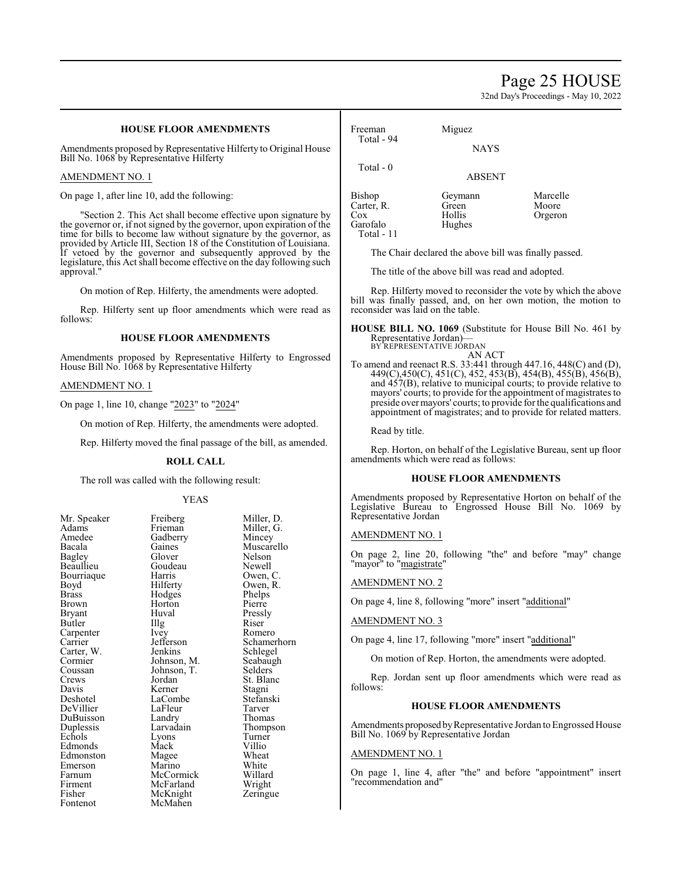### HOUSE FLOOR AMENDMENTS

Amendments proposed by Representative Hilferty to Original House Bill No. 1068 by Representative Hilferty

AMENDMENT NO. 1

On page 1, after line 10, add the following:

"Section 2. This Act shall become effective upon signature by the governor or, if not signed by the governor, upon expiration of the time for bills to become law without signature by the governor, as provided by Article III, Section 18 of the Constitution of Louisiana. If vetoed by the governor and subsequently approved by the legislature, this Act shall become effective on the day following such approval."

On motion of Rep. Hilferty, the amendments were adopted.

Rep. Hilferty sent up floor amendments which were read as follows:

### HOUSE FLOOR AMENDMENTS

Amendments proposed by Representative Hilferty to Engrossed House Bill No. 1068 by Representative Hilferty

AMENDMENT NO. 1

On page 1, line 10, change "2023" to "2024"

On motion of Rep. Hilferty, the amendments were adopted.

Rep. Hilferty moved the final passage of the bill, as amended.

### ROLL CALL

The roll was called with the following result:

YEAS

| | | |
|---|---|---|
| Mr. Speaker | Freiberg | Miller, D. |
| Adams | Frieman | Miller, G. |
| Amedee | Gadberry | Mincey |
| Bacala | Gaines | Muscarello |
| Bagley | Glover | Nelson |
| Beaullieu | Goudeau | Newell |
| Bourriaque | Harris | Owen, C. |
| Boyd | Hilferty | Owen, R. |
| Brass | Hodges | Phelps |
| Brown | Horton | Pierre |
| Bryant | Huval | Pressly |
| Butler | Illg | Riser |
| Carpenter | Ivey | Romero |
| Carrier | Jefferson | Schamerhorn |
| Carter, W. | Jenkins | Schlegel |
| Cormier | Johnson, M. | Seabaugh |
| Coussan | Johnson, T. | Selders |
| Crews | Jordan | St. Blanc |
| Davis | Kerner | Stagni |
| Deshotel | LaCombe | Stefanski |
| DeVillier | LaFleur | Tarver |
| DuBuisson | Landry | Thomas |
| Duplessis | Larvadain | Thompson |
| Echols | Lyons | Turner |
| Edmonds | Mack | Villio |
| Edmonston | Magee | Wheat |
| Emerson | Marino | White |
| Farnum | McCormick | Willard |
| Firment | McFarland | Wright |
| Fisher | McKnight | Zeringue |
| Fontenot | McMahen | |
| Freeman | Miguez | |
| Total - 94 | | |

NAYS

Total - 0

ABSENT

| | | |
|---|---|---|
| Bishop | Geymann | Marcelle |
| Carter, R. | Green | Moore |
| Cox | Hollis | Orgeron |
| Garofalo | Hughes | |
| Total - 11 | | |

The Chair declared the above bill was finally passed.

The title of the above bill was read and adopted.

Rep. Hilferty moved to reconsider the vote by which the above bill was finally passed, and, on her own motion, the motion to reconsider was laid on the table.

**HOUSE BILL NO. 1069** (Substitute for House Bill No. 461 by Representative Jordan)—
BY REPRESENTATIVE JORDAN
AN ACT

To amend and reenact R.S. 33:441 through 447.16, 448(C) and (D), 449(C),450(C), 451(C), 452, 453(B), 454(B), 455(B), 456(B), and 457(B), relative to municipal courts; to provide relative to mayors' courts; to provide for the appointment of magistrates to preside over mayors' courts; to provide for the qualifications and appointment of magistrates; and to provide for related matters.

Read by title.

Rep. Horton, on behalf of the Legislative Bureau, sent up floor amendments which were read as follows:

### HOUSE FLOOR AMENDMENTS

Amendments proposed by Representative Horton on behalf of the Legislative Bureau to Engrossed House Bill No. 1069 by Representative Jordan

AMENDMENT NO. 1

On page 2, line 20, following "the" and before "may" change "mayor" to "magistrate"

AMENDMENT NO. 2

On page 4, line 8, following "more" insert "additional"

AMENDMENT NO. 3

On page 4, line 17, following "more" insert "additional"

On motion of Rep. Horton, the amendments were adopted.

Rep. Jordan sent up floor amendments which were read as follows:

### HOUSE FLOOR AMENDMENTS

Amendments proposed by Representative Jordan to Engrossed House Bill No. 1069 by Representative Jordan

AMENDMENT NO. 1

On page 1, line 4, after "the" and before "appointment" insert "recommendation and"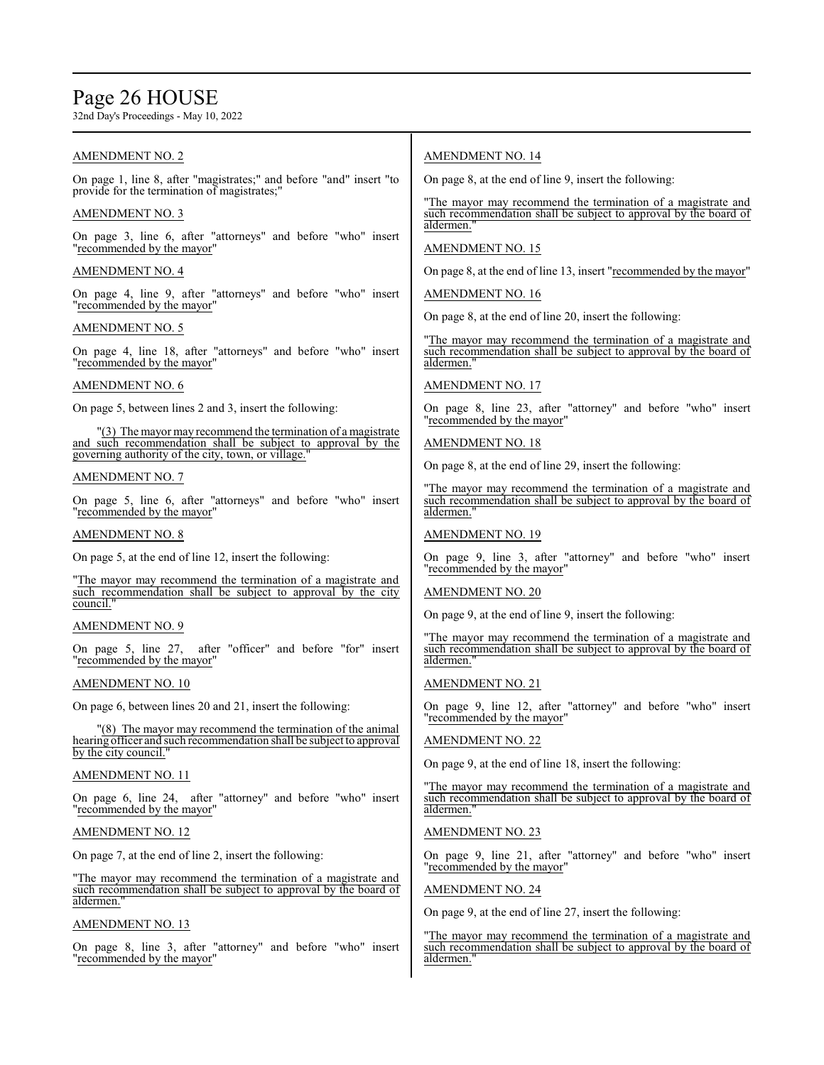AMENDMENT NO. 2

On page 1, line 8, after "magistrates;" and before "and" insert "to provide for the termination of magistrates;"

AMENDMENT NO. 3

On page 3, line 6, after "attorneys" and before "who" insert "recommended by the mayor"

AMENDMENT NO. 4

On page 4, line 9, after "attorneys" and before "who" insert "recommended by the mayor"

AMENDMENT NO. 5

On page 4, line 18, after "attorneys" and before "who" insert "recommended by the mayor"

AMENDMENT NO. 6

On page 5, between lines 2 and 3, insert the following:

"(3) The mayor may recommend the termination of a magistrate and such recommendation shall be subject to approval by the governing authority of the city, town, or village."

AMENDMENT NO. 7

On page 5, line 6, after "attorneys" and before "who" insert "recommended by the mayor"

AMENDMENT NO. 8

On page 5, at the end of line 12, insert the following:

"The mayor may recommend the termination of a magistrate and such recommendation shall be subject to approval by the city council."

AMENDMENT NO. 9

On page 5, line 27, after "officer" and before "for" insert "recommended by the mayor"

AMENDMENT NO. 10

On page 6, between lines 20 and 21, insert the following:

"(8) The mayor may recommend the termination of the animal hearing officer and such recommendation shall be subject to approval by the city council."

AMENDMENT NO. 11

On page 6, line 24, after "attorney" and before "who" insert "recommended by the mayor"

AMENDMENT NO. 12

On page 7, at the end of line 2, insert the following:

"The mayor may recommend the termination of a magistrate and such recommendation shall be subject to approval by the board of aldermen."

AMENDMENT NO. 13

On page 8, line 3, after "attorney" and before "who" insert "recommended by the mayor"

AMENDMENT NO. 14

On page 8, at the end of line 9, insert the following:

"The mayor may recommend the termination of a magistrate and such recommendation shall be subject to approval by the board of aldermen."

AMENDMENT NO. 15

On page 8, at the end of line 13, insert "recommended by the mayor"

AMENDMENT NO. 16

On page 8, at the end of line 20, insert the following:

"The mayor may recommend the termination of a magistrate and such recommendation shall be subject to approval by the board of aldermen."

AMENDMENT NO. 17

On page 8, line 23, after "attorney" and before "who" insert "recommended by the mayor"

AMENDMENT NO. 18

On page 8, at the end of line 29, insert the following:

"The mayor may recommend the termination of a magistrate and such recommendation shall be subject to approval by the board of aldermen."

AMENDMENT NO. 19

On page 9, line 3, after "attorney" and before "who" insert "recommended by the mayor"

AMENDMENT NO. 20

On page 9, at the end of line 9, insert the following:

"The mayor may recommend the termination of a magistrate and such recommendation shall be subject to approval by the board of aldermen."

AMENDMENT NO. 21

On page 9, line 12, after "attorney" and before "who" insert "recommended by the mayor"

AMENDMENT NO. 22

On page 9, at the end of line 18, insert the following:

"The mayor may recommend the termination of a magistrate and such recommendation shall be subject to approval by the board of aldermen."

AMENDMENT NO. 23

On page 9, line 21, after "attorney" and before "who" insert "recommended by the mayor"

AMENDMENT NO. 24

On page 9, at the end of line 27, insert the following:

"The mayor may recommend the termination of a magistrate and such recommendation shall be subject to approval by the board of aldermen."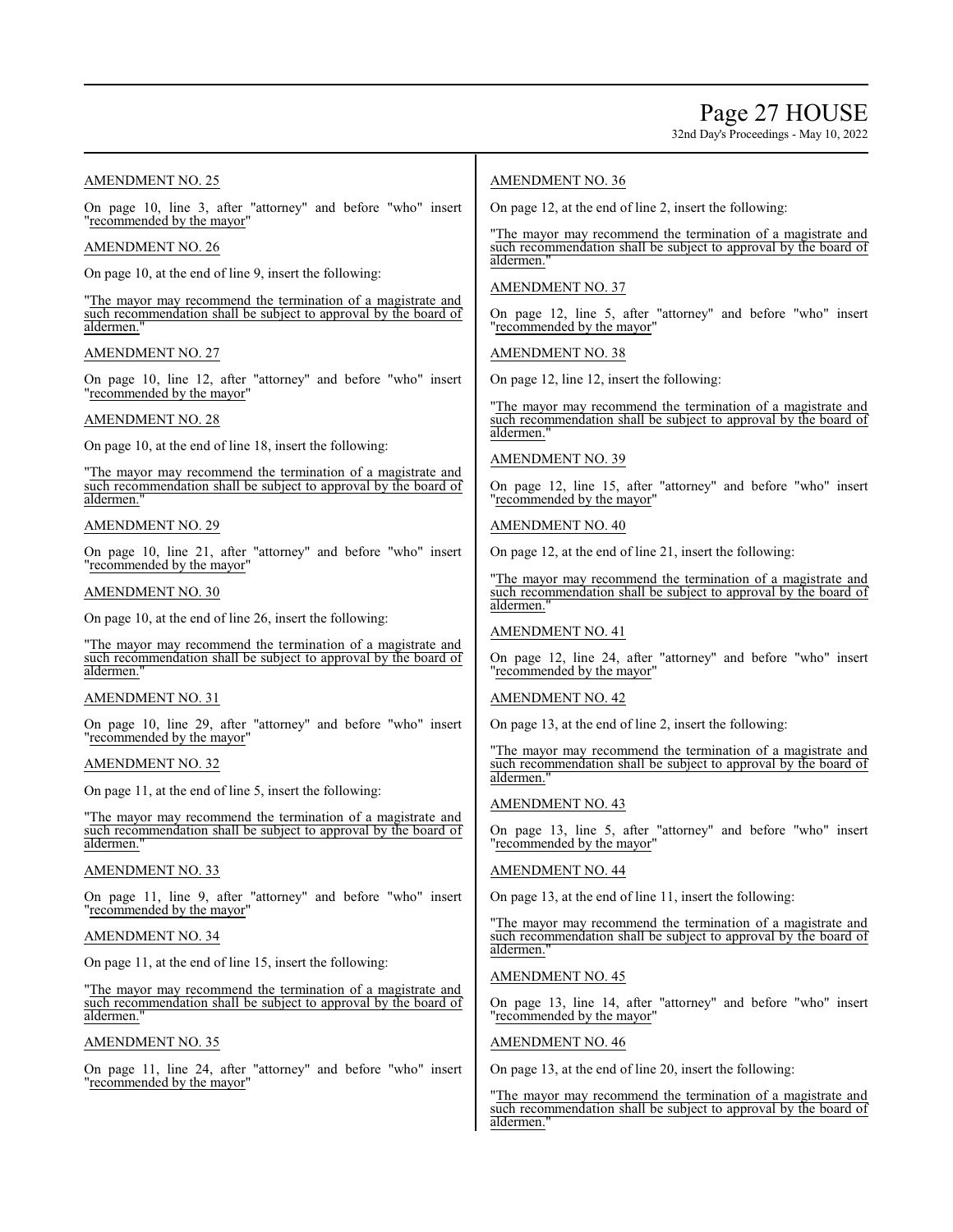AMENDMENT NO. 25

On page 10, line 3, after "attorney" and before "who" insert "recommended by the mayor"

AMENDMENT NO. 26

On page 10, at the end of line 9, insert the following:

"The mayor may recommend the termination of a magistrate and such recommendation shall be subject to approval by the board of aldermen."

AMENDMENT NO. 27

On page 10, line 12, after "attorney" and before "who" insert "recommended by the mayor"

AMENDMENT NO. 28

On page 10, at the end of line 18, insert the following:

"The mayor may recommend the termination of a magistrate and such recommendation shall be subject to approval by the board of aldermen."

AMENDMENT NO. 29

On page 10, line 21, after "attorney" and before "who" insert "recommended by the mayor"

AMENDMENT NO. 30

On page 10, at the end of line 26, insert the following:

"The mayor may recommend the termination of a magistrate and such recommendation shall be subject to approval by the board of aldermen."

AMENDMENT NO. 31

On page 10, line 29, after "attorney" and before "who" insert "recommended by the mayor"

AMENDMENT NO. 32

On page 11, at the end of line 5, insert the following:

"The mayor may recommend the termination of a magistrate and such recommendation shall be subject to approval by the board of aldermen."

AMENDMENT NO. 33

On page 11, line 9, after "attorney" and before "who" insert "recommended by the mayor"

AMENDMENT NO. 34

On page 11, at the end of line 15, insert the following:

"The mayor may recommend the termination of a magistrate and such recommendation shall be subject to approval by the board of aldermen."

AMENDMENT NO. 35

On page 11, line 24, after "attorney" and before "who" insert "recommended by the mayor"

AMENDMENT NO. 36

On page 12, at the end of line 2, insert the following:

"The mayor may recommend the termination of a magistrate and such recommendation shall be subject to approval by the board of aldermen."

AMENDMENT NO. 37

On page 12, line 5, after "attorney" and before "who" insert "recommended by the mayor"

AMENDMENT NO. 38

On page 12, line 12, insert the following:

"The mayor may recommend the termination of a magistrate and such recommendation shall be subject to approval by the board of aldermen."

AMENDMENT NO. 39

On page 12, line 15, after "attorney" and before "who" insert "recommended by the mayor"

AMENDMENT NO. 40

On page 12, at the end of line 21, insert the following:

"The mayor may recommend the termination of a magistrate and such recommendation shall be subject to approval by the board of aldermen."

AMENDMENT NO. 41

On page 12, line 24, after "attorney" and before "who" insert "recommended by the mayor"

AMENDMENT NO. 42

On page 13, at the end of line 2, insert the following:

"The mayor may recommend the termination of a magistrate and such recommendation shall be subject to approval by the board of aldermen."

AMENDMENT NO. 43

On page 13, line 5, after "attorney" and before "who" insert "recommended by the mayor"

AMENDMENT NO. 44

On page 13, at the end of line 11, insert the following:

"The mayor may recommend the termination of a magistrate and such recommendation shall be subject to approval by the board of aldermen."

AMENDMENT NO. 45

On page 13, line 14, after "attorney" and before "who" insert "recommended by the mayor"

AMENDMENT NO. 46

On page 13, at the end of line 20, insert the following:

"The mayor may recommend the termination of a magistrate and such recommendation shall be subject to approval by the board of aldermen."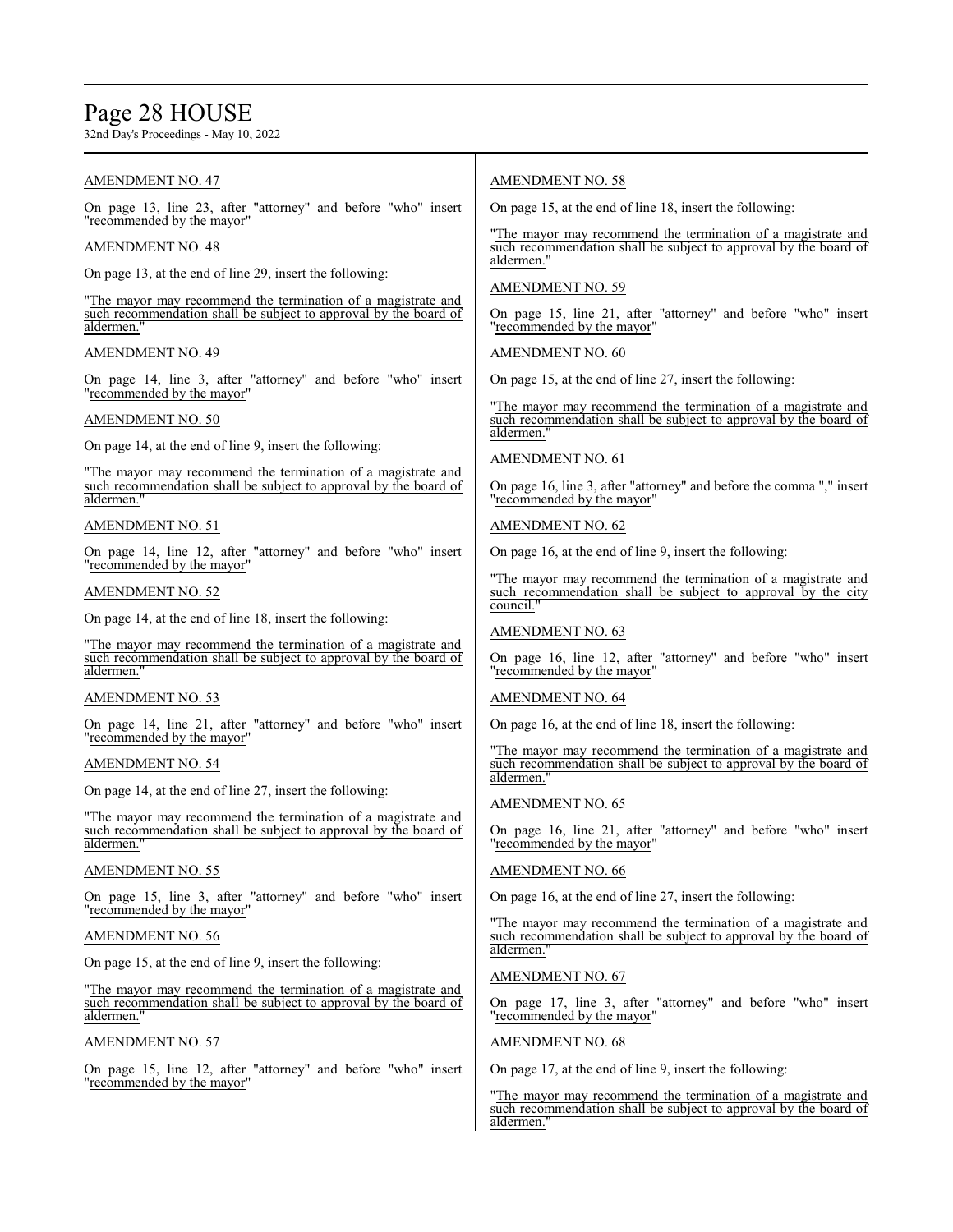AMENDMENT NO. 47

On page 13, line 23, after "attorney" and before "who" insert "recommended by the mayor"

AMENDMENT NO. 48

On page 13, at the end of line 29, insert the following:

"The mayor may recommend the termination of a magistrate and such recommendation shall be subject to approval by the board of aldermen."

AMENDMENT NO. 49

On page 14, line 3, after "attorney" and before "who" insert "recommended by the mayor"

AMENDMENT NO. 50

On page 14, at the end of line 9, insert the following:

"The mayor may recommend the termination of a magistrate and such recommendation shall be subject to approval by the board of aldermen."

AMENDMENT NO. 51

On page 14, line 12, after "attorney" and before "who" insert "recommended by the mayor"

AMENDMENT NO. 52

On page 14, at the end of line 18, insert the following:

"The mayor may recommend the termination of a magistrate and such recommendation shall be subject to approval by the board of aldermen."

AMENDMENT NO. 53

On page 14, line 21, after "attorney" and before "who" insert "recommended by the mayor"

AMENDMENT NO. 54

On page 14, at the end of line 27, insert the following:

"The mayor may recommend the termination of a magistrate and such recommendation shall be subject to approval by the board of aldermen."

AMENDMENT NO. 55

On page 15, line 3, after "attorney" and before "who" insert "recommended by the mayor"

AMENDMENT NO. 56

On page 15, at the end of line 9, insert the following:

"The mayor may recommend the termination of a magistrate and such recommendation shall be subject to approval by the board of aldermen."

AMENDMENT NO. 57

On page 15, line 12, after "attorney" and before "who" insert "recommended by the mayor"

AMENDMENT NO. 58

On page 15, at the end of line 18, insert the following:

"The mayor may recommend the termination of a magistrate and such recommendation shall be subject to approval by the board of aldermen."

AMENDMENT NO. 59

On page 15, line 21, after "attorney" and before "who" insert "recommended by the mayor"

AMENDMENT NO. 60

On page 15, at the end of line 27, insert the following:

"The mayor may recommend the termination of a magistrate and such recommendation shall be subject to approval by the board of aldermen."

AMENDMENT NO. 61

On page 16, line 3, after "attorney" and before the comma "," insert "recommended by the mayor"

AMENDMENT NO. 62

On page 16, at the end of line 9, insert the following:

"The mayor may recommend the termination of a magistrate and such recommendation shall be subject to approval by the city council."

AMENDMENT NO. 63

On page 16, line 12, after "attorney" and before "who" insert "recommended by the mayor"

AMENDMENT NO. 64

On page 16, at the end of line 18, insert the following:

"The mayor may recommend the termination of a magistrate and such recommendation shall be subject to approval by the board of aldermen."

AMENDMENT NO. 65

On page 16, line 21, after "attorney" and before "who" insert "recommended by the mayor"

AMENDMENT NO. 66

On page 16, at the end of line 27, insert the following:

"The mayor may recommend the termination of a magistrate and such recommendation shall be subject to approval by the board of aldermen."

AMENDMENT NO. 67

On page 17, line 3, after "attorney" and before "who" insert "recommended by the mayor"

AMENDMENT NO. 68

On page 17, at the end of line 9, insert the following:

"The mayor may recommend the termination of a magistrate and such recommendation shall be subject to approval by the board of aldermen."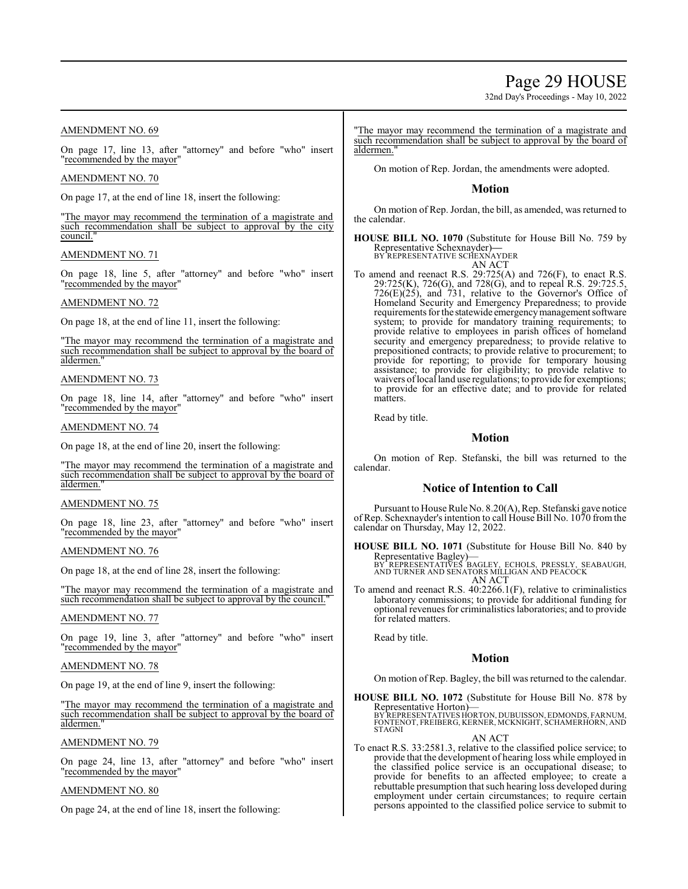AMENDMENT NO. 69

On page 17, line 13, after "attorney" and before "who" insert "recommended by the mayor"

AMENDMENT NO. 70

On page 17, at the end of line 18, insert the following:

"The mayor may recommend the termination of a magistrate and such recommendation shall be subject to approval by the city council."

AMENDMENT NO. 71

On page 18, line 5, after "attorney" and before "who" insert "recommended by the mayor"

AMENDMENT NO. 72

On page 18, at the end of line 11, insert the following:

"The mayor may recommend the termination of a magistrate and such recommendation shall be subject to approval by the board of aldermen."

AMENDMENT NO. 73

On page 18, line 14, after "attorney" and before "who" insert "recommended by the mayor"

AMENDMENT NO. 74

On page 18, at the end of line 20, insert the following:

"The mayor may recommend the termination of a magistrate and such recommendation shall be subject to approval by the board of aldermen."

AMENDMENT NO. 75

On page 18, line 23, after "attorney" and before "who" insert "recommended by the mayor"

AMENDMENT NO. 76

On page 18, at the end of line 28, insert the following:

"The mayor may recommend the termination of a magistrate and such recommendation shall be subject to approval by the council."

AMENDMENT NO. 77

On page 19, line 3, after "attorney" and before "who" insert "recommended by the mayor"

AMENDMENT NO. 78

On page 19, at the end of line 9, insert the following:

"The mayor may recommend the termination of a magistrate and such recommendation shall be subject to approval by the board of aldermen."

AMENDMENT NO. 79

On page 24, line 13, after "attorney" and before "who" insert "recommended by the mayor"

AMENDMENT NO. 80

On page 24, at the end of line 18, insert the following:

"The mayor may recommend the termination of a magistrate and such recommendation shall be subject to approval by the board of aldermen."

On motion of Rep. Jordan, the amendments were adopted.

## Motion

On motion of Rep. Jordan, the bill, as amended, was returned to the calendar.

**HOUSE BILL NO. 1070** (Substitute for House Bill No. 759 by Representative Schexnayder)—
BY REPRESENTATIVE SCHEXNAYDER
AN ACT

To amend and reenact R.S. 29:725(A) and 726(F), to enact R.S. 29:725(K), 726(G), and 728(G), and to repeal R.S. 29:725.5, 726(E)(25), and 731, relative to the Governor's Office of Homeland Security and Emergency Preparedness; to provide requirements for the statewide emergency management software system; to provide for mandatory training requirements; to provide relative to employees in parish offices of homeland security and emergency preparedness; to provide relative to prepositioned contracts; to provide relative to procurement; to provide for reporting; to provide for temporary housing assistance; to provide for eligibility; to provide relative to waivers of local land use regulations; to provide for exemptions; to provide for an effective date; and to provide for related matters.

Read by title.

## Motion

On motion of Rep. Stefanski, the bill was returned to the calendar.

## Notice of Intention to Call

Pursuant to House Rule No. 8.20(A), Rep. Stefanski gave notice of Rep. Schexnayder's intention to call House Bill No. 1070 from the calendar on Thursday, May 12, 2022.

**HOUSE BILL NO. 1071** (Substitute for House Bill No. 840 by Representative Bagley)—
BY REPRESENTATIVES BAGLEY, ECHOLS, PRESSLY, SEABAUGH, AND TURNER AND SENATORS MILLIGAN AND PEACOCK
AN ACT

To amend and reenact R.S. 40:2266.1(F), relative to criminalistics laboratory commissions; to provide for additional funding for optional revenues for criminalistics laboratories; and to provide for related matters.

Read by title.

## Motion

On motion of Rep. Bagley, the bill was returned to the calendar.

**HOUSE BILL NO. 1072** (Substitute for House Bill No. 878 by Representative Horton)—
BY REPRESENTATIVES HORTON, DUBUISSON, EDMONDS, FARNUM, FONTENOT, FREIBERG, KERNER, MCKNIGHT, SCHAMERHORN, AND STAGNI
AN ACT

To enact R.S. 33:2581.3, relative to the classified police service; to provide that the development of hearing loss while employed in the classified police service is an occupational disease; to provide for benefits to an affected employee; to create a rebuttable presumption that such hearing loss developed during employment under certain circumstances; to require certain persons appointed to the classified police service to submit to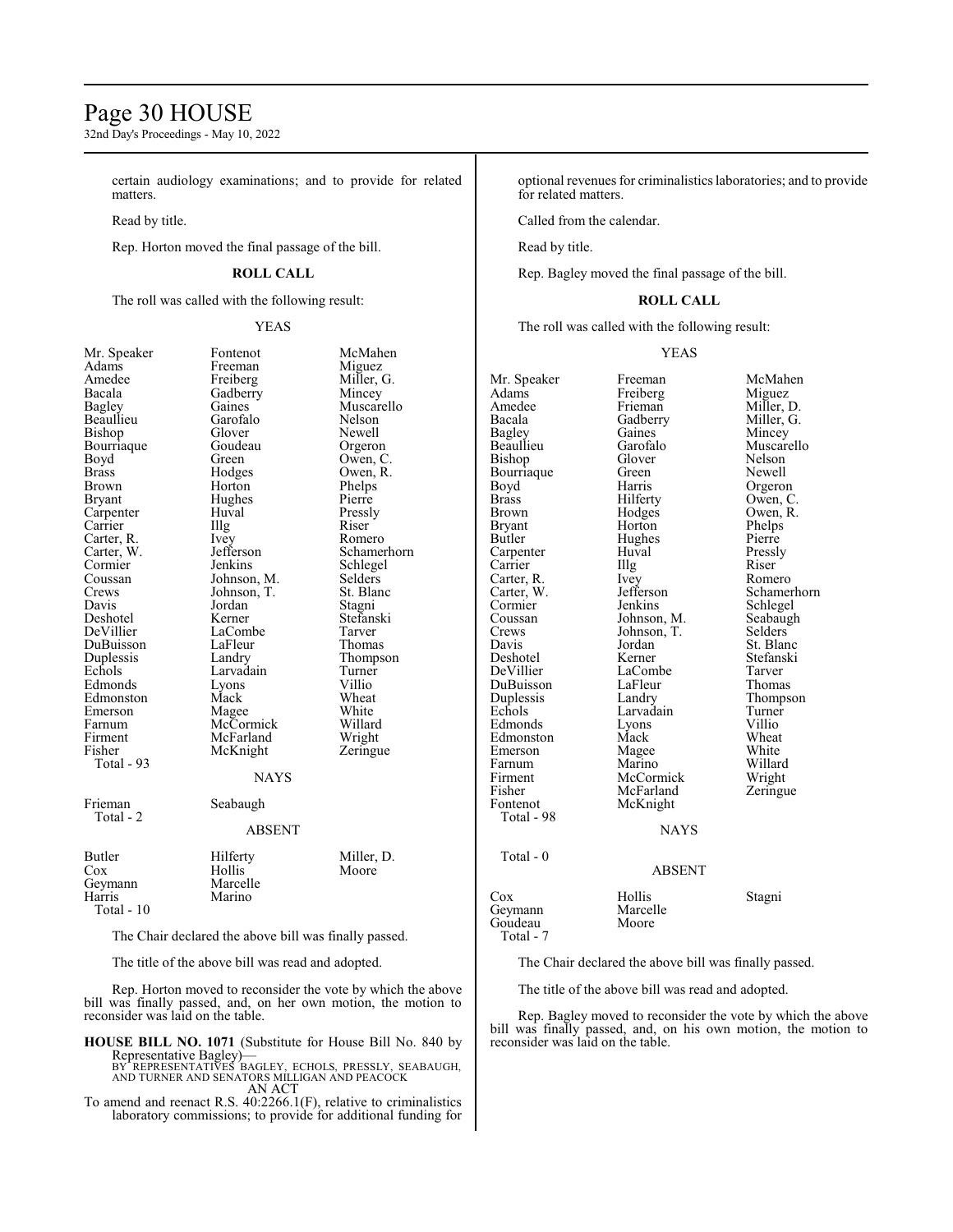certain audiology examinations; and to provide for related matters.

Read by title.

Rep. Horton moved the final passage of the bill.

**ROLL CALL**

The roll was called with the following result:

YEAS

| | | |
|---|---|---|
| Mr. Speaker | Fontenot | McMahen |
| Adams | Freeman | Miguez |
| Amedee | Freiberg | Miller, G. |
| Bacala | Gadberry | Mincey |
| Bagley | Gaines | Muscarello |
| Beaullieu | Garofalo | Nelson |
| Bishop | Glover | Newell |
| Bourriaque | Goudeau | Orgeron |
| Boyd | Green | Owen, C. |
| Brass | Hodges | Owen, R. |
| Brown | Horton | Phelps |
| Bryant | Hughes | Pierre |
| Carpenter | Huval | Pressly |
| Carrier | Illg | Riser |
| Carter, R. | Ivey | Romero |
| Carter, W. | Jefferson | Schamerhorn |
| Cormier | Jenkins | Schlegel |
| Coussan | Johnson, M. | Selders |
| Crews | Johnson, T. | St. Blanc |
| Davis | Jordan | Stagni |
| Deshotel | Kerner | Stefanski |
| DeVillier | LaCombe | Tarver |
| DuBuisson | LaFleur | Thomas |
| Duplessis | Landry | Thompson |
| Echols | Larvadain | Turner |
| Edmonds | Lyons | Villio |
| Edmonston | Mack | Wheat |
| Emerson | Magee | White |
| Farnum | McCormick | Willard |
| Firment | McFarland | Wright |
| Fisher | McKnight | Zeringue |

Total - 93

NAYS

| | |
|---|---|
| Frieman | Seabaugh |

Total - 2

ABSENT

| | | |
|---|---|---|
| Butler | Hilferty | Miller, D. |
| Cox | Hollis | Moore |
| Geymann | Marcelle | |
| Harris | Marino | |

Total - 10

The Chair declared the above bill was finally passed.

The title of the above bill was read and adopted.

Rep. Horton moved to reconsider the vote by which the above bill was finally passed, and, on her own motion, the motion to reconsider was laid on the table.

**HOUSE BILL NO. 1071** (Substitute for House Bill No. 840 by Representative Bagley)—
BY REPRESENTATIVES BAGLEY, ECHOLS, PRESSLY, SEABAUGH, AND TURNER AND SENATORS MILLIGAN AND PEACOCK
AN ACT
To amend and reenact R.S. 40:2266.1(F), relative to criminalistics laboratory commissions; to provide for additional funding for optional revenues for criminalistics laboratories; and to provide for related matters.

Called from the calendar.

Read by title.

Rep. Bagley moved the final passage of the bill.

**ROLL CALL**

The roll was called with the following result:

YEAS

| | | |
|---|---|---|
| Mr. Speaker | Freeman | McMahen |
| Adams | Freiberg | Miguez |
| Amedee | Frieman | Miller, D. |
| Bacala | Gadberry | Miller, G. |
| Bagley | Gaines | Mincey |
| Beaullieu | Garofalo | Muscarello |
| Bishop | Glover | Nelson |
| Bourriaque | Green | Newell |
| Boyd | Harris | Orgeron |
| Brass | Hilferty | Owen, C. |
| Brown | Hodges | Owen, R. |
| Bryant | Horton | Phelps |
| Butler | Hughes | Pierre |
| Carpenter | Huval | Pressly |
| Carrier | Illg | Riser |
| Carter, R. | Ivey | Romero |
| Carter, W. | Jefferson | Schamerhorn |
| Cormier | Jenkins | Schlegel |
| Coussan | Johnson, M. | Seabaugh |
| Crews | Johnson, T. | Selders |
| Davis | Jordan | St. Blanc |
| Deshotel | Kerner | Stefanski |
| DeVillier | LaCombe | Tarver |
| DuBuisson | LaFleur | Thomas |
| Duplessis | Landry | Thompson |
| Echols | Larvadain | Turner |
| Edmonds | Lyons | Villio |
| Edmonston | Mack | Wheat |
| Emerson | Magee | White |
| Farnum | Marino | Willard |
| Firment | McCormick | Wright |
| Fisher | McFarland | Zeringue |
| Fontenot | McKnight | |

Total - 98

NAYS

Total - 0

ABSENT

| | | |
|---|---|---|
| Cox | Hollis | Stagni |
| Geymann | Marcelle | |
| Goudeau | Moore | |

Total - 7

The Chair declared the above bill was finally passed.

The title of the above bill was read and adopted.

Rep. Bagley moved to reconsider the vote by which the above bill was finally passed, and, on his own motion, the motion to reconsider was laid on the table.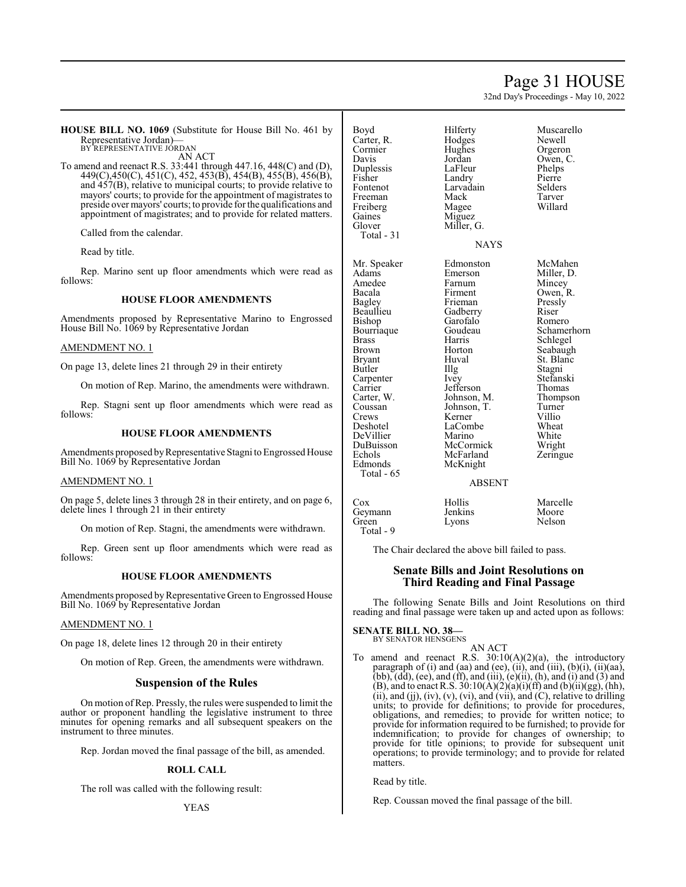**HOUSE BILL NO. 1069** (Substitute for House Bill No. 461 by Representative Jordan)—
BY REPRESENTATIVE JORDAN

AN ACT

To amend and reenact R.S. 33:441 through 447.16, 448(C) and (D), 449(C),450(C), 451(C), 452, 453(B), 454(B), 455(B), 456(B), and 457(B), relative to municipal courts; to provide relative to mayors' courts; to provide for the appointment of magistrates to preside over mayors' courts; to provide for the qualifications and appointment of magistrates; and to provide for related matters.

Called from the calendar.

Read by title.

Rep. Marino sent up floor amendments which were read as follows:

### HOUSE FLOOR AMENDMENTS

Amendments proposed by Representative Marino to Engrossed House Bill No. 1069 by Representative Jordan

AMENDMENT NO. 1

On page 13, delete lines 21 through 29 in their entirety

On motion of Rep. Marino, the amendments were withdrawn.

Rep. Stagni sent up floor amendments which were read as follows:

### HOUSE FLOOR AMENDMENTS

Amendments proposed by Representative Stagni to Engrossed House Bill No. 1069 by Representative Jordan

AMENDMENT NO. 1

On page 5, delete lines 3 through 28 in their entirety, and on page 6, delete lines 1 through 21 in their entirety

On motion of Rep. Stagni, the amendments were withdrawn.

Rep. Green sent up floor amendments which were read as follows:

### HOUSE FLOOR AMENDMENTS

Amendments proposed by Representative Green to Engrossed House Bill No. 1069 by Representative Jordan

AMENDMENT NO. 1

On page 18, delete lines 12 through 20 in their entirety

On motion of Rep. Green, the amendments were withdrawn.

## Suspension of the Rules

On motion of Rep. Pressly, the rules were suspended to limit the author or proponent handling the legislative instrument to three minutes for opening remarks and all subsequent speakers on the instrument to three minutes.

Rep. Jordan moved the final passage of the bill, as amended.

### ROLL CALL

The roll was called with the following result:

YEAS

| | | |
|---|---|---|
| Boyd | Hilferty | Muscarello |
| Carter, R. | Hodges | Newell |
| Cormier | Hughes | Orgeron |
| Davis | Jordan | Owen, C. |
| Duplessis | LaFleur | Phelps |
| Fisher | Landry | Pierre |
| Fontenot | Larvadain | Selders |
| Freeman | Mack | Tarver |
| Freiberg | Magee | Willard |
| Gaines | Miguez | |
| Glover | Miller, G. | |
| Total - 31 | | |

NAYS

| | | |
|---|---|---|
| Mr. Speaker | Edmonston | McMahen |
| Adams | Emerson | Miller, D. |
| Amedee | Farnum | Mincey |
| Bacala | Firment | Owen, R. |
| Bagley | Frieman | Pressly |
| Beaullieu | Gadberry | Riser |
| Bishop | Garofalo | Romero |
| Bourriaque | Goudeau | Schamerhorn |
| Brass | Harris | Schlegel |
| Brown | Horton | Seabaugh |
| Bryant | Huval | St. Blanc |
| Butler | Illg | Stagni |
| Carpenter | Ivey | Stefanski |
| Carrier | Jefferson | Thomas |
| Carter, W. | Johnson, M. | Thompson |
| Coussan | Johnson, T. | Turner |
| Crews | Kerner | Villio |
| Deshotel | LaCombe | Wheat |
| DeVillier | Marino | White |
| DuBuisson | McCormick | Wright |
| Echols | McFarland | Zeringue |
| Edmonds | McKnight | |
| Total - 65 | | |

ABSENT

| | | |
|---|---|---|
| Cox | Hollis | Marcelle |
| Geymann | Jenkins | Moore |
| Green | Lyons | Nelson |
| Total - 9 | | |

The Chair declared the above bill failed to pass.

## Senate Bills and Joint Resolutions on Third Reading and Final Passage

The following Senate Bills and Joint Resolutions on third reading and final passage were taken up and acted upon as follows:

**SENATE BILL NO. 38—**
BY SENATOR HENSGENS

AN ACT

To amend and reenact R.S. 30:10(A)(2)(a), the introductory paragraph of (i) and (aa) and (ee), (ii), and (iii), (b)(i), (ii)(aa), (bb), (dd), (ee), and (ff), and (iii), (e)(ii), (h), and (i) and (3) and (B), and to enact R.S. 30:10(A)(2)(a)(i)(ff) and (b)(ii)(gg), (hh), (ii), and (jj), (iv), (v), (vi), and (vii), and (C), relative to drilling units; to provide for definitions; to provide for procedures, obligations, and remedies; to provide for written notice; to provide for information required to be furnished; to provide for indemnification; to provide for changes of ownership; to provide for title opinions; to provide for subsequent unit operations; to provide terminology; and to provide for related matters.

Read by title.

Rep. Coussan moved the final passage of the bill.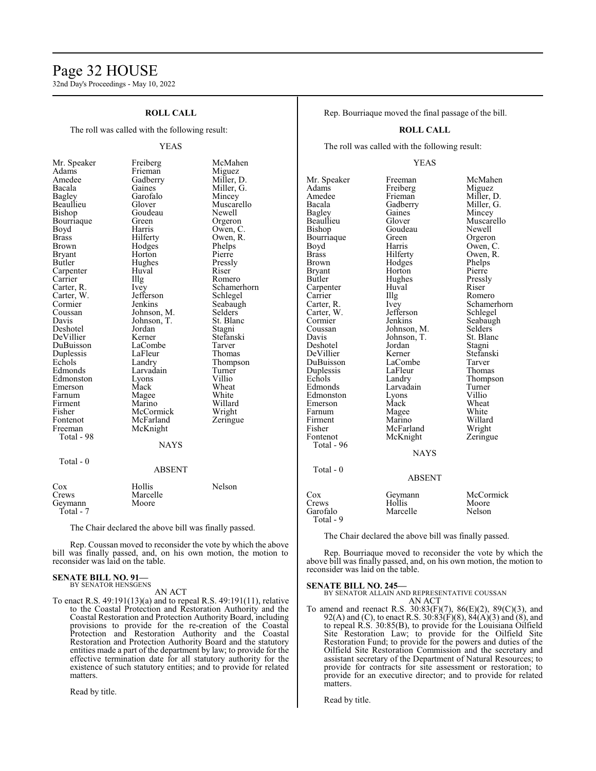## ROLL CALL

The roll was called with the following result:

YEAS

| | | |
|---|---|---|
| Mr. Speaker | Freiberg | McMahen |
| Adams | Frieman | Miguez |
| Amedee | Gadberry | Miller, D. |
| Bacala | Gaines | Miller, G. |
| Bagley | Garofalo | Mincey |
| Beaullieu | Glover | Muscarello |
| Bishop | Goudeau | Newell |
| Bourriaque | Green | Orgeron |
| Boyd | Harris | Owen, C. |
| Brass | Hilferty | Owen, R. |
| Brown | Hodges | Phelps |
| Bryant | Horton | Pierre |
| Butler | Hughes | Pressly |
| Carpenter | Huval | Riser |
| Carrier | Illg | Romero |
| Carter, R. | Ivey | Schamerhorn |
| Carter, W. | Jefferson | Schlegel |
| Cormier | Jenkins | Seabaugh |
| Coussan | Johnson, M. | Selders |
| Davis | Johnson, T. | St. Blanc |
| Deshotel | Jordan | Stagni |
| DeVillier | Kerner | Stefanski |
| DuBuisson | LaCombe | Tarver |
| Duplessis | LaFleur | Thomas |
| Echols | Landry | Thompson |
| Edmonds | Larvadain | Turner |
| Edmonston | Lyons | Villio |
| Emerson | Mack | Wheat |
| Farnum | Magee | White |
| Firment | Marino | Willard |
| Fisher | McCormick | Wright |
| Fontenot | McFarland | Zeringue |
| Freeman | McKnight | |

Total - 98

NAYS

Total - 0

ABSENT

| | | |
|---|---|---|
| Cox | Hollis | Nelson |
| Crews | Marcelle | |
| Geymann | Moore | |

Total - 7

The Chair declared the above bill was finally passed.

Rep. Coussan moved to reconsider the vote by which the above bill was finally passed, and, on his own motion, the motion to reconsider was laid on the table.

**SENATE BILL NO. 91—**
BY SENATOR HENSGENS

AN ACT

To enact R.S. 49:191(13)(a) and to repeal R.S. 49:191(11), relative to the Coastal Protection and Restoration Authority and the Coastal Restoration and Protection Authority Board, including provisions to provide for the re-creation of the Coastal Protection and Restoration Authority and the Coastal Restoration and Protection Authority Board and the statutory entities made a part of the department by law; to provide for the effective termination date for all statutory authority for the existence of such statutory entities; and to provide for related matters.

Read by title.

Rep. Bourriaque moved the final passage of the bill.

## ROLL CALL

The roll was called with the following result:

YEAS

| | | |
|---|---|---|
| Mr. Speaker | Freeman | McMahen |
| Adams | Freiberg | Miguez |
| Amedee | Frieman | Miller, D. |
| Bacala | Gadberry | Miller, G. |
| Bagley | Gaines | Mincey |
| Beaullieu | Glover | Muscarello |
| Bishop | Goudeau | Newell |
| Bourriaque | Green | Orgeron |
| Boyd | Harris | Owen, C. |
| Brass | Hilferty | Owen, R. |
| Brown | Hodges | Phelps |
| Bryant | Horton | Pierre |
| Butler | Hughes | Pressly |
| Carpenter | Huval | Riser |
| Carrier | Illg | Romero |
| Carter, R. | Ivey | Schamerhorn |
| Carter, W. | Jefferson | Schlegel |
| Cormier | Jenkins | Seabaugh |
| Coussan | Johnson, M. | Selders |
| Davis | Johnson, T. | St. Blanc |
| Deshotel | Jordan | Stagni |
| DeVillier | Kerner | Stefanski |
| DuBuisson | LaCombe | Tarver |
| Duplessis | LaFleur | Thomas |
| Echols | Landry | Thompson |
| Edmonds | Larvadain | Turner |
| Edmonston | Lyons | Villio |
| Emerson | Mack | Wheat |
| Farnum | Magee | White |
| Firment | Marino | Willard |
| Fisher | McFarland | Wright |
| Fontenot | McKnight | Zeringue |

Total - 96

NAYS

Total - 0

ABSENT

| | | |
|---|---|---|
| Cox | Geymann | McCormick |
| Crews | Hollis | Moore |
| Garofalo | Marcelle | Nelson |

Total - 9

The Chair declared the above bill was finally passed.

Rep. Bourriaque moved to reconsider the vote by which the above bill was finally passed, and, on his own motion, the motion to reconsider was laid on the table.

**SENATE BILL NO. 245—**
BY SENATOR ALLAIN AND REPRESENTATIVE COUSSAN

AN ACT

To amend and reenact R.S. 30:83(F)(7), 86(E)(2), 89(C)(3), and 92(A) and (C), to enact R.S. 30:83(F)(8), 84(A)(3) and (8), and to repeal R.S. 30:85(B), to provide for the Louisiana Oilfield Site Restoration Law; to provide for the Oilfield Site Restoration Fund; to provide for the powers and duties of the Oilfield Site Restoration Commission and the secretary and assistant secretary of the Department of Natural Resources; to provide for contracts for site assessment or restoration; to provide for an executive director; and to provide for related matters.

Read by title.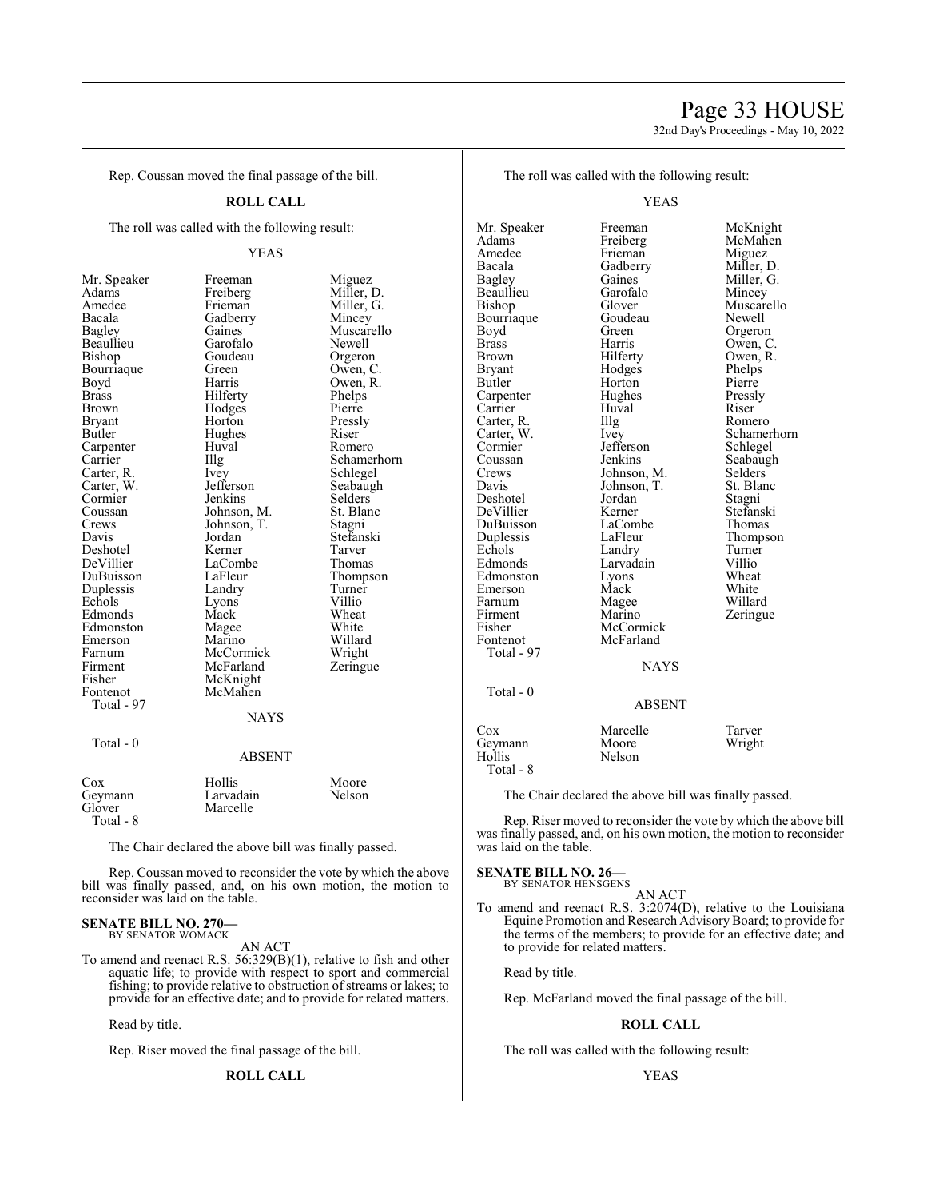Rep. Coussan moved the final passage of the bill.

**ROLL CALL**

The roll was called with the following result:

YEAS

| | | |
|---|---|---|
| Mr. Speaker | Freeman | Miguez |
| Adams | Freiberg | Miller, D. |
| Amedee | Frieman | Miller, G. |
| Bacala | Gadberry | Mincey |
| Bagley | Gaines | Muscarello |
| Beaullieu | Garofalo | Newell |
| Bishop | Goudeau | Orgeron |
| Bourriaque | Green | Owen, C. |
| Boyd | Harris | Owen, R. |
| Brass | Hilferty | Phelps |
| Brown | Hodges | Pierre |
| Bryant | Horton | Pressly |
| Butler | Hughes | Riser |
| Carpenter | Huval | Romero |
| Carrier | Illg | Schamerhorn |
| Carter, R. | Ivey | Schlegel |
| Carter, W. | Jefferson | Seabaugh |
| Cormier | Jenkins | Selders |
| Coussan | Johnson, M. | St. Blanc |
| Crews | Johnson, T. | Stagni |
| Davis | Jordan | Stefanski |
| Deshotel | Kerner | Tarver |
| DeVillier | LaCombe | Thomas |
| DuBuisson | LaFleur | Thompson |
| Duplessis | Landry | Turner |
| Echols | Lyons | Villio |
| Edmonds | Mack | Wheat |
| Edmonston | Magee | White |
| Emerson | Marino | Willard |
| Farnum | McCormick | Wright |
| Firment | McFarland | Zeringue |
| Fisher | McKnight | |
| Fontenot | McMahen | |

Total - 97

NAYS

Total - 0

ABSENT

| | | |
|---|---|---|
| Cox | Hollis | Moore |
| Geymann | Larvadain | Nelson |
| Glover | Marcelle | |

Total - 8

The Chair declared the above bill was finally passed.

Rep. Coussan moved to reconsider the vote by which the above bill was finally passed, and, on his own motion, the motion to reconsider was laid on the table.

**SENATE BILL NO. 270—**
BY SENATOR WOMACK

AN ACT

To amend and reenact R.S. 56:329(B)(1), relative to fish and other aquatic life; to provide with respect to sport and commercial fishing; to provide relative to obstruction of streams or lakes; to provide for an effective date; and to provide for related matters.

Read by title.

Rep. Riser moved the final passage of the bill.

**ROLL CALL**

The roll was called with the following result:

YEAS

| | | |
|---|---|---|
| Mr. Speaker | Freeman | McKnight |
| Adams | Freiberg | McMahen |
| Amedee | Frieman | Miguez |
| Bacala | Gadberry | Miller, D. |
| Bagley | Gaines | Miller, G. |
| Beaullieu | Garofalo | Mincey |
| Bishop | Glover | Muscarello |
| Bourriaque | Goudeau | Newell |
| Boyd | Green | Orgeron |
| Brass | Harris | Owen, C. |
| Brown | Hilferty | Owen, R. |
| Bryant | Hodges | Phelps |
| Butler | Horton | Pierre |
| Carpenter | Hughes | Pressly |
| Carrier | Huval | Riser |
| Carter, R. | Illg | Romero |
| Carter, W. | Ivey | Schamerhorn |
| Cormier | Jefferson | Schlegel |
| Coussan | Jenkins | Seabaugh |
| Crews | Johnson, M. | Selders |
| Davis | Johnson, T. | St. Blanc |
| Deshotel | Jordan | Stagni |
| DeVillier | Kerner | Stefanski |
| DuBuisson | LaCombe | Thomas |
| Duplessis | LaFleur | Thompson |
| Echols | Landry | Turner |
| Edmonds | Larvadain | Villio |
| Edmonston | Lyons | Wheat |
| Emerson | Mack | White |
| Farnum | Magee | Willard |
| Firment | Marino | Zeringue |
| Fisher | McCormick | |
| Fontenot | McFarland | |

Total - 97

NAYS

Total - 0

ABSENT

| | | |
|---|---|---|
| Cox | Marcelle | Tarver |
| Geymann | Moore | Wright |
| Hollis | Nelson | |

Total - 8

The Chair declared the above bill was finally passed.

Rep. Riser moved to reconsider the vote by which the above bill was finally passed, and, on his own motion, the motion to reconsider was laid on the table.

**SENATE BILL NO. 26—**
BY SENATOR HENSGENS

AN ACT

To amend and reenact R.S. 3:2074(D), relative to the Louisiana Equine Promotion and Research Advisory Board; to provide for the terms of the members; to provide for an effective date; and to provide for related matters.

Read by title.

Rep. McFarland moved the final passage of the bill.

**ROLL CALL**

The roll was called with the following result:

YEAS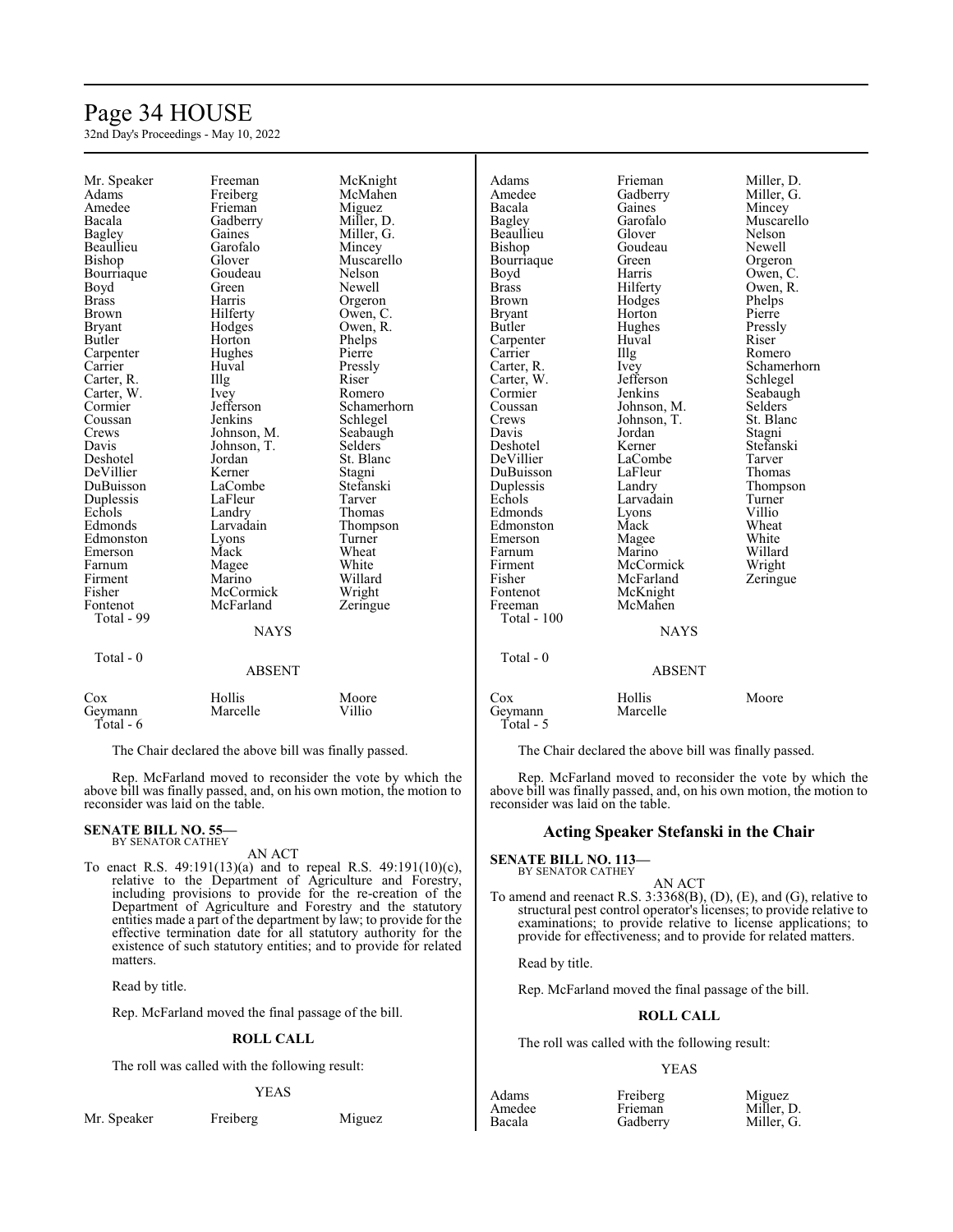| | | |
|---|---|---|
| Mr. Speaker | Freeman | McKnight |
| Adams | Freiberg | McMahen |
| Amedee | Frieman | Miguez |
| Bacala | Gadberry | Miller, D. |
| Bagley | Gaines | Miller, G. |
| Beaullieu | Garofalo | Mincey |
| Bishop | Glover | Muscarello |
| Bourriaque | Goudeau | Nelson |
| Boyd | Green | Newell |
| Brass | Harris | Orgeron |
| Brown | Hilferty | Owen, C. |
| Bryant | Hodges | Owen, R. |
| Butler | Horton | Phelps |
| Carpenter | Hughes | Pierre |
| Carrier | Huval | Pressly |
| Carter, R. | Illg | Riser |
| Carter, W. | Ivey | Romero |
| Cormier | Jefferson | Schamerhorn |
| Coussan | Jenkins | Schlegel |
| Crews | Johnson, M. | Seabaugh |
| Davis | Johnson, T. | Selders |
| Deshotel | Jordan | St. Blanc |
| DeVillier | Kerner | Stagni |
| DuBuisson | LaCombe | Stefanski |
| Duplessis | LaFleur | Tarver |
| Echols | Landry | Thomas |
| Edmonds | Larvadain | Thompson |
| Edmonston | Lyons | Turner |
| Emerson | Mack | Wheat |
| Farnum | Magee | White |
| Firment | Marino | Willard |
| Fisher | McCormick | Wright |
| Fontenot | McFarland | Zeringue |

Total - 99

NAYS

Total - 0

ABSENT

| | | |
|---|---|---|
| Cox | Hollis | Moore |
| Geymann | Marcelle | Villio |

Total - 6

The Chair declared the above bill was finally passed.

Rep. McFarland moved to reconsider the vote by which the above bill was finally passed, and, on his own motion, the motion to reconsider was laid on the table.

**SENATE BILL NO. 55—**
BY SENATOR CATHEY

AN ACT

To enact R.S. 49:191(13)(a) and to repeal R.S. 49:191(10)(c), relative to the Department of Agriculture and Forestry, including provisions to provide for the re-creation of the Department of Agriculture and Forestry and the statutory entities made a part of the department by law; to provide for the effective termination date for all statutory authority for the existence of such statutory entities; and to provide for related matters.

Read by title.

Rep. McFarland moved the final passage of the bill.

**ROLL CALL**

The roll was called with the following result:

YEAS

| | | |
|---|---|---|
| Mr. Speaker | Freiberg | Miguez |
| Adams | Frieman | Miller, D. |
| Amedee | Gadberry | Miller, G. |
| Bacala | Gaines | Mincey |
| Bagley | Garofalo | Muscarello |
| Beaullieu | Glover | Nelson |
| Bishop | Goudeau | Newell |
| Bourriaque | Green | Orgeron |
| Boyd | Harris | Owen, C. |
| Brass | Hilferty | Owen, R. |
| Brown | Hodges | Phelps |
| Bryant | Horton | Pierre |
| Butler | Hughes | Pressly |
| Carpenter | Huval | Riser |
| Carrier | Illg | Romero |
| Carter, R. | Ivey | Schamerhorn |
| Carter, W. | Jefferson | Schlegel |
| Cormier | Jenkins | Seabaugh |
| Coussan | Johnson, M. | Selders |
| Crews | Johnson, T. | St. Blanc |
| Davis | Jordan | Stagni |
| Deshotel | Kerner | Stefanski |
| DeVillier | LaCombe | Tarver |
| DuBuisson | LaFleur | Thomas |
| Duplessis | Landry | Thompson |
| Echols | Larvadain | Turner |
| Edmonds | Lyons | Villio |
| Edmonston | Mack | Wheat |
| Emerson | Magee | White |
| Farnum | Marino | Willard |
| Firment | McCormick | Wright |
| Fisher | McFarland | Zeringue |
| Fontenot | McKnight | |
| Freeman | McMahen | |

Total - 100

NAYS

Total - 0

ABSENT

| | | |
|---|---|---|
| Cox | Hollis | Moore |
| Geymann | Marcelle | |

Total - 5

The Chair declared the above bill was finally passed.

Rep. McFarland moved to reconsider the vote by which the above bill was finally passed, and, on his own motion, the motion to reconsider was laid on the table.

## Acting Speaker Stefanski in the Chair

**SENATE BILL NO. 113—**
BY SENATOR CATHEY

AN ACT

To amend and reenact R.S. 3:3368(B), (D), (E), and (G), relative to structural pest control operator's licenses; to provide relative to examinations; to provide relative to license applications; to provide for effectiveness; and to provide for related matters.

Read by title.

Rep. McFarland moved the final passage of the bill.

**ROLL CALL**

The roll was called with the following result:

YEAS

| | | |
|---|---|---|
| Adams | Freiberg | Miguez |
| Amedee | Frieman | Miller, D. |
| Bacala | Gadberry | Miller, G. |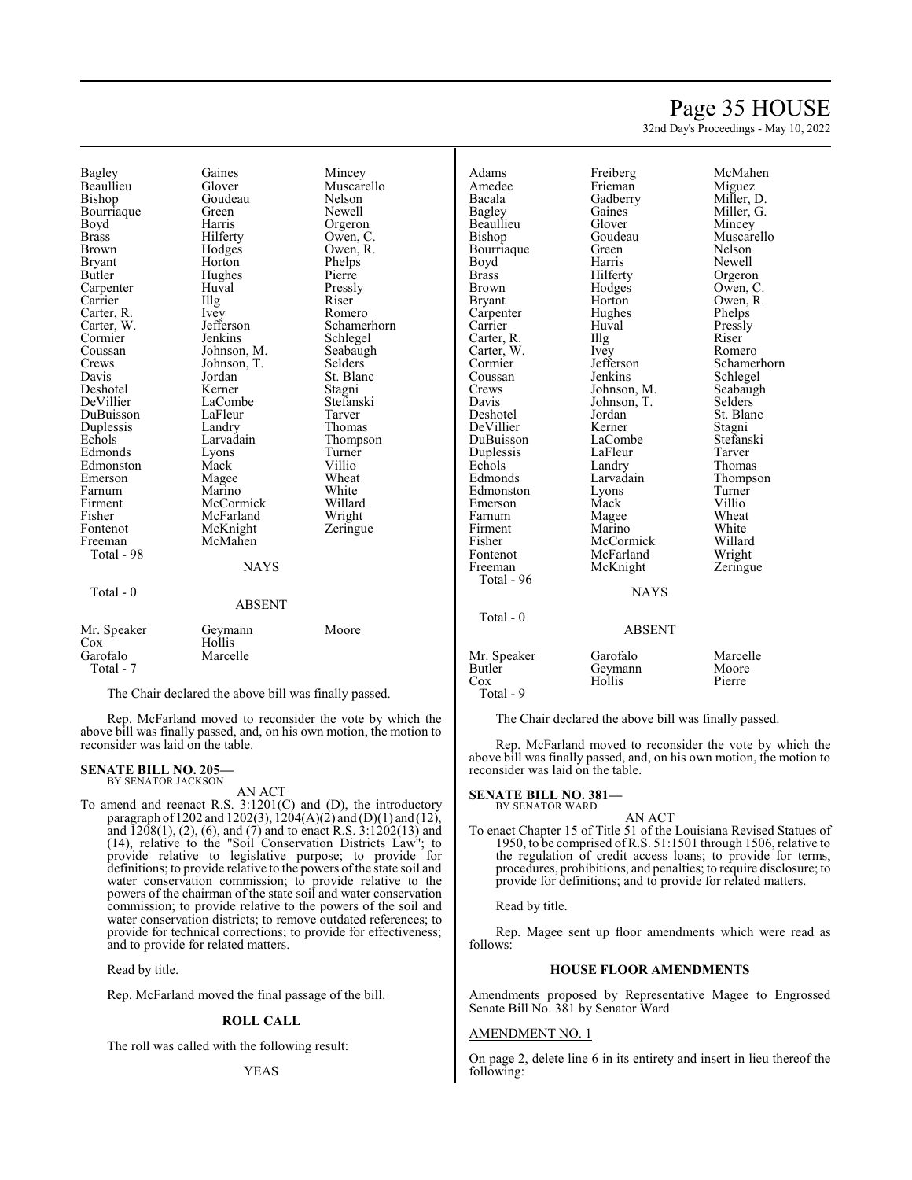| Bagley | Gaines | Mincey |
|---|---|---|
| Beaullieu | Glover | Muscarello |
| Bishop | Goudeau | Nelson |
| Bourriaque | Green | Newell |
| Boyd | Harris | Orgeron |
| Brass | Hilferty | Owen, C. |
| Brown | Hodges | Owen, R. |
| Bryant | Horton | Phelps |
| Butler | Hughes | Pierre |
| Carpenter | Huval | Pressly |
| Carrier | Illg | Riser |
| Carter, R. | Ivey | Romero |
| Carter, W. | Jefferson | Schamerhorn |
| Cormier | Jenkins | Schlegel |
| Coussan | Johnson, M. | Seabaugh |
| Crews | Johnson, T. | Selders |
| Davis | Jordan | St. Blanc |
| Deshotel | Kerner | Stagni |
| DeVillier | LaCombe | Stefanski |
| DuBuisson | LaFleur | Tarver |
| Duplessis | Landry | Thomas |
| Echols | Larvadain | Thompson |
| Edmonds | Lyons | Turner |
| Edmonston | Mack | Villio |
| Emerson | Magee | Wheat |
| Farnum | Marino | White |
| Firment | McCormick | Willard |
| Fisher | McFarland | Wright |
| Fontenot | McKnight | Zeringue |
| Freeman | McMahen | |

Total - 98

NAYS

Total - 0

ABSENT

| Mr. Speaker | Geymann | Moore |
|---|---|---|
| Cox | Hollis | |
| Garofalo | Marcelle | |

Total - 7

The Chair declared the above bill was finally passed.

Rep. McFarland moved to reconsider the vote by which the above bill was finally passed, and, on his own motion, the motion to reconsider was laid on the table.

**SENATE BILL NO. 205—**
BY SENATOR JACKSON

AN ACT

To amend and reenact R.S. 3:1201(C) and (D), the introductory paragraph of 1202 and 1202(3), 1204(A)(2) and (D)(1) and (12), and 1208(1), (2), (6), and (7) and to enact R.S. 3:1202(13) and (14), relative to the "Soil Conservation Districts Law"; to provide relative to legislative purpose; to provide for definitions; to provide relative to the powers of the state soil and water conservation commission; to provide relative to the powers of the chairman of the state soil and water conservation commission; to provide relative to the powers of the soil and water conservation districts; to remove outdated references; to provide for technical corrections; to provide for effectiveness; and to provide for related matters.

Read by title.

Rep. McFarland moved the final passage of the bill.

**ROLL CALL**

The roll was called with the following result:

YEAS

| Adams | Freiberg | McMahen |
|---|---|---|
| Amedee | Frieman | Miguez |
| Bacala | Gadberry | Miller, D. |
| Bagley | Gaines | Miller, G. |
| Beaullieu | Glover | Mincey |
| Bishop | Goudeau | Muscarello |
| Bourriaque | Green | Nelson |
| Boyd | Harris | Newell |
| Brass | Hilferty | Orgeron |
| Brown | Hodges | Owen, C. |
| Bryant | Horton | Owen, R. |
| Carpenter | Hughes | Phelps |
| Carrier | Huval | Pressly |
| Carter, R. | Illg | Riser |
| Carter, W. | Ivey | Romero |
| Cormier | Jefferson | Schamerhorn |
| Coussan | Jenkins | Schlegel |
| Crews | Johnson, M. | Seabaugh |
| Davis | Johnson, T. | Selders |
| Deshotel | Jordan | St. Blanc |
| DeVillier | Kerner | Stagni |
| DuBuisson | LaCombe | Stefanski |
| Duplessis | LaFleur | Tarver |
| Echols | Landry | Thomas |
| Edmonds | Larvadain | Thompson |
| Edmonston | Lyons | Turner |
| Emerson | Mack | Villio |
| Farnum | Magee | Wheat |
| Firment | Marino | White |
| Fisher | McCormick | Willard |
| Fontenot | McFarland | Wright |
| Freeman | McKnight | Zeringue |

Total - 96

NAYS

Total - 0

ABSENT

| Mr. Speaker | Garofalo | Marcelle |
|---|---|---|
| Butler | Geymann | Moore |
| Cox | Hollis | Pierre |

Total - 9

The Chair declared the above bill was finally passed.

Rep. McFarland moved to reconsider the vote by which the above bill was finally passed, and, on his own motion, the motion to reconsider was laid on the table.

**SENATE BILL NO. 381—**
BY SENATOR WARD

AN ACT

To enact Chapter 15 of Title 51 of the Louisiana Revised Statues of 1950, to be comprised of R.S. 51:1501 through 1506, relative to the regulation of credit access loans; to provide for terms, procedures, prohibitions, and penalties; to require disclosure; to provide for definitions; and to provide for related matters.

Read by title.

Rep. Magee sent up floor amendments which were read as follows:

**HOUSE FLOOR AMENDMENTS**

Amendments proposed by Representative Magee to Engrossed Senate Bill No. 381 by Senator Ward

AMENDMENT NO. 1

On page 2, delete line 6 in its entirety and insert in lieu thereof the following: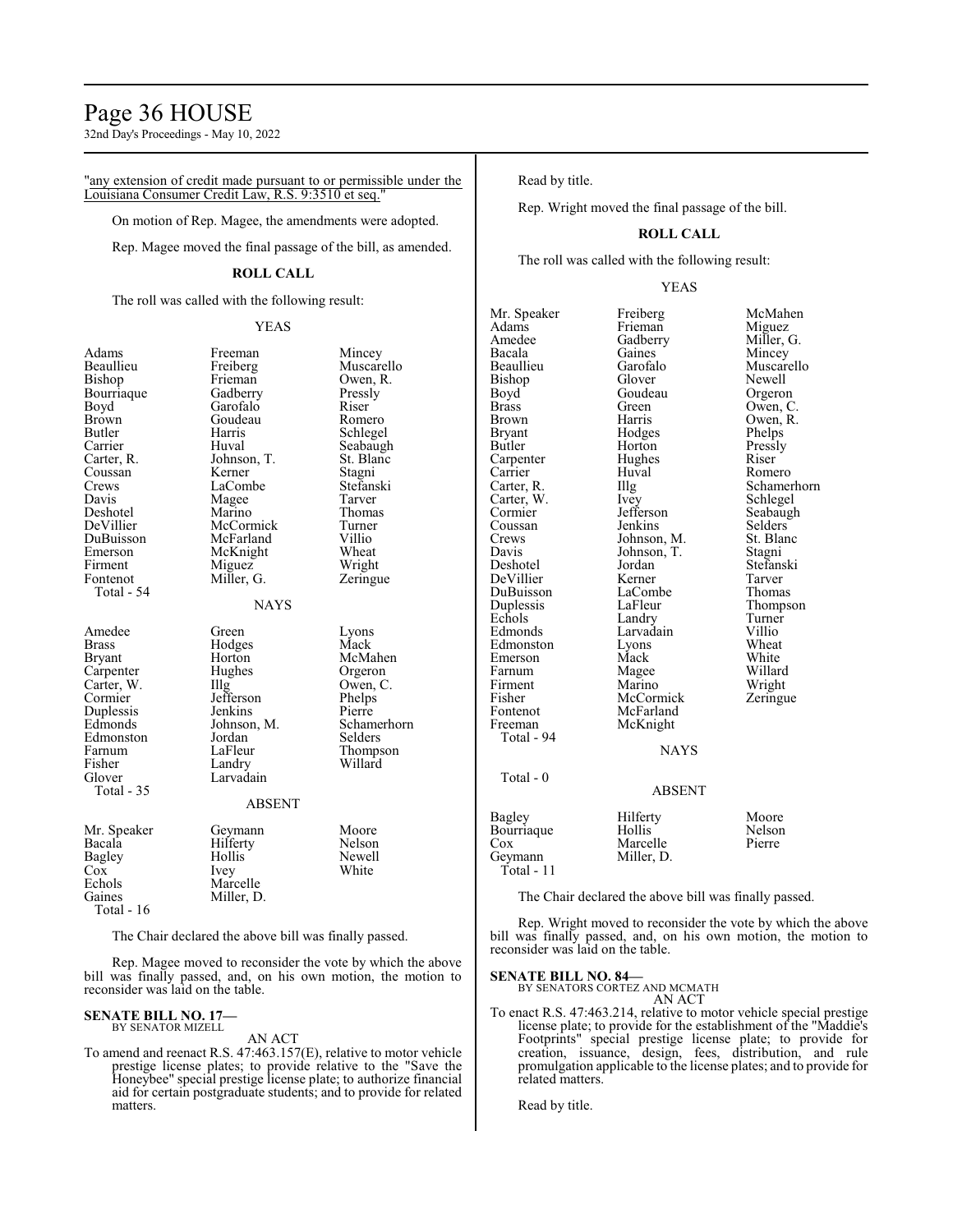"any extension of credit made pursuant to or permissible under the Louisiana Consumer Credit Law, R.S. 9:3510 et seq."

On motion of Rep. Magee, the amendments were adopted.

Rep. Magee moved the final passage of the bill, as amended.

**ROLL CALL**

The roll was called with the following result:

YEAS

| | | |
|---|---|---|
| Adams | Freeman | Mincey |
| Beaullieu | Freiberg | Muscarello |
| Bishop | Frieman | Owen, R. |
| Bourriaque | Gadberry | Pressly |
| Boyd | Garofalo | Riser |
| Brown | Goudeau | Romero |
| Butler | Harris | Schlegel |
| Carrier | Huval | Seabaugh |
| Carter, R. | Johnson, T. | St. Blanc |
| Coussan | Kerner | Stagni |
| Crews | LaCombe | Stefanski |
| Davis | Magee | Tarver |
| Deshotel | Marino | Thomas |
| DeVillier | McCormick | Turner |
| DuBuisson | McFarland | Villio |
| Emerson | McKnight | Wheat |
| Firment | Miguez | Wright |
| Fontenot | Miller, G. | Zeringue |

Total - 54

NAYS

| | | |
|---|---|---|
| Amedee | Green | Lyons |
| Brass | Hodges | Mack |
| Bryant | Horton | McMahen |
| Carpenter | Hughes | Orgeron |
| Carter, W. | Illg | Owen, C. |
| Cormier | Jefferson | Phelps |
| Duplessis | Jenkins | Pierre |
| Edmonds | Johnson, M. | Schamerhorn |
| Edmonston | Jordan | Selders |
| Farnum | LaFleur | Thompson |
| Fisher | Landry | Willard |
| Glover | Larvadain | |

Total - 35

ABSENT

| | | |
|---|---|---|
| Mr. Speaker | Geymann | Moore |
| Bacala | Hilferty | Nelson |
| Bagley | Hollis | Newell |
| Cox | Ivey | White |
| Echols | Marcelle | |
| Gaines | Miller, D. | |

Total - 16

The Chair declared the above bill was finally passed.

Rep. Magee moved to reconsider the vote by which the above bill was finally passed, and, on his own motion, the motion to reconsider was laid on the table.

**SENATE BILL NO. 17—**
BY SENATOR MIZELL

AN ACT

To amend and reenact R.S. 47:463.157(E), relative to motor vehicle prestige license plates; to provide relative to the "Save the Honeybee" special prestige license plate; to authorize financial aid for certain postgraduate students; and to provide for related matters.

Read by title.

Rep. Wright moved the final passage of the bill.

**ROLL CALL**

The roll was called with the following result:

YEAS

| | | |
|---|---|---|
| Mr. Speaker | Freiberg | McMahen |
| Adams | Frieman | Miguez |
| Amedee | Gadberry | Miller, G. |
| Bacala | Gaines | Mincey |
| Beaullieu | Garofalo | Muscarello |
| Bishop | Glover | Newell |
| Boyd | Goudeau | Orgeron |
| Brass | Green | Owen, C. |
| Brown | Harris | Owen, R. |
| Bryant | Hodges | Phelps |
| Butler | Horton | Pressly |
| Carpenter | Hughes | Riser |
| Carrier | Huval | Romero |
| Carter, R. | Illg | Schamerhorn |
| Carter, W. | Ivey | Schlegel |
| Cormier | Jefferson | Seabaugh |
| Coussan | Jenkins | Selders |
| Crews | Johnson, M. | St. Blanc |
| Davis | Johnson, T. | Stagni |
| Deshotel | Jordan | Stefanski |
| DeVillier | Kerner | Tarver |
| DuBuisson | LaCombe | Thomas |
| Duplessis | LaFleur | Thompson |
| Echols | Landry | Turner |
| Edmonds | Larvadain | Villio |
| Edmonston | Lyons | Wheat |
| Emerson | Mack | White |
| Farnum | Magee | Willard |
| Firment | Marino | Wright |
| Fisher | McCormick | Zeringue |
| Fontenot | McFarland | |
| Freeman | McKnight | |

Total - 94

NAYS

Total - 0

ABSENT

| | | |
|---|---|---|
| Bagley | Hilferty | Moore |
| Bourriaque | Hollis | Nelson |
| Cox | Marcelle | Pierre |
| Geymann | Miller, D. | |

Total - 11

The Chair declared the above bill was finally passed.

Rep. Wright moved to reconsider the vote by which the above bill was finally passed, and, on his own motion, the motion to reconsider was laid on the table.

**SENATE BILL NO. 84—**
BY SENATORS CORTEZ AND MCMATH

AN ACT

To enact R.S. 47:463.214, relative to motor vehicle special prestige license plate; to provide for the establishment of the "Maddie's Footprints" special prestige license plate; to provide for creation, issuance, design, fees, distribution, and rule promulgation applicable to the license plates; and to provide for related matters.

Read by title.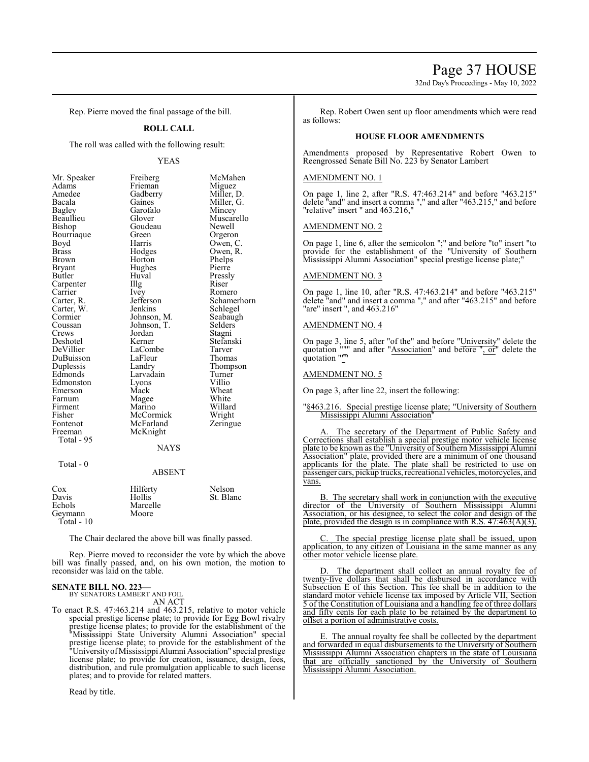Rep. Pierre moved the final passage of the bill.

**ROLL CALL**

The roll was called with the following result:

YEAS

| | | |
|---|---|---|
| Mr. Speaker | Freiberg | McMahen |
| Adams | Frieman | Miguez |
| Amedee | Gadberry | Miller, D. |
| Bacala | Gaines | Miller, G. |
| Bagley | Garofalo | Mincey |
| Beaullieu | Glover | Muscarello |
| Bishop | Goudeau | Newell |
| Bourriaque | Green | Orgeron |
| Boyd | Harris | Owen, C. |
| Brass | Hodges | Owen, R. |
| Brown | Horton | Phelps |
| Bryant | Hughes | Pierre |
| Butler | Huval | Pressly |
| Carpenter | Illg | Riser |
| Carrier | Ivey | Romero |
| Carter, R. | Jefferson | Schamerhorn |
| Carter, W. | Jenkins | Schlegel |
| Cormier | Johnson, M. | Seabaugh |
| Coussan | Johnson, T. | Selders |
| Crews | Jordan | Stagni |
| Deshotel | Kerner | Stefanski |
| DeVillier | LaCombe | Tarver |
| DuBuisson | LaFleur | Thomas |
| Duplessis | Landry | Thompson |
| Edmonds | Larvadain | Turner |
| Edmonston | Lyons | Villio |
| Emerson | Mack | Wheat |
| Farnum | Magee | White |
| Firment | Marino | Willard |
| Fisher | McCormick | Wright |
| Fontenot | McFarland | Zeringue |
| Freeman | McKnight | |

Total - 95

NAYS

Total - 0

ABSENT

| | | |
|---|---|---|
| Cox | Hilferty | Nelson |
| Davis | Hollis | St. Blanc |
| Echols | Marcelle | |
| Geymann | Moore | |

Total - 10

The Chair declared the above bill was finally passed.

Rep. Pierre moved to reconsider the vote by which the above bill was finally passed, and, on his own motion, the motion to reconsider was laid on the table.

**SENATE BILL NO. 223—**
BY SENATORS LAMBERT AND FOIL
AN ACT

To enact R.S. 47:463.214 and 463.215, relative to motor vehicle special prestige license plate; to provide for Egg Bowl rivalry prestige license plates; to provide for the establishment of the "Mississippi State University Alumni Association" special prestige license plate; to provide for the establishment of the "University of Mississippi Alumni Association" special prestige license plate; to provide for creation, issuance, design, fees, distribution, and rule promulgation applicable to such license plates; and to provide for related matters.

Read by title.

Rep. Robert Owen sent up floor amendments which were read as follows:

**HOUSE FLOOR AMENDMENTS**

Amendments proposed by Representative Robert Owen to Reengrossed Senate Bill No. 223 by Senator Lambert

AMENDMENT NO. 1

On page 1, line 2, after "R.S. 47:463.214" and before "463.215" delete "and" and insert a comma "," and after "463.215," and before "relative" insert " and 463.216,"

AMENDMENT NO. 2

On page 1, line 6, after the semicolon ";" and before "to" insert "to provide for the establishment of the "University of Southern Mississippi Alumni Association" special prestige license plate;"

AMENDMENT NO. 3

On page 1, line 10, after "R.S. 47:463.214" and before "463.215" delete "and" and insert a comma "," and after "463.215" and before "are" insert ", and 463.216"

AMENDMENT NO. 4

On page 3, line 5, after "of the" and before "University" delete the quotation """ and after "Association" and before ", or" delete the quotation """

AMENDMENT NO. 5

On page 3, after line 22, insert the following:

"§463.216. Special prestige license plate; "University of Southern Mississippi Alumni Association"

A. The secretary of the Department of Public Safety and Corrections shall establish a special prestige motor vehicle license plate to be known as the "University of Southern Mississippi Alumni Association" plate, provided there are a minimum of one thousand applicants for the plate. The plate shall be restricted to use on passenger cars, pickup trucks, recreational vehicles, motorcycles, and vans.

B. The secretary shall work in conjunction with the executive director of the University of Southern Mississippi Alumni Association, or his designee, to select the color and design of the plate, provided the design is in compliance with R.S. 47:463(A)(3).

C. The special prestige license plate shall be issued, upon application, to any citizen of Louisiana in the same manner as any other motor vehicle license plate.

D. The department shall collect an annual royalty fee of twenty-five dollars that shall be disbursed in accordance with Subsection E of this Section. This fee shall be in addition to the standard motor vehicle license tax imposed by Article VII, Section 5 of the Constitution of Louisiana and a handling fee of three dollars and fifty cents for each plate to be retained by the department to offset a portion of administrative costs.

E. The annual royalty fee shall be collected by the department and forwarded in equal disbursements to the University of Southern Mississippi Alumni Association chapters in the state of Louisiana that are officially sanctioned by the University of Southern Mississippi Alumni Association.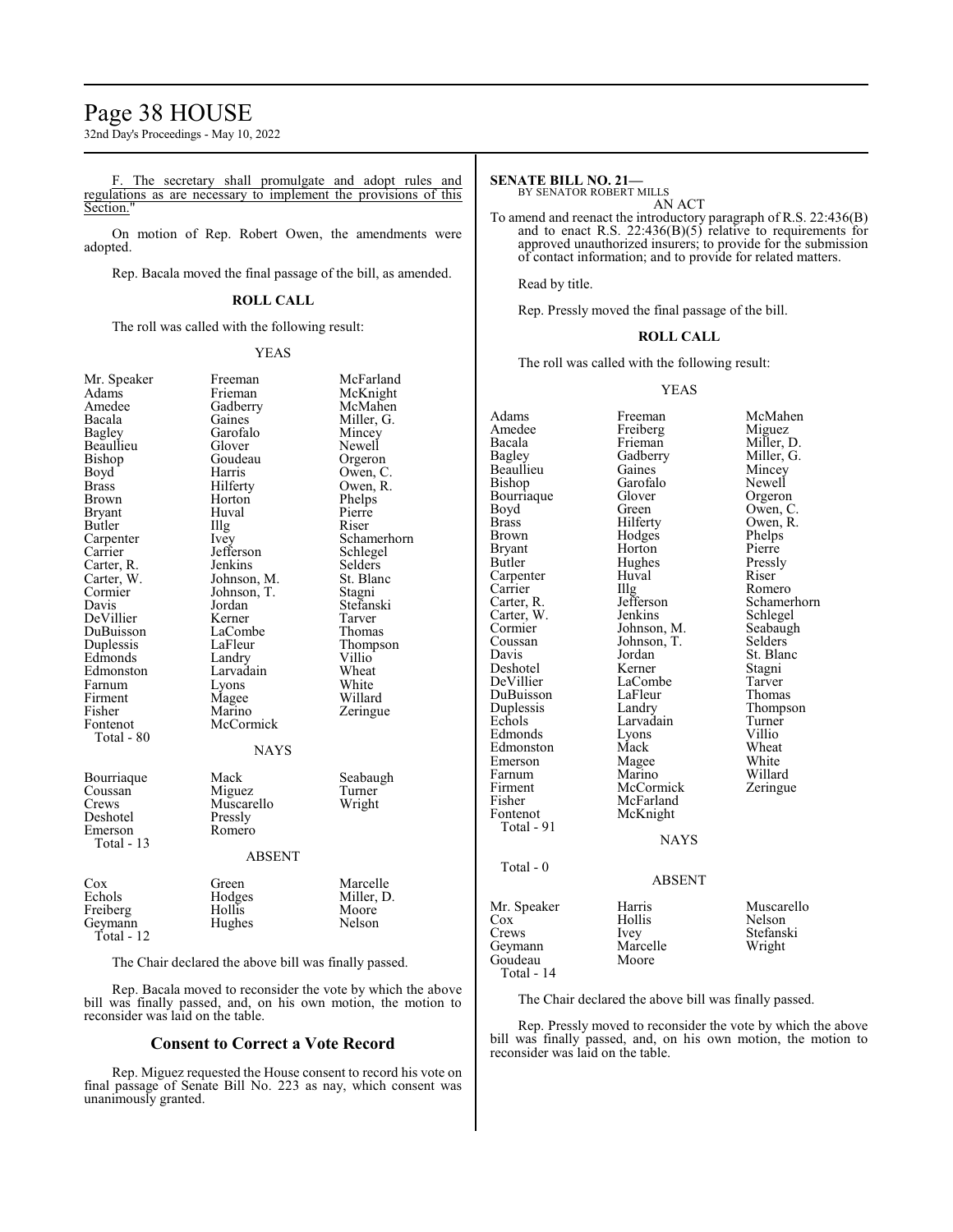F. The secretary shall promulgate and adopt rules and regulations as are necessary to implement the provisions of this Section."

On motion of Rep. Robert Owen, the amendments were adopted.

Rep. Bacala moved the final passage of the bill, as amended.

**ROLL CALL**

The roll was called with the following result:

YEAS

| | | |
|---|---|---|
| Mr. Speaker | Freeman | McFarland |
| Adams | Frieman | McKnight |
| Amedee | Gadberry | McMahen |
| Bacala | Gaines | Miller, G. |
| Bagley | Garofalo | Mincey |
| Beaullieu | Glover | Newell |
| Bishop | Goudeau | Orgeron |
| Boyd | Harris | Owen, C. |
| Brass | Hilferty | Owen, R. |
| Brown | Horton | Phelps |
| Bryant | Huval | Pierre |
| Butler | Illg | Riser |
| Carpenter | Ivey | Schamerhorn |
| Carrier | Jefferson | Schlegel |
| Carter, R. | Jenkins | Selders |
| Carter, W. | Johnson, M. | St. Blanc |
| Cormier | Johnson, T. | Stagni |
| Davis | Jordan | Stefanski |
| DeVillier | Kerner | Tarver |
| DuBuisson | LaCombe | Thomas |
| Duplessis | LaFleur | Thompson |
| Edmonds | Landry | Villio |
| Edmonston | Larvadain | Wheat |
| Farnum | Lyons | White |
| Firment | Magee | Willard |
| Fisher | Marino | Zeringue |
| Fontenot | McCormick | |
| Total - 80 | | |

NAYS

| | | |
|---|---|---|
| Bourriaque | Mack | Seabaugh |
| Coussan | Miguez | Turner |
| Crews | Muscarello | Wright |
| Deshotel | Pressly | |
| Emerson | Romero | |
| Total - 13 | | |

ABSENT

| | | |
|---|---|---|
| Cox | Green | Marcelle |
| Echols | Hodges | Miller, D. |
| Freiberg | Hollis | Moore |
| Geymann | Hughes | Nelson |
| Total - 12 | | |

The Chair declared the above bill was finally passed.

Rep. Bacala moved to reconsider the vote by which the above bill was finally passed, and, on his own motion, the motion to reconsider was laid on the table.

## Consent to Correct a Vote Record

Rep. Miguez requested the House consent to record his vote on final passage of Senate Bill No. 223 as nay, which consent was unanimously granted.

**SENATE BILL NO. 21—**
BY SENATOR ROBERT MILLS
AN ACT

To amend and reenact the introductory paragraph of R.S. 22:436(B) and to enact R.S. 22:436(B)(5) relative to requirements for approved unauthorized insurers; to provide for the submission of contact information; and to provide for related matters.

Read by title.

Rep. Pressly moved the final passage of the bill.

**ROLL CALL**

The roll was called with the following result:

YEAS

| | | |
|---|---|---|
| Adams | Freeman | McMahen |
| Amedee | Freiberg | Miguez |
| Bacala | Frieman | Miller, D. |
| Bagley | Gadberry | Miller, G. |
| Beaullieu | Gaines | Mincey |
| Bishop | Garofalo | Newell |
| Bourriaque | Glover | Orgeron |
| Boyd | Green | Owen, C. |
| Brass | Hilferty | Owen, R. |
| Brown | Hodges | Phelps |
| Bryant | Horton | Pierre |
| Butler | Hughes | Pressly |
| Carpenter | Huval | Riser |
| Carrier | Illg | Romero |
| Carter, R. | Jefferson | Schamerhorn |
| Carter, W. | Jenkins | Schlegel |
| Cormier | Johnson, M. | Seabaugh |
| Coussan | Johnson, T. | Selders |
| Davis | Jordan | St. Blanc |
| Deshotel | Kerner | Stagni |
| DeVillier | LaCombe | Tarver |
| DuBuisson | LaFleur | Thomas |
| Duplessis | Landry | Thompson |
| Echols | Larvadain | Turner |
| Edmonds | Lyons | Villio |
| Edmonston | Mack | Wheat |
| Emerson | Magee | White |
| Farnum | Marino | Willard |
| Firment | McCormick | Zeringue |
| Fisher | McFarland | |
| Fontenot | McKnight | |
| Total - 91 | | |

NAYS

Total - 0

ABSENT

| | | |
|---|---|---|
| Mr. Speaker | Harris | Muscarello |
| Cox | Hollis | Nelson |
| Crews | Ivey | Stefanski |
| Geymann | Marcelle | Wright |
| Goudeau | Moore | |
| Total - 14 | | |

The Chair declared the above bill was finally passed.

Rep. Pressly moved to reconsider the vote by which the above bill was finally passed, and, on his own motion, the motion to reconsider was laid on the table.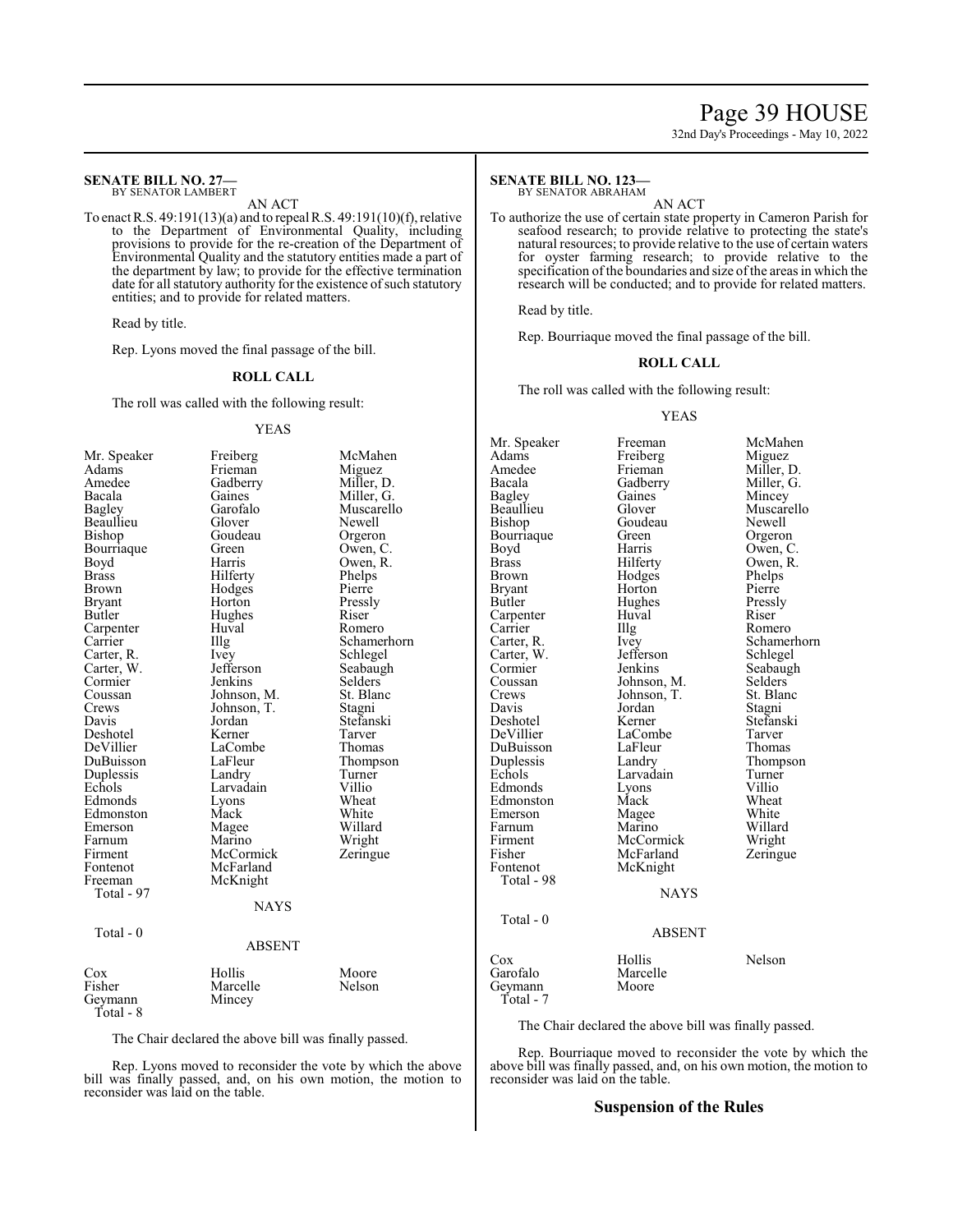**SENATE BILL NO. 27—**
BY SENATOR LAMBERT

AN ACT

To enact R.S. 49:191(13)(a) and to repeal R.S. 49:191(10)(f), relative to the Department of Environmental Quality, including provisions to provide for the re-creation of the Department of Environmental Quality and the statutory entities made a part of the department by law; to provide for the effective termination date for all statutory authority for the existence of such statutory entities; and to provide for related matters.

Read by title.

Rep. Lyons moved the final passage of the bill.

**ROLL CALL**

The roll was called with the following result:

YEAS

| | | |
|---|---|---|
| Mr. Speaker | Freiberg | McMahen |
| Adams | Frieman | Miguez |
| Amedee | Gadberry | Miller, D. |
| Bacala | Gaines | Miller, G. |
| Bagley | Garofalo | Muscarello |
| Beaullieu | Glover | Newell |
| Bishop | Goudeau | Orgeron |
| Bourriaque | Green | Owen, C. |
| Boyd | Harris | Owen, R. |
| Brass | Hilferty | Phelps |
| Brown | Hodges | Pierre |
| Bryant | Horton | Pressly |
| Butler | Hughes | Riser |
| Carpenter | Huval | Romero |
| Carrier | Illg | Schamerhorn |
| Carter, R. | Ivey | Schlegel |
| Carter, W. | Jefferson | Seabaugh |
| Cormier | Jenkins | Selders |
| Coussan | Johnson, M. | St. Blanc |
| Crews | Johnson, T. | Stagni |
| Davis | Jordan | Stefanski |
| Deshotel | Kerner | Tarver |
| DeVillier | LaCombe | Thomas |
| DuBuisson | LaFleur | Thompson |
| Duplessis | Landry | Turner |
| Echols | Larvadain | Villio |
| Edmonds | Lyons | Wheat |
| Edmonston | Mack | White |
| Emerson | Magee | Willard |
| Farnum | Marino | Wright |
| Firment | McCormick | Zeringue |
| Fontenot | McFarland | |
| Freeman | McKnight | |

Total - 97

NAYS

Total - 0

ABSENT

| | | |
|---|---|---|
| Cox | Hollis | Moore |
| Fisher | Marcelle | Nelson |
| Geymann | Mincey | |

Total - 8

The Chair declared the above bill was finally passed.

Rep. Lyons moved to reconsider the vote by which the above bill was finally passed, and, on his own motion, the motion to reconsider was laid on the table.

**SENATE BILL NO. 123—**
BY SENATOR ABRAHAM

AN ACT

To authorize the use of certain state property in Cameron Parish for seafood research; to provide relative to protecting the state's natural resources; to provide relative to the use of certain waters for oyster farming research; to provide relative to the specification of the boundaries and size of the areas in which the research will be conducted; and to provide for related matters.

Read by title.

Rep. Bourriaque moved the final passage of the bill.

**ROLL CALL**

The roll was called with the following result:

YEAS

| | | |
|---|---|---|
| Mr. Speaker | Freeman | McMahen |
| Adams | Freiberg | Miguez |
| Amedee | Frieman | Miller, D. |
| Bacala | Gadberry | Miller, G. |
| Bagley | Gaines | Mincey |
| Beaullieu | Glover | Muscarello |
| Bishop | Goudeau | Newell |
| Bourriaque | Green | Orgeron |
| Boyd | Harris | Owen, C. |
| Brass | Hilferty | Owen, R. |
| Brown | Hodges | Phelps |
| Bryant | Horton | Pierre |
| Butler | Hughes | Pressly |
| Carpenter | Huval | Riser |
| Carrier | Illg | Romero |
| Carter, R. | Ivey | Schamerhorn |
| Carter, W. | Jefferson | Schlegel |
| Cormier | Jenkins | Seabaugh |
| Coussan | Johnson, M. | Selders |
| Crews | Johnson, T. | St. Blanc |
| Davis | Jordan | Stagni |
| Deshotel | Kerner | Stefanski |
| DeVillier | LaCombe | Tarver |
| DuBuisson | LaFleur | Thomas |
| Duplessis | Landry | Thompson |
| Echols | Larvadain | Turner |
| Edmonds | Lyons | Villio |
| Edmonston | Mack | Wheat |
| Emerson | Magee | White |
| Farnum | Marino | Willard |
| Firment | McCormick | Wright |
| Fisher | McFarland | Zeringue |
| Fontenot | McKnight | |

Total - 98

NAYS

Total - 0

ABSENT

| | | |
|---|---|---|
| Cox | Hollis | Nelson |
| Garofalo | Marcelle | |
| Geymann | Moore | |

Total - 7

The Chair declared the above bill was finally passed.

Rep. Bourriaque moved to reconsider the vote by which the above bill was finally passed, and, on his own motion, the motion to reconsider was laid on the table.

## Suspension of the Rules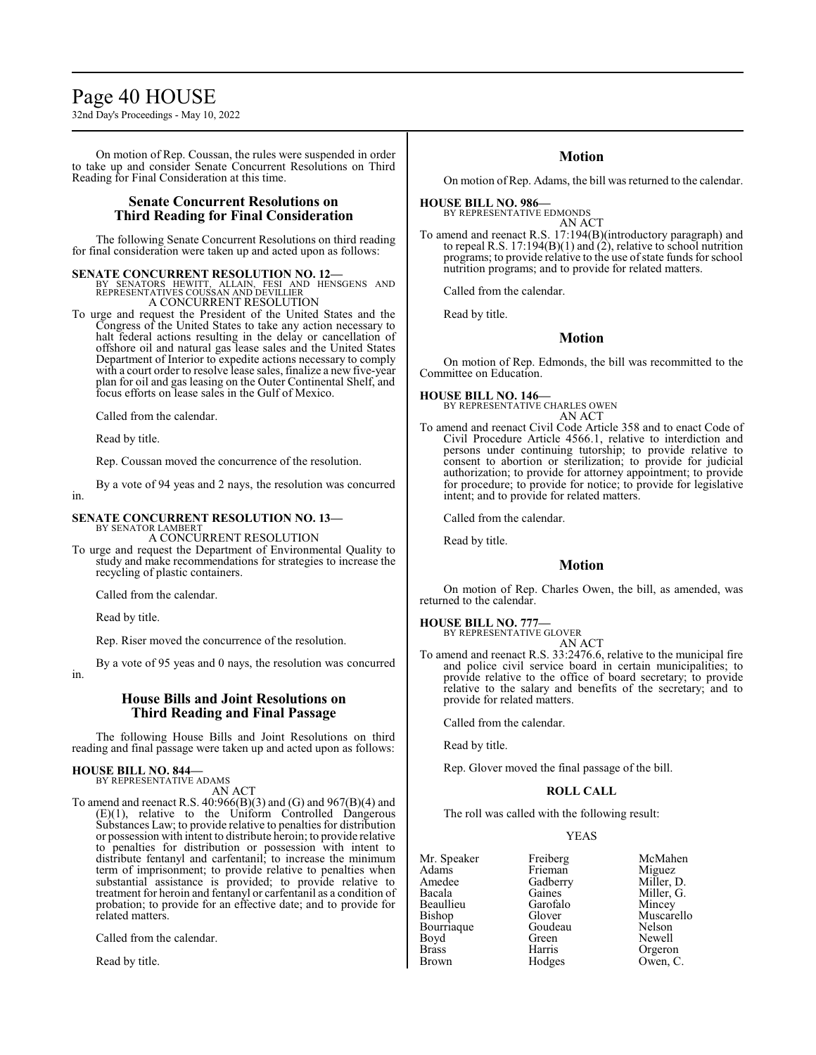On motion of Rep. Coussan, the rules were suspended in order to take up and consider Senate Concurrent Resolutions on Third Reading for Final Consideration at this time.

## Senate Concurrent Resolutions on Third Reading for Final Consideration

The following Senate Concurrent Resolutions on third reading for final consideration were taken up and acted upon as follows:

**SENATE CONCURRENT RESOLUTION NO. 12—**
BY SENATORS HEWITT, ALLAIN, FESI AND HENSGENS AND REPRESENTATIVES COUSSAN AND DEVILLIER
A CONCURRENT RESOLUTION

To urge and request the President of the United States and the Congress of the United States to take any action necessary to halt federal actions resulting in the delay or cancellation of offshore oil and natural gas lease sales and the United States Department of Interior to expedite actions necessary to comply with a court order to resolve lease sales, finalize a new five-year plan for oil and gas leasing on the Outer Continental Shelf, and focus efforts on lease sales in the Gulf of Mexico.

Called from the calendar.

Read by title.

Rep. Coussan moved the concurrence of the resolution.

By a vote of 94 yeas and 2 nays, the resolution was concurred in.

**SENATE CONCURRENT RESOLUTION NO. 13—**
BY SENATOR LAMBERT
A CONCURRENT RESOLUTION

To urge and request the Department of Environmental Quality to study and make recommendations for strategies to increase the recycling of plastic containers.

Called from the calendar.

Read by title.

Rep. Riser moved the concurrence of the resolution.

By a vote of 95 yeas and 0 nays, the resolution was concurred in.

## House Bills and Joint Resolutions on Third Reading and Final Passage

The following House Bills and Joint Resolutions on third reading and final passage were taken up and acted upon as follows:

**HOUSE BILL NO. 844—**
BY REPRESENTATIVE ADAMS
AN ACT

To amend and reenact R.S. 40:966(B)(3) and (G) and 967(B)(4) and (E)(1), relative to the Uniform Controlled Dangerous Substances Law; to provide relative to penalties for distribution or possession with intent to distribute heroin; to provide relative to penalties for distribution or possession with intent to distribute fentanyl and carfentanil; to increase the minimum term of imprisonment; to provide relative to penalties when substantial assistance is provided; to provide relative to treatment for heroin and fentanyl or carfentanil as a condition of probation; to provide for an effective date; and to provide for related matters.

Called from the calendar.

Read by title.

## Motion

On motion of Rep. Adams, the bill was returned to the calendar.

**HOUSE BILL NO. 986—**
BY REPRESENTATIVE EDMONDS
AN ACT

To amend and reenact R.S. 17:194(B)(introductory paragraph) and to repeal R.S. 17:194(B)(1) and (2), relative to school nutrition programs; to provide relative to the use of state funds for school nutrition programs; and to provide for related matters.

Called from the calendar.

Read by title.

## Motion

On motion of Rep. Edmonds, the bill was recommitted to the Committee on Education.

**HOUSE BILL NO. 146—**
BY REPRESENTATIVE CHARLES OWEN
AN ACT

To amend and reenact Civil Code Article 358 and to enact Code of Civil Procedure Article 4566.1, relative to interdiction and persons under continuing tutorship; to provide relative to consent to abortion or sterilization; to provide for judicial authorization; to provide for attorney appointment; to provide for procedure; to provide for notice; to provide for legislative intent; and to provide for related matters.

Called from the calendar.

Read by title.

## Motion

On motion of Rep. Charles Owen, the bill, as amended, was returned to the calendar.

**HOUSE BILL NO. 777—**
BY REPRESENTATIVE GLOVER
AN ACT

To amend and reenact R.S. 33:2476.6, relative to the municipal fire and police civil service board in certain municipalities; to provide relative to the office of board secretary; to provide relative to the salary and benefits of the secretary; and to provide for related matters.

Called from the calendar.

Read by title.

Rep. Glover moved the final passage of the bill.

### ROLL CALL

The roll was called with the following result:

YEAS

| | | |
|---|---|---|
| Mr. Speaker | Freiberg | McMahen |
| Adams | Frieman | Miguez |
| Amedee | Gadberry | Miller, D. |
| Bacala | Gaines | Miller, G. |
| Beaullieu | Garofalo | Mincey |
| Bishop | Glover | Muscarello |
| Bourriaque | Goudeau | Nelson |
| Boyd | Green | Newell |
| Brass | Harris | Orgeron |
| Brown | Hodges | Owen, C. |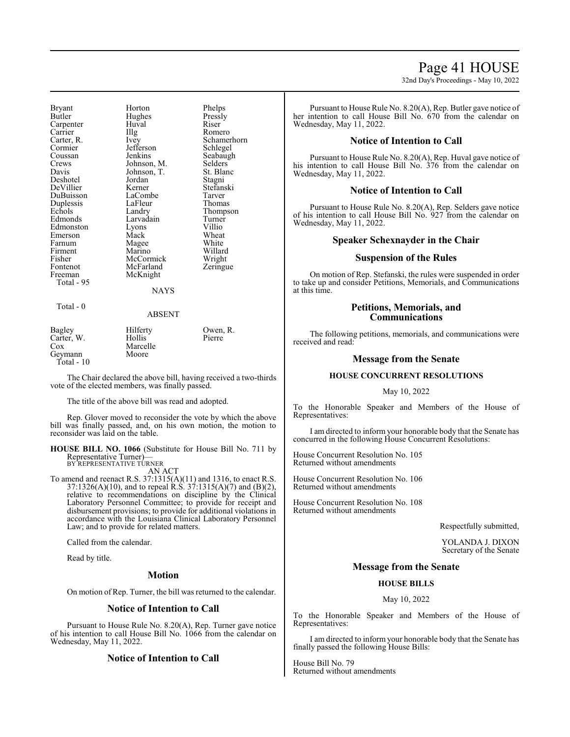| | | |
|---|---|---|
| Bryant | Horton | Phelps |
| Butler | Hughes | Pressly |
| Carpenter | Huval | Riser |
| Carrier | Illg | Romero |
| Carter, R. | Ivey | Schamerhorn |
| Cormier | Jefferson | Schlegel |
| Coussan | Jenkins | Seabaugh |
| Crews | Johnson, M. | Selders |
| Davis | Johnson, T. | St. Blanc |
| Deshotel | Jordan | Stagni |
| DeVillier | Kerner | Stefanski |
| DuBuisson | LaCombe | Tarver |
| Duplessis | LaFleur | Thomas |
| Echols | Landry | Thompson |
| Edmonds | Larvadain | Turner |
| Edmonston | Lyons | Villio |
| Emerson | Mack | Wheat |
| Farnum | Magee | White |
| Firment | Marino | Willard |
| Fisher | McCormick | Wright |
| Fontenot | McFarland | Zeringue |
| Freeman | McKnight | |

Total - 95

NAYS

Total - 0

ABSENT

| | | |
|---|---|---|
| Bagley | Hilferty | Owen, R. |
| Carter, W. | Hollis | Pierre |
| Cox | Marcelle | |
| Geymann | Moore | |

Total - 10

The Chair declared the above bill, having received a two-thirds vote of the elected members, was finally passed.

The title of the above bill was read and adopted.

Rep. Glover moved to reconsider the vote by which the above bill was finally passed, and, on his own motion, the motion to reconsider was laid on the table.

**HOUSE BILL NO. 1066** (Substitute for House Bill No. 711 by Representative Turner)—
BY REPRESENTATIVE TURNER
AN ACT

To amend and reenact R.S. 37:1315(A)(11) and 1316, to enact R.S. 37:1326(A)(10), and to repeal R.S. 37:1315(A)(7) and (B)(2), relative to recommendations on discipline by the Clinical Laboratory Personnel Committee; to provide for receipt and disbursement provisions; to provide for additional violations in accordance with the Louisiana Clinical Laboratory Personnel Law; and to provide for related matters.

Called from the calendar.

Read by title.

## Motion

On motion of Rep. Turner, the bill was returned to the calendar.

## Notice of Intention to Call

Pursuant to House Rule No. 8.20(A), Rep. Turner gave notice of his intention to call House Bill No. 1066 from the calendar on Wednesday, May 11, 2022.

## Notice of Intention to Call

Pursuant to House Rule No. 8.20(A), Rep. Butler gave notice of her intention to call House Bill No. 670 from the calendar on Wednesday, May 11, 2022.

## Notice of Intention to Call

Pursuant to House Rule No. 8.20(A), Rep. Huval gave notice of his intention to call House Bill No. 376 from the calendar on Wednesday, May 11, 2022.

## Notice of Intention to Call

Pursuant to House Rule No. 8.20(A), Rep. Selders gave notice of his intention to call House Bill No. 927 from the calendar on Wednesday, May 11, 2022.

## Speaker Schexnayder in the Chair

## Suspension of the Rules

On motion of Rep. Stefanski, the rules were suspended in order to take up and consider Petitions, Memorials, and Communications at this time.

## Petitions, Memorials, and Communications

The following petitions, memorials, and communications were received and read:

## Message from the Senate

### HOUSE CONCURRENT RESOLUTIONS

May 10, 2022

To the Honorable Speaker and Members of the House of Representatives:

I am directed to inform your honorable body that the Senate has concurred in the following House Concurrent Resolutions:

House Concurrent Resolution No. 105
Returned without amendments

House Concurrent Resolution No. 106
Returned without amendments

House Concurrent Resolution No. 108
Returned without amendments

Respectfully submitted,

YOLANDA J. DIXON
Secretary of the Senate

## Message from the Senate

### HOUSE BILLS

May 10, 2022

To the Honorable Speaker and Members of the House of Representatives:

I am directed to inform your honorable body that the Senate has finally passed the following House Bills:

House Bill No. 79
Returned without amendments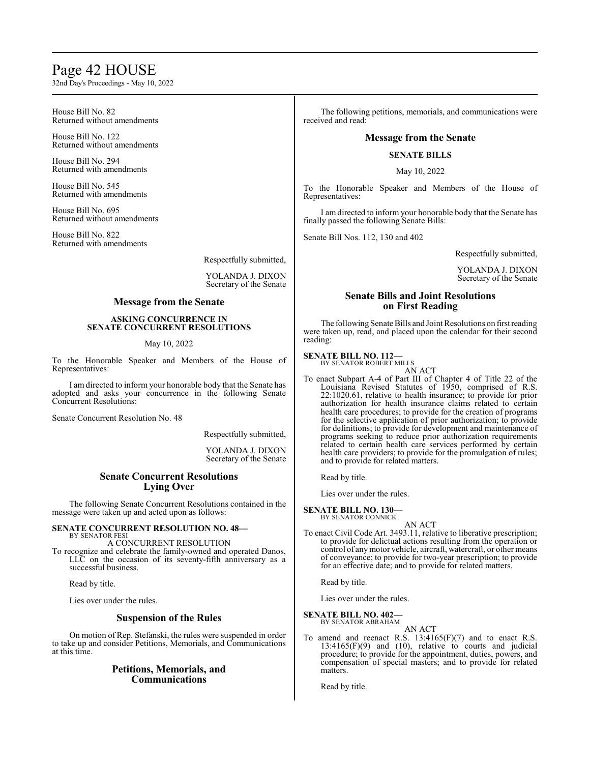House Bill No. 82
Returned without amendments

House Bill No. 122
Returned without amendments

House Bill No. 294
Returned with amendments

House Bill No. 545
Returned with amendments

House Bill No. 695
Returned without amendments

House Bill No. 822
Returned with amendments

Respectfully submitted,

YOLANDA J. DIXON
Secretary of the Senate

## Message from the Senate

**ASKING CONCURRENCE IN SENATE CONCURRENT RESOLUTIONS**

May 10, 2022

To the Honorable Speaker and Members of the House of Representatives:

I am directed to inform your honorable body that the Senate has adopted and asks your concurrence in the following Senate Concurrent Resolutions:

Senate Concurrent Resolution No. 48

Respectfully submitted,

YOLANDA J. DIXON
Secretary of the Senate

## Senate Concurrent Resolutions Lying Over

The following Senate Concurrent Resolutions contained in the message were taken up and acted upon as follows:

**SENATE CONCURRENT RESOLUTION NO. 48—**
BY SENATOR FESI
A CONCURRENT RESOLUTION
To recognize and celebrate the family-owned and operated Danos, LLC on the occasion of its seventy-fifth anniversary as a successful business.

Read by title.

Lies over under the rules.

## Suspension of the Rules

On motion of Rep. Stefanski, the rules were suspended in order to take up and consider Petitions, Memorials, and Communications at this time.

## Petitions, Memorials, and Communications

The following petitions, memorials, and communications were received and read:

## Message from the Senate

**SENATE BILLS**

May 10, 2022

To the Honorable Speaker and Members of the House of Representatives:

I am directed to inform your honorable body that the Senate has finally passed the following Senate Bills:

Senate Bill Nos. 112, 130 and 402

Respectfully submitted,

YOLANDA J. DIXON
Secretary of the Senate

## Senate Bills and Joint Resolutions on First Reading

The following Senate Bills and Joint Resolutions on first reading were taken up, read, and placed upon the calendar for their second reading:

**SENATE BILL NO. 112—**
BY SENATOR ROBERT MILLS
AN ACT
To enact Subpart A-4 of Part III of Chapter 4 of Title 22 of the Louisiana Revised Statutes of 1950, comprised of R.S. 22:1020.61, relative to health insurance; to provide for prior authorization for health insurance claims related to certain health care procedures; to provide for the creation of programs for the selective application of prior authorization; to provide for definitions; to provide for development and maintenance of programs seeking to reduce prior authorization requirements related to certain health care services performed by certain health care providers; to provide for the promulgation of rules; and to provide for related matters.

Read by title.

Lies over under the rules.

**SENATE BILL NO. 130—**
BY SENATOR CONNICK
AN ACT
To enact Civil Code Art. 3493.11, relative to liberative prescription; to provide for delictual actions resulting from the operation or control of any motor vehicle, aircraft, watercraft, or other means of conveyance; to provide for two-year prescription; to provide for an effective date; and to provide for related matters.

Read by title.

Lies over under the rules.

**SENATE BILL NO. 402—**
BY SENATOR ABRAHAM
AN ACT
To amend and reenact R.S. 13:4165(F)(7) and to enact R.S. 13:4165(F)(9) and (10), relative to courts and judicial procedure; to provide for the appointment, duties, powers, and compensation of special masters; and to provide for related matters.

Read by title.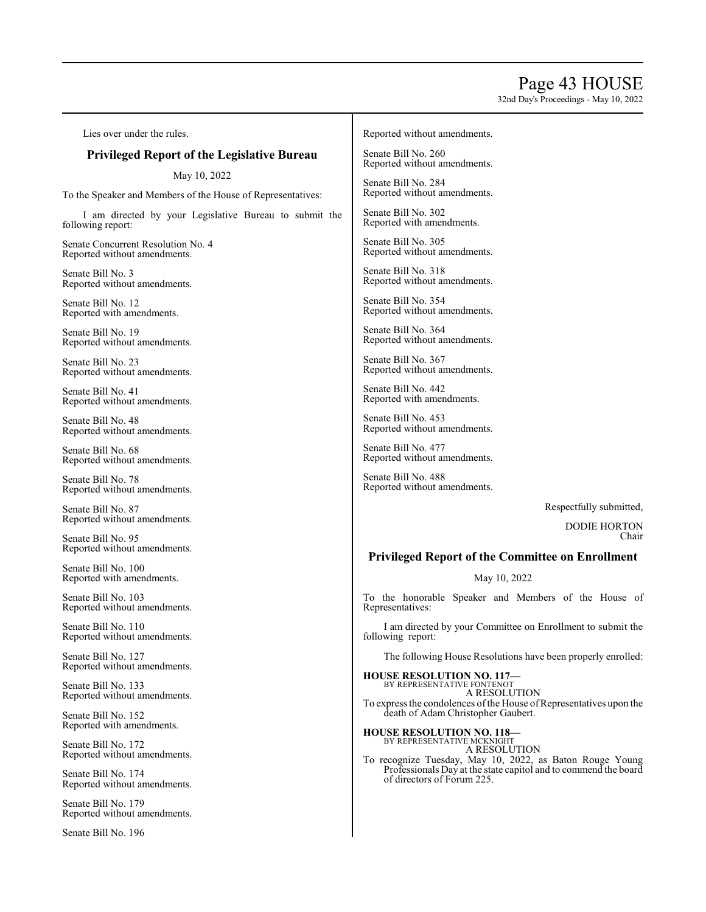Lies over under the rules.

## Privileged Report of the Legislative Bureau

May 10, 2022

To the Speaker and Members of the House of Representatives:

I am directed by your Legislative Bureau to submit the following report:

Senate Concurrent Resolution No. 4
Reported without amendments.

Senate Bill No. 3
Reported without amendments.

Senate Bill No. 12
Reported with amendments.

Senate Bill No. 19
Reported without amendments.

Senate Bill No. 23
Reported without amendments.

Senate Bill No. 41
Reported without amendments.

Senate Bill No. 48
Reported without amendments.

Senate Bill No. 68
Reported without amendments.

Senate Bill No. 78
Reported without amendments.

Senate Bill No. 87
Reported without amendments.

Senate Bill No. 95
Reported without amendments.

Senate Bill No. 100
Reported with amendments.

Senate Bill No. 103
Reported without amendments.

Senate Bill No. 110
Reported without amendments.

Senate Bill No. 127
Reported without amendments.

Senate Bill No. 133
Reported without amendments.

Senate Bill No. 152
Reported with amendments.

Senate Bill No. 172
Reported without amendments.

Senate Bill No. 174
Reported without amendments.

Senate Bill No. 179
Reported without amendments.

Senate Bill No. 196
Reported without amendments.

Senate Bill No. 260
Reported without amendments.

Senate Bill No. 284
Reported without amendments.

Senate Bill No. 302
Reported with amendments.

Senate Bill No. 305
Reported without amendments.

Senate Bill No. 318
Reported without amendments.

Senate Bill No. 354
Reported without amendments.

Senate Bill No. 364
Reported without amendments.

Senate Bill No. 367
Reported without amendments.

Senate Bill No. 442
Reported with amendments.

Senate Bill No. 453
Reported without amendments.

Senate Bill No. 477
Reported without amendments.

Senate Bill No. 488
Reported without amendments.

Respectfully submitted,

DODIE HORTON
Chair

## Privileged Report of the Committee on Enrollment

May 10, 2022

To the honorable Speaker and Members of the House of Representatives:

I am directed by your Committee on Enrollment to submit the following report:

The following House Resolutions have been properly enrolled:

**HOUSE RESOLUTION NO. 117—**
BY REPRESENTATIVE FONTENOT
A RESOLUTION
To express the condolences of the House of Representatives upon the death of Adam Christopher Gaubert.

**HOUSE RESOLUTION NO. 118—**
BY REPRESENTATIVE MCKNIGHT
A RESOLUTION
To recognize Tuesday, May 10, 2022, as Baton Rouge Young Professionals Day at the state capitol and to commend the board of directors of Forum 225.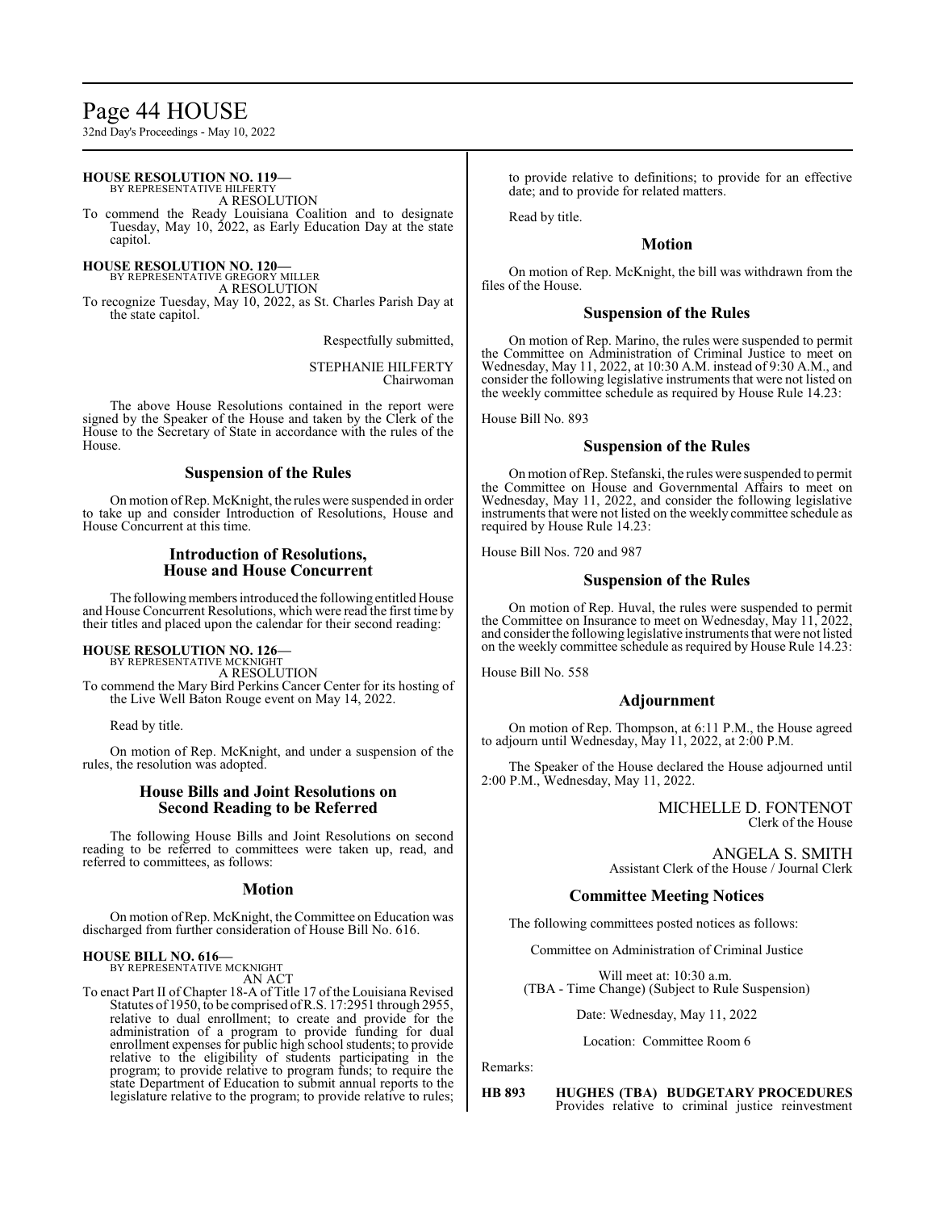**HOUSE RESOLUTION NO. 119—**
BY REPRESENTATIVE HILFERTY
A RESOLUTION

To commend the Ready Louisiana Coalition and to designate Tuesday, May 10, 2022, as Early Education Day at the state capitol.

**HOUSE RESOLUTION NO. 120—**
BY REPRESENTATIVE GREGORY MILLER
A RESOLUTION

To recognize Tuesday, May 10, 2022, as St. Charles Parish Day at the state capitol.

Respectfully submitted,

STEPHANIE HILFERTY
Chairwoman

The above House Resolutions contained in the report were signed by the Speaker of the House and taken by the Clerk of the House to the Secretary of State in accordance with the rules of the House.

## Suspension of the Rules

On motion of Rep. McKnight, the rules were suspended in order to take up and consider Introduction of Resolutions, House and House Concurrent at this time.

## Introduction of Resolutions, House and House Concurrent

The following members introduced the following entitled House and House Concurrent Resolutions, which were read the first time by their titles and placed upon the calendar for their second reading:

**HOUSE RESOLUTION NO. 126—**
BY REPRESENTATIVE MCKNIGHT
A RESOLUTION

To commend the Mary Bird Perkins Cancer Center for its hosting of the Live Well Baton Rouge event on May 14, 2022.

Read by title.

On motion of Rep. McKnight, and under a suspension of the rules, the resolution was adopted.

## House Bills and Joint Resolutions on Second Reading to be Referred

The following House Bills and Joint Resolutions on second reading to be referred to committees were taken up, read, and referred to committees, as follows:

## Motion

On motion of Rep. McKnight, the Committee on Education was discharged from further consideration of House Bill No. 616.

**HOUSE BILL NO. 616—**
BY REPRESENTATIVE MCKNIGHT
AN ACT

To enact Part II of Chapter 18-A of Title 17 of the Louisiana Revised Statutes of 1950, to be comprised of R.S. 17:2951 through 2955, relative to dual enrollment; to create and provide for the administration of a program to provide funding for dual enrollment expenses for public high school students; to provide relative to the eligibility of students participating in the program; to provide relative to program funds; to require the state Department of Education to submit annual reports to the legislature relative to the program; to provide relative to rules; to provide relative to definitions; to provide for an effective date; and to provide for related matters.

Read by title.

## Motion

On motion of Rep. McKnight, the bill was withdrawn from the files of the House.

## Suspension of the Rules

On motion of Rep. Marino, the rules were suspended to permit the Committee on Administration of Criminal Justice to meet on Wednesday, May 11, 2022, at 10:30 A.M. instead of 9:30 A.M., and consider the following legislative instruments that were not listed on the weekly committee schedule as required by House Rule 14.23:

House Bill No. 893

## Suspension of the Rules

On motion of Rep. Stefanski, the rules were suspended to permit the Committee on House and Governmental Affairs to meet on Wednesday, May 11, 2022, and consider the following legislative instruments that were not listed on the weekly committee schedule as required by House Rule 14.23:

House Bill Nos. 720 and 987

## Suspension of the Rules

On motion of Rep. Huval, the rules were suspended to permit the Committee on Insurance to meet on Wednesday, May 11, 2022, and consider the following legislative instruments that were not listed on the weekly committee schedule as required by House Rule 14.23:

House Bill No. 558

## Adjournment

On motion of Rep. Thompson, at 6:11 P.M., the House agreed to adjourn until Wednesday, May 11, 2022, at 2:00 P.M.

The Speaker of the House declared the House adjourned until 2:00 P.M., Wednesday, May 11, 2022.

MICHELLE D. FONTENOT
Clerk of the House

ANGELA S. SMITH
Assistant Clerk of the House / Journal Clerk

## Committee Meeting Notices

The following committees posted notices as follows:

Committee on Administration of Criminal Justice

Will meet at: 10:30 a.m.
(TBA - Time Change) (Subject to Rule Suspension)

Date: Wednesday, May 11, 2022

Location: Committee Room 6

Remarks:

**HB 893 HUGHES (TBA) BUDGETARY PROCEDURES**
Provides relative to criminal justice reinvestment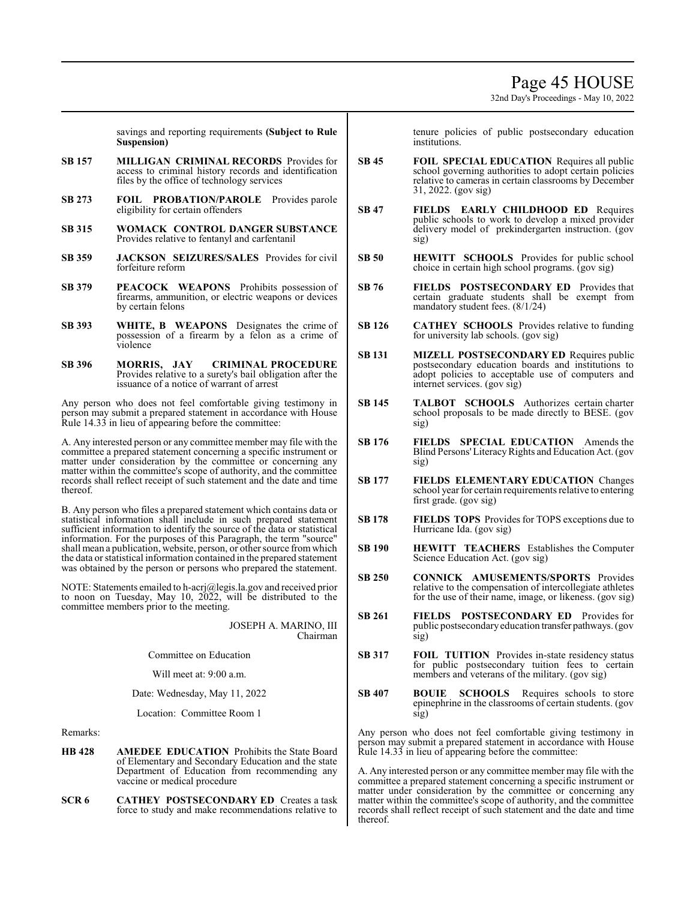savings and reporting requirements **(Subject to Rule Suspension)**

**SB 157** **MILLIGAN CRIMINAL RECORDS** Provides for access to criminal history records and identification files by the office of technology services

**SB 273** **FOIL PROBATION/PAROLE** Provides parole eligibility for certain offenders

**SB 315** **WOMACK CONTROL DANGER SUBSTANCE** Provides relative to fentanyl and carfentanil

**SB 359** **JACKSON SEIZURES/SALES** Provides for civil forfeiture reform

**SB 379** **PEACOCK WEAPONS** Prohibits possession of firearms, ammunition, or electric weapons or devices by certain felons

**SB 393** **WHITE, B WEAPONS** Designates the crime of possession of a firearm by a felon as a crime of violence

**SB 396** **MORRIS, JAY CRIMINAL PROCEDURE** Provides relative to a surety's bail obligation after the issuance of a notice of warrant of arrest

Any person who does not feel comfortable giving testimony in person may submit a prepared statement in accordance with House Rule 14.33 in lieu of appearing before the committee:

A. Any interested person or any committee member may file with the committee a prepared statement concerning a specific instrument or matter under consideration by the committee or concerning any matter within the committee's scope of authority, and the committee records shall reflect receipt of such statement and the date and time thereof.

B. Any person who files a prepared statement which contains data or statistical information shall include in such prepared statement sufficient information to identify the source of the data or statistical information. For the purposes of this Paragraph, the term "source" shall mean a publication, website, person, or other source from which the data or statistical information contained in the prepared statement was obtained by the person or persons who prepared the statement.

NOTE: Statements emailed to h-acrj@legis.la.gov and received prior to noon on Tuesday, May 10, 2022, will be distributed to the committee members prior to the meeting.

JOSEPH A. MARINO, III
Chairman

Committee on Education

Will meet at: 9:00 a.m.

Date: Wednesday, May 11, 2022

Location: Committee Room 1

Remarks:

**HB 428** **AMEDEE EDUCATION** Prohibits the State Board of Elementary and Secondary Education and the state Department of Education from recommending any vaccine or medical procedure

**SCR 6** **CATHEY POSTSECONDARY ED** Creates a task force to study and make recommendations relative to tenure policies of public postsecondary education institutions.

**SB 45** **FOIL SPECIAL EDUCATION** Requires all public school governing authorities to adopt certain policies relative to cameras in certain classrooms by December 31, 2022. (gov sig)

**SB 47** **FIELDS EARLY CHILDHOOD ED** Requires public schools to work to develop a mixed provider delivery model of prekindergarten instruction. (gov sig)

**SB 50** **HEWITT SCHOOLS** Provides for public school choice in certain high school programs. (gov sig)

**SB 76** **FIELDS POSTSECONDARY ED** Provides that certain graduate students shall be exempt from mandatory student fees. (8/1/24)

**SB 126** **CATHEY SCHOOLS** Provides relative to funding for university lab schools. (gov sig)

**SB 131** **MIZELL POSTSECONDARY ED** Requires public postsecondary education boards and institutions to adopt policies to acceptable use of computers and internet services. (gov sig)

**SB 145** **TALBOT SCHOOLS** Authorizes certain charter school proposals to be made directly to BESE. (gov sig)

**SB 176** **FIELDS SPECIAL EDUCATION** Amends the Blind Persons' Literacy Rights and Education Act. (gov sig)

**SB 177** **FIELDS ELEMENTARY EDUCATION** Changes school year for certain requirements relative to entering first grade. (gov sig)

**SB 178** **FIELDS TOPS** Provides for TOPS exceptions due to Hurricane Ida. (gov sig)

**SB 190** **HEWITT TEACHERS** Establishes the Computer Science Education Act. (gov sig)

**SB 250** **CONNICK AMUSEMENTS/SPORTS** Provides relative to the compensation of intercollegiate athletes for the use of their name, image, or likeness. (gov sig)

**SB 261** **FIELDS POSTSECONDARY ED** Provides for public postsecondary education transfer pathways. (gov sig)

**SB 317** **FOIL TUITION** Provides in-state residency status for public postsecondary tuition fees to certain members and veterans of the military. (gov sig)

**SB 407** **BOUIE SCHOOLS** Requires schools to store epinephrine in the classrooms of certain students. (gov sig)

Any person who does not feel comfortable giving testimony in person may submit a prepared statement in accordance with House Rule 14.33 in lieu of appearing before the committee:

A. Any interested person or any committee member may file with the committee a prepared statement concerning a specific instrument or matter under consideration by the committee or concerning any matter within the committee's scope of authority, and the committee records shall reflect receipt of such statement and the date and time thereof.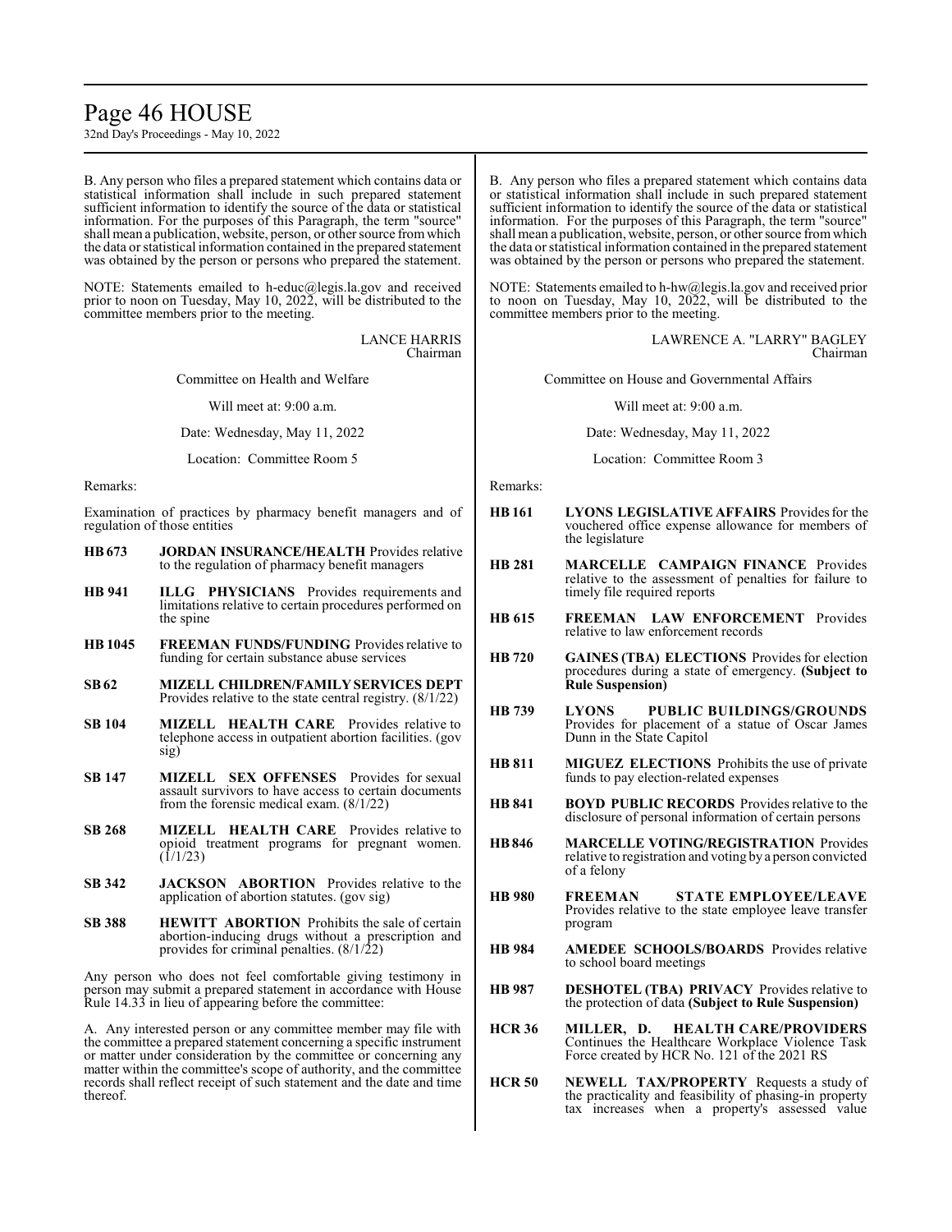B. Any person who files a prepared statement which contains data or statistical information shall include in such prepared statement sufficient information to identify the source of the data or statistical information. For the purposes of this Paragraph, the term "source" shall mean a publication, website, person, or other source from which the data or statistical information contained in the prepared statement was obtained by the person or persons who prepared the statement.

NOTE: Statements emailed to h-educ@legis.la.gov and received prior to noon on Tuesday, May 10, 2022, will be distributed to the committee members prior to the meeting.

LANCE HARRIS
Chairman

Committee on Health and Welfare

Will meet at: 9:00 a.m.

Date: Wednesday, May 11, 2022

Location: Committee Room 5

Remarks:

Examination of practices by pharmacy benefit managers and of regulation of those entities

**HB 673** **JORDAN INSURANCE/HEALTH** Provides relative to the regulation of pharmacy benefit managers

**HB 941** **ILLG PHYSICIANS** Provides requirements and limitations relative to certain procedures performed on the spine

**HB 1045** **FREEMAN FUNDS/FUNDING** Provides relative to funding for certain substance abuse services

**SB 62** **MIZELL CHILDREN/FAMILY SERVICES DEPT** Provides relative to the state central registry. (8/1/22)

**SB 104** **MIZELL HEALTH CARE** Provides relative to telephone access in outpatient abortion facilities. (gov sig)

**SB 147** **MIZELL SEX OFFENSES** Provides for sexual assault survivors to have access to certain documents from the forensic medical exam. (8/1/22)

**SB 268** **MIZELL HEALTH CARE** Provides relative to opioid treatment programs for pregnant women. (1/1/23)

**SB 342** **JACKSON ABORTION** Provides relative to the application of abortion statutes. (gov sig)

**SB 388** **HEWITT ABORTION** Prohibits the sale of certain abortion-inducing drugs without a prescription and provides for criminal penalties. (8/1/22)

Any person who does not feel comfortable giving testimony in person may submit a prepared statement in accordance with House Rule 14.33 in lieu of appearing before the committee:

A. Any interested person or any committee member may file with the committee a prepared statement concerning a specific instrument or matter under consideration by the committee or concerning any matter within the committee's scope of authority, and the committee records shall reflect receipt of such statement and the date and time thereof.

B. Any person who files a prepared statement which contains data or statistical information shall include in such prepared statement sufficient information to identify the source of the data or statistical information. For the purposes of this Paragraph, the term "source" shall mean a publication, website, person, or other source from which the data or statistical information contained in the prepared statement was obtained by the person or persons who prepared the statement.

NOTE: Statements emailed to h-hw@legis.la.gov and received prior to noon on Tuesday, May 10, 2022, will be distributed to the committee members prior to the meeting.

LAWRENCE A. "LARRY" BAGLEY
Chairman

Committee on House and Governmental Affairs

Will meet at: 9:00 a.m.

Date: Wednesday, May 11, 2022

Location: Committee Room 3

Remarks:

**HB 161** **LYONS LEGISLATIVE AFFAIRS** Provides for the vouchered office expense allowance for members of the legislature

**HB 281** **MARCELLE CAMPAIGN FINANCE** Provides relative to the assessment of penalties for failure to timely file required reports

**HB 615** **FREEMAN LAW ENFORCEMENT** Provides relative to law enforcement records

**HB 720** **GAINES (TBA) ELECTIONS** Provides for election procedures during a state of emergency. **(Subject to Rule Suspension)**

**HB 739** **LYONS PUBLIC BUILDINGS/GROUNDS** Provides for placement of a statue of Oscar James Dunn in the State Capitol

**HB 811** **MIGUEZ ELECTIONS** Prohibits the use of private funds to pay election-related expenses

**HB 841** **BOYD PUBLIC RECORDS** Provides relative to the disclosure of personal information of certain persons

**HB 846** **MARCELLE VOTING/REGISTRATION** Provides relative to registration and voting by a person convicted of a felony

**HB 980** **FREEMAN STATE EMPLOYEE/LEAVE** Provides relative to the state employee leave transfer program

**HB 984** **AMEDEE SCHOOLS/BOARDS** Provides relative to school board meetings

**HB 987** **DESHOTEL (TBA) PRIVACY** Provides relative to the protection of data **(Subject to Rule Suspension)**

**HCR 36** **MILLER, D. HEALTH CARE/PROVIDERS** Continues the Healthcare Workplace Violence Task Force created by HCR No. 121 of the 2021 RS

**HCR 50** **NEWELL TAX/PROPERTY** Requests a study of the practicality and feasibility of phasing-in property tax increases when a property's assessed value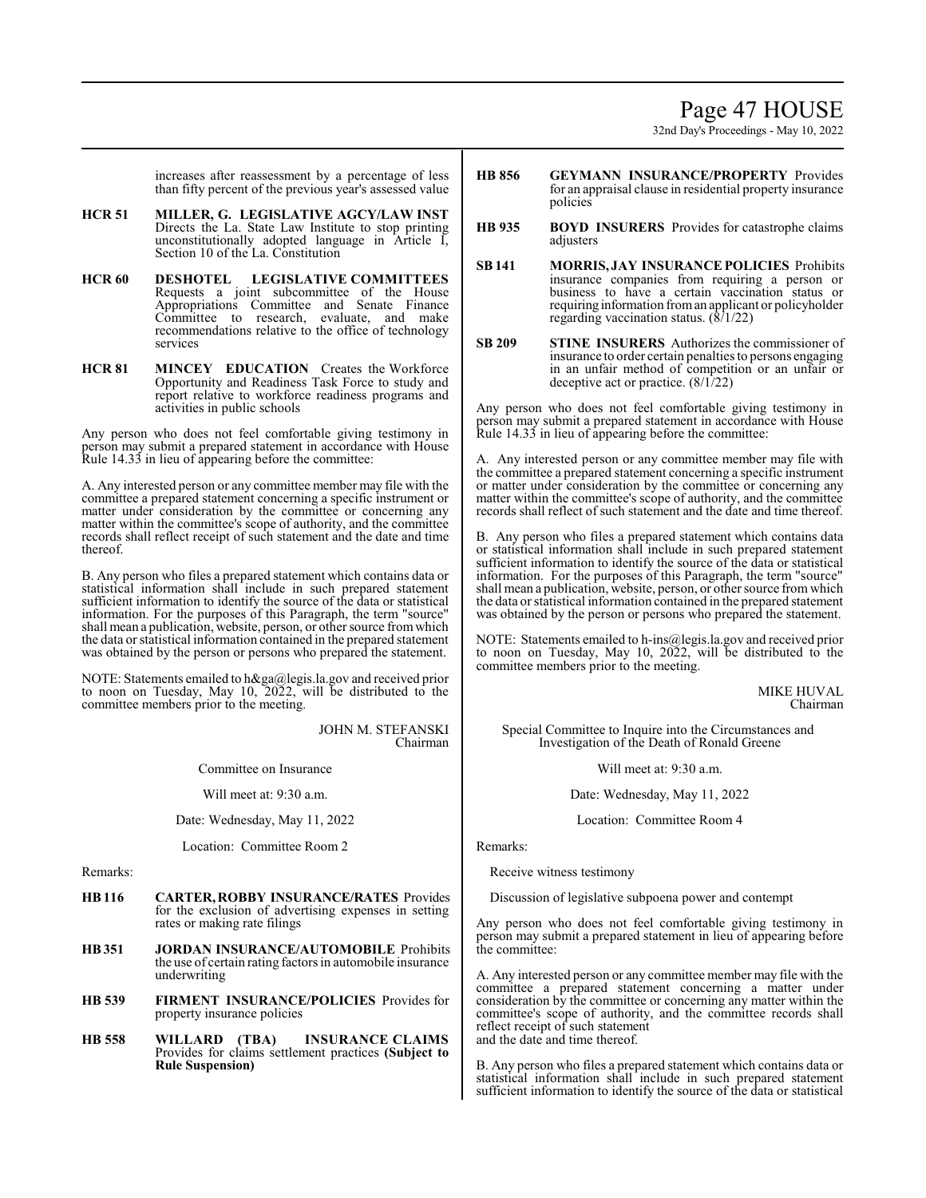increases after reassessment by a percentage of less than fifty percent of the previous year's assessed value

**HCR 51** **MILLER, G. LEGISLATIVE AGCY/LAW INST** Directs the La. State Law Institute to stop printing unconstitutionally adopted language in Article I, Section 10 of the La. Constitution

**HCR 60** **DESHOTEL LEGISLATIVE COMMITTEES** Requests a joint subcommittee of the House Appropriations Committee and Senate Finance Committee to research, evaluate, and make recommendations relative to the office of technology services

**HCR 81** **MINCEY EDUCATION** Creates the Workforce Opportunity and Readiness Task Force to study and report relative to workforce readiness programs and activities in public schools

Any person who does not feel comfortable giving testimony in person may submit a prepared statement in accordance with House Rule 14.33 in lieu of appearing before the committee:

A. Any interested person or any committee member may file with the committee a prepared statement concerning a specific instrument or matter under consideration by the committee or concerning any matter within the committee's scope of authority, and the committee records shall reflect receipt of such statement and the date and time thereof.

B. Any person who files a prepared statement which contains data or statistical information shall include in such prepared statement sufficient information to identify the source of the data or statistical information. For the purposes of this Paragraph, the term "source" shall mean a publication, website, person, or other source from which the data or statistical information contained in the prepared statement was obtained by the person or persons who prepared the statement.

NOTE: Statements emailed to h&ga@legis.la.gov and received prior to noon on Tuesday, May 10, 2022, will be distributed to the committee members prior to the meeting.

JOHN M. STEFANSKI
Chairman

Committee on Insurance

Will meet at: 9:30 a.m.

Date: Wednesday, May 11, 2022

Location: Committee Room 2

Remarks:

**HB 116** **CARTER, ROBBY INSURANCE/RATES** Provides for the exclusion of advertising expenses in setting rates or making rate filings

**HB 351** **JORDAN INSURANCE/AUTOMOBILE** Prohibits the use of certain rating factors in automobile insurance underwriting

**HB 539** **FIRMENT INSURANCE/POLICIES** Provides for property insurance policies

**HB 558** **WILLARD (TBA) INSURANCE CLAIMS** Provides for claims settlement practices **(Subject to Rule Suspension)**

**HB 856** **GEYMANN INSURANCE/PROPERTY** Provides for an appraisal clause in residential property insurance policies

**HB 935** **BOYD INSURERS** Provides for catastrophe claims adjusters

**SB 141** **MORRIS, JAY INSURANCE POLICIES** Prohibits insurance companies from requiring a person or business to have a certain vaccination status or requiring information from an applicant or policyholder regarding vaccination status. (8/1/22)

**SB 209** **STINE INSURERS** Authorizes the commissioner of insurance to order certain penalties to persons engaging in an unfair method of competition or an unfair or deceptive act or practice. (8/1/22)

Any person who does not feel comfortable giving testimony in person may submit a prepared statement in accordance with House Rule 14.33 in lieu of appearing before the committee:

A. Any interested person or any committee member may file with the committee a prepared statement concerning a specific instrument or matter under consideration by the committee or concerning any matter within the committee's scope of authority, and the committee records shall reflect of such statement and the date and time thereof.

B. Any person who files a prepared statement which contains data or statistical information shall include in such prepared statement sufficient information to identify the source of the data or statistical information. For the purposes of this Paragraph, the term "source" shall mean a publication, website, person, or other source from which the data or statistical information contained in the prepared statement was obtained by the person or persons who prepared the statement.

NOTE: Statements emailed to h-ins@legis.la.gov and received prior to noon on Tuesday, May 10, 2022, will be distributed to the committee members prior to the meeting.

MIKE HUVAL
Chairman

Special Committee to Inquire into the Circumstances and Investigation of the Death of Ronald Greene

Will meet at: 9:30 a.m.

Date: Wednesday, May 11, 2022

Location: Committee Room 4

Remarks:

Receive witness testimony

Discussion of legislative subpoena power and contempt

Any person who does not feel comfortable giving testimony in person may submit a prepared statement in lieu of appearing before the committee:

A. Any interested person or any committee member may file with the committee a prepared statement concerning a matter under consideration by the committee or concerning any matter within the committee's scope of authority, and the committee records shall reflect receipt of such statement
and the date and time thereof.

B. Any person who files a prepared statement which contains data or statistical information shall include in such prepared statement sufficient information to identify the source of the data or statistical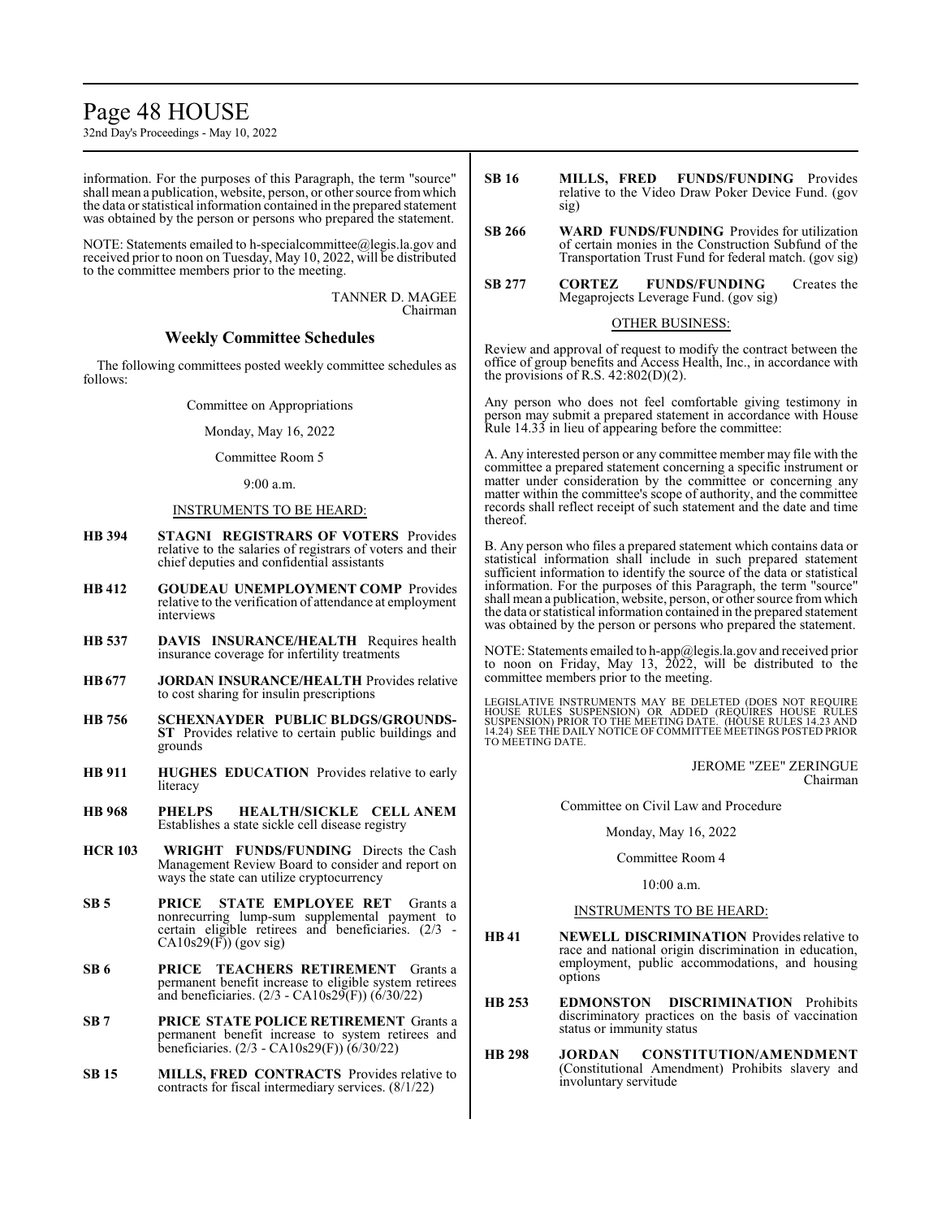information. For the purposes of this Paragraph, the term "source" shall mean a publication, website, person, or other source from which the data or statistical information contained in the prepared statement was obtained by the person or persons who prepared the statement.

NOTE: Statements emailed to h-specialcommittee@legis.la.gov and received prior to noon on Tuesday, May 10, 2022, will be distributed to the committee members prior to the meeting.

TANNER D. MAGEE
Chairman

## Weekly Committee Schedules

The following committees posted weekly committee schedules as follows:

Committee on Appropriations

Monday, May 16, 2022

Committee Room 5

9:00 a.m.

INSTRUMENTS TO BE HEARD:

**HB 394** **STAGNI REGISTRARS OF VOTERS** Provides relative to the salaries of registrars of voters and their chief deputies and confidential assistants

**HB 412** **GOUDEAU UNEMPLOYMENT COMP** Provides relative to the verification of attendance at employment interviews

**HB 537** **DAVIS INSURANCE/HEALTH** Requires health insurance coverage for infertility treatments

**HB 677** **JORDAN INSURANCE/HEALTH** Provides relative to cost sharing for insulin prescriptions

**HB 756** **SCHEXNAYDER PUBLIC BLDGS/GROUNDS-ST** Provides relative to certain public buildings and grounds

**HB 911** **HUGHES EDUCATION** Provides relative to early literacy

**HB 968** **PHELPS HEALTH/SICKLE CELL ANEM** Establishes a state sickle cell disease registry

**HCR 103** **WRIGHT FUNDS/FUNDING** Directs the Cash Management Review Board to consider and report on ways the state can utilize cryptocurrency

**SB 5** **PRICE STATE EMPLOYEE RET** Grants a nonrecurring lump-sum supplemental payment to certain eligible retirees and beneficiaries. (2/3 - CA10s29(F)) (gov sig)

**SB 6** **PRICE TEACHERS RETIREMENT** Grants a permanent benefit increase to eligible system retirees and beneficiaries. (2/3 - CA10s29(F)) (6/30/22)

**SB 7** **PRICE STATE POLICE RETIREMENT** Grants a permanent benefit increase to system retirees and beneficiaries. (2/3 - CA10s29(F)) (6/30/22)

**SB 15** **MILLS, FRED CONTRACTS** Provides relative to contracts for fiscal intermediary services. (8/1/22)

**SB 16** **MILLS, FRED FUNDS/FUNDING** Provides relative to the Video Draw Poker Device Fund. (gov sig)

**SB 266** **WARD FUNDS/FUNDING** Provides for utilization of certain monies in the Construction Subfund of the Transportation Trust Fund for federal match. (gov sig)

**SB 277** **CORTEZ FUNDS/FUNDING** Creates the Megaprojects Leverage Fund. (gov sig)

OTHER BUSINESS:

Review and approval of request to modify the contract between the office of group benefits and Access Health, Inc., in accordance with the provisions of R.S. 42:802(D)(2).

Any person who does not feel comfortable giving testimony in person may submit a prepared statement in accordance with House Rule 14.33 in lieu of appearing before the committee:

A. Any interested person or any committee member may file with the committee a prepared statement concerning a specific instrument or matter under consideration by the committee or concerning any matter within the committee's scope of authority, and the committee records shall reflect receipt of such statement and the date and time thereof.

B. Any person who files a prepared statement which contains data or statistical information shall include in such prepared statement sufficient information to identify the source of the data or statistical information. For the purposes of this Paragraph, the term "source" shall mean a publication, website, person, or other source from which the data or statistical information contained in the prepared statement was obtained by the person or persons who prepared the statement.

NOTE: Statements emailed to h-app@legis.la.gov and received prior to noon on Friday, May 13, 2022, will be distributed to the committee members prior to the meeting.

LEGISLATIVE INSTRUMENTS MAY BE DELETED (DOES NOT REQUIRE HOUSE RULES SUSPENSION) OR ADDED (REQUIRES HOUSE RULES SUSPENSION) PRIOR TO THE MEETING DATE. (HOUSE RULES 14.23 AND 14.24) SEE THE DAILY NOTICE OF COMMITTEE MEETINGS POSTED PRIOR TO MEETING DATE.

JEROME "ZEE" ZERINGUE
Chairman

Committee on Civil Law and Procedure

Monday, May 16, 2022

Committee Room 4

10:00 a.m.

INSTRUMENTS TO BE HEARD:

**HB 41** **NEWELL DISCRIMINATION** Provides relative to race and national origin discrimination in education, employment, public accommodations, and housing options

**HB 253** **EDMONSTON DISCRIMINATION** Prohibits discriminatory practices on the basis of vaccination status or immunity status

**HB 298** **JORDAN CONSTITUTION/AMENDMENT** (Constitutional Amendment) Prohibits slavery and involuntary servitude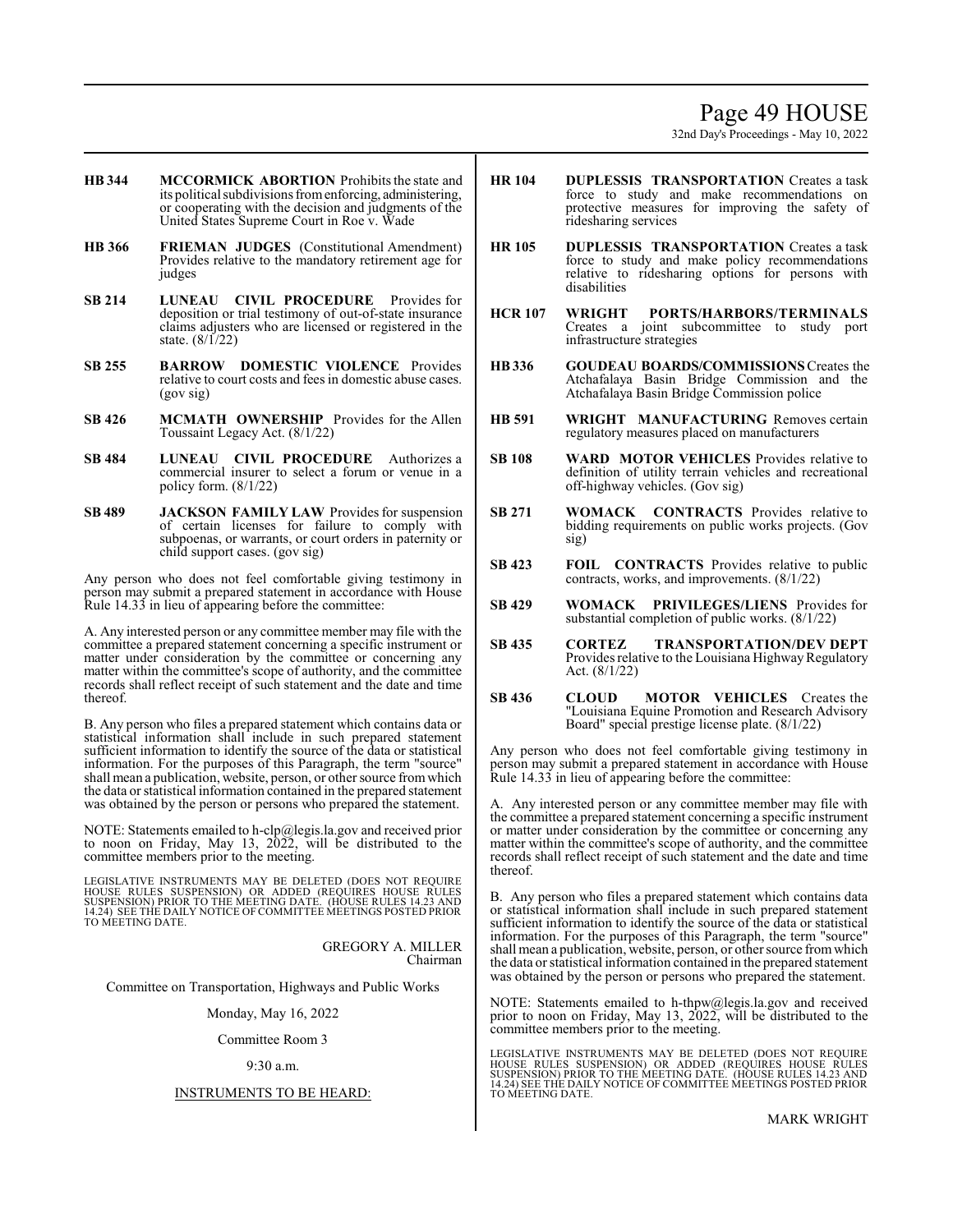**HB 344** **MCCORMICK ABORTION** Prohibits the state and its political subdivisions from enforcing, administering, or cooperating with the decision and judgments of the United States Supreme Court in Roe v. Wade

**HB 366** **FRIEMAN JUDGES** (Constitutional Amendment) Provides relative to the mandatory retirement age for judges

**SB 214** **LUNEAU CIVIL PROCEDURE** Provides for deposition or trial testimony of out-of-state insurance claims adjusters who are licensed or registered in the state. (8/1/22)

**SB 255** **BARROW DOMESTIC VIOLENCE** Provides relative to court costs and fees in domestic abuse cases. (gov sig)

**SB 426** **MCMATH OWNERSHIP** Provides for the Allen Toussaint Legacy Act. (8/1/22)

**SB 484** **LUNEAU CIVIL PROCEDURE** Authorizes a commercial insurer to select a forum or venue in a policy form. (8/1/22)

**SB 489** **JACKSON FAMILY LAW** Provides for suspension of certain licenses for failure to comply with subpoenas, or warrants, or court orders in paternity or child support cases. (gov sig)

Any person who does not feel comfortable giving testimony in person may submit a prepared statement in accordance with House Rule 14.33 in lieu of appearing before the committee:

A. Any interested person or any committee member may file with the committee a prepared statement concerning a specific instrument or matter under consideration by the committee or concerning any matter within the committee's scope of authority, and the committee records shall reflect receipt of such statement and the date and time thereof.

B. Any person who files a prepared statement which contains data or statistical information shall include in such prepared statement sufficient information to identify the source of the data or statistical information. For the purposes of this Paragraph, the term "source" shall mean a publication, website, person, or other source from which the data or statistical information contained in the prepared statement was obtained by the person or persons who prepared the statement.

NOTE: Statements emailed to h-clp@legis.la.gov and received prior to noon on Friday, May 13, 2022, will be distributed to the committee members prior to the meeting.

LEGISLATIVE INSTRUMENTS MAY BE DELETED (DOES NOT REQUIRE HOUSE RULES SUSPENSION) OR ADDED (REQUIRES HOUSE RULES SUSPENSION) PRIOR TO THE MEETING DATE. (HOUSE RULES 14.23 AND 14.24) SEE THE DAILY NOTICE OF COMMITTEE MEETINGS POSTED PRIOR TO MEETING DATE.

GREGORY A. MILLER
Chairman

Committee on Transportation, Highways and Public Works

Monday, May 16, 2022

Committee Room 3

9:30 a.m.

INSTRUMENTS TO BE HEARD:

**HR 104** **DUPLESSIS TRANSPORTATION** Creates a task force to study and make recommendations on protective measures for improving the safety of ridesharing services

**HR 105** **DUPLESSIS TRANSPORTATION** Creates a task force to study and make policy recommendations relative to ridesharing options for persons with disabilities

**HCR 107** **WRIGHT PORTS/HARBORS/TERMINALS** Creates a joint subcommittee to study port infrastructure strategies

**HB 336** **GOUDEAU BOARDS/COMMISSIONS** Creates the Atchafalaya Basin Bridge Commission and the Atchafalaya Basin Bridge Commission police

**HB 591** **WRIGHT MANUFACTURING** Removes certain regulatory measures placed on manufacturers

**SB 108** **WARD MOTOR VEHICLES** Provides relative to definition of utility terrain vehicles and recreational off-highway vehicles. (Gov sig)

**SB 271** **WOMACK CONTRACTS** Provides relative to bidding requirements on public works projects. (Gov sig)

**SB 423** **FOIL CONTRACTS** Provides relative to public contracts, works, and improvements. (8/1/22)

**SB 429** **WOMACK PRIVILEGES/LIENS** Provides for substantial completion of public works. (8/1/22)

**SB 435** **CORTEZ TRANSPORTATION/DEV DEPT** Provides relative to the Louisiana Highway Regulatory Act. (8/1/22)

**SB 436** **CLOUD MOTOR VEHICLES** Creates the "Louisiana Equine Promotion and Research Advisory Board" special prestige license plate. (8/1/22)

Any person who does not feel comfortable giving testimony in person may submit a prepared statement in accordance with House Rule 14.33 in lieu of appearing before the committee:

A. Any interested person or any committee member may file with the committee a prepared statement concerning a specific instrument or matter under consideration by the committee or concerning any matter within the committee's scope of authority, and the committee records shall reflect receipt of such statement and the date and time thereof.

B. Any person who files a prepared statement which contains data or statistical information shall include in such prepared statement sufficient information to identify the source of the data or statistical information. For the purposes of this Paragraph, the term "source" shall mean a publication, website, person, or other source from which the data or statistical information contained in the prepared statement was obtained by the person or persons who prepared the statement.

NOTE: Statements emailed to h-thpw@legis.la.gov and received prior to noon on Friday, May 13, 2022, will be distributed to the committee members prior to the meeting.

LEGISLATIVE INSTRUMENTS MAY BE DELETED (DOES NOT REQUIRE HOUSE RULES SUSPENSION) OR ADDED (REQUIRES HOUSE RULES SUSPENSION) PRIOR TO THE MEETING DATE. (HOUSE RULES 14.23 AND 14.24) SEE THE DAILY NOTICE OF COMMITTEE MEETINGS POSTED PRIOR TO MEETING DATE.

MARK WRIGHT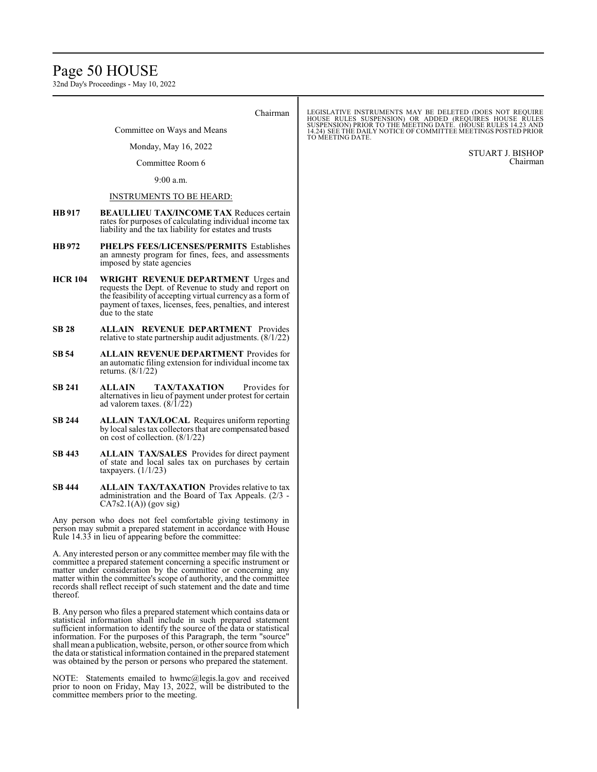Chairman

Committee on Ways and Means

Monday, May 16, 2022

Committee Room 6

9:00 a.m.

INSTRUMENTS TO BE HEARD:

**HB 917** **BEAULLIEU TAX/INCOME TAX** Reduces certain rates for purposes of calculating individual income tax liability and the tax liability for estates and trusts

**HB 972** **PHELPS FEES/LICENSES/PERMITS** Establishes an amnesty program for fines, fees, and assessments imposed by state agencies

**HCR 104** **WRIGHT REVENUE DEPARTMENT** Urges and requests the Dept. of Revenue to study and report on the feasibility of accepting virtual currency as a form of payment of taxes, licenses, fees, penalties, and interest due to the state

**SB 28** **ALLAIN REVENUE DEPARTMENT** Provides relative to state partnership audit adjustments. (8/1/22)

**SB 54** **ALLAIN REVENUE DEPARTMENT** Provides for an automatic filing extension for individual income tax returns. (8/1/22)

**SB 241** **ALLAIN TAX/TAXATION** Provides for alternatives in lieu of payment under protest for certain ad valorem taxes. (8/1/22)

**SB 244** **ALLAIN TAX/LOCAL** Requires uniform reporting by local sales tax collectors that are compensated based on cost of collection. (8/1/22)

**SB 443** **ALLAIN TAX/SALES** Provides for direct payment of state and local sales tax on purchases by certain taxpayers. (1/1/23)

**SB 444** **ALLAIN TAX/TAXATION** Provides relative to tax administration and the Board of Tax Appeals. (2/3 - CA7s2.1(A)) (gov sig)

Any person who does not feel comfortable giving testimony in person may submit a prepared statement in accordance with House Rule 14.33 in lieu of appearing before the committee:

A. Any interested person or any committee member may file with the committee a prepared statement concerning a specific instrument or matter under consideration by the committee or concerning any matter within the committee's scope of authority, and the committee records shall reflect receipt of such statement and the date and time thereof.

B. Any person who files a prepared statement which contains data or statistical information shall include in such prepared statement sufficient information to identify the source of the data or statistical information. For the purposes of this Paragraph, the term "source" shall mean a publication, website, person, or other source from which the data or statistical information contained in the prepared statement was obtained by the person or persons who prepared the statement.

NOTE: Statements emailed to hwmc@legis.la.gov and received prior to noon on Friday, May 13, 2022, will be distributed to the committee members prior to the meeting.

LEGISLATIVE INSTRUMENTS MAY BE DELETED (DOES NOT REQUIRE HOUSE RULES SUSPENSION) OR ADDED (REQUIRES HOUSE RULES SUSPENSION) PRIOR TO THE MEETING DATE. (HOUSE RULES 14.23 AND 14.24) SEE THE DAILY NOTICE OF COMMITTEE MEETINGS POSTED PRIOR TO MEETING DATE.

STUART J. BISHOP
Chairman